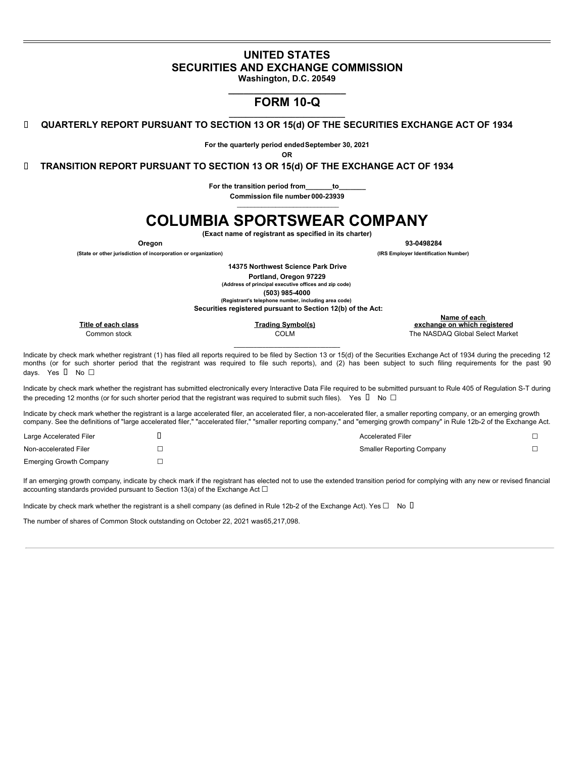# UNITED STATES
# SECURITIES AND EXCHANGE COMMISSION

**Washington, D.C. 20549**

## FORM 10-Q

☒ **QUARTERLY REPORT PURSUANT TO SECTION 13 OR 15(d) OF THE SECURITIES EXCHANGE ACT OF 1934**

**For the quarterly period ended September 30, 2021**

**OR**

☐ **TRANSITION REPORT PURSUANT TO SECTION 13 OR 15(d) OF THE EXCHANGE ACT OF 1934**

**For the transition period from_______to_______**

**Commission file number 000-23939**

# COLUMBIA SPORTSWEAR COMPANY

**(Exact name of registrant as specified in its charter)**

| **Oregon** | **93-0498284** |
|---|---|
| **(State or other jurisdiction of incorporation or organization)** | **(IRS Employer Identification Number)** |

**14375 Northwest Science Park Drive**
**Portland, Oregon 97229**
**(Address of principal executive offices and zip code)**
**(503) 985-4000**
**(Registrant's telephone number, including area code)**
**Securities registered pursuant to Section 12(b) of the Act:**

| Title of each class | Trading Symbol(s) | Name of each exchange on which registered |
|---|---|---|
| Common stock | COLM | The NASDAQ Global Select Market |

Indicate by check mark whether registrant (1) has filed all reports required to be filed by Section 13 or 15(d) of the Securities Exchange Act of 1934 during the preceding 12 months (or for such shorter period that the registrant was required to file such reports), and (2) has been subject to such filing requirements for the past 90 days. Yes ☒ No ☐

Indicate by check mark whether the registrant has submitted electronically every Interactive Data File required to be submitted pursuant to Rule 405 of Regulation S-T during the preceding 12 months (or for such shorter period that the registrant was required to submit such files). Yes ☒ No ☐

Indicate by check mark whether the registrant is a large accelerated filer, an accelerated filer, a non-accelerated filer, a smaller reporting company, or an emerging growth company. See the definitions of "large accelerated filer," "accelerated filer," "smaller reporting company," and "emerging growth company" in Rule 12b-2 of the Exchange Act.

| | | | |
|---|---|---|---|
| Large Accelerated Filer | ☒ | Accelerated Filer | ☐ |
| Non-accelerated Filer | ☐ | Smaller Reporting Company | ☐ |
| Emerging Growth Company | ☐ | | |

If an emerging growth company, indicate by check mark if the registrant has elected not to use the extended transition period for complying with any new or revised financial accounting standards provided pursuant to Section 13(a) of the Exchange Act ☐

Indicate by check mark whether the registrant is a shell company (as defined in Rule 12b-2 of the Exchange Act). Yes ☐ No ☒

The number of shares of Common Stock outstanding on October 22, 2021 was 65,217,098.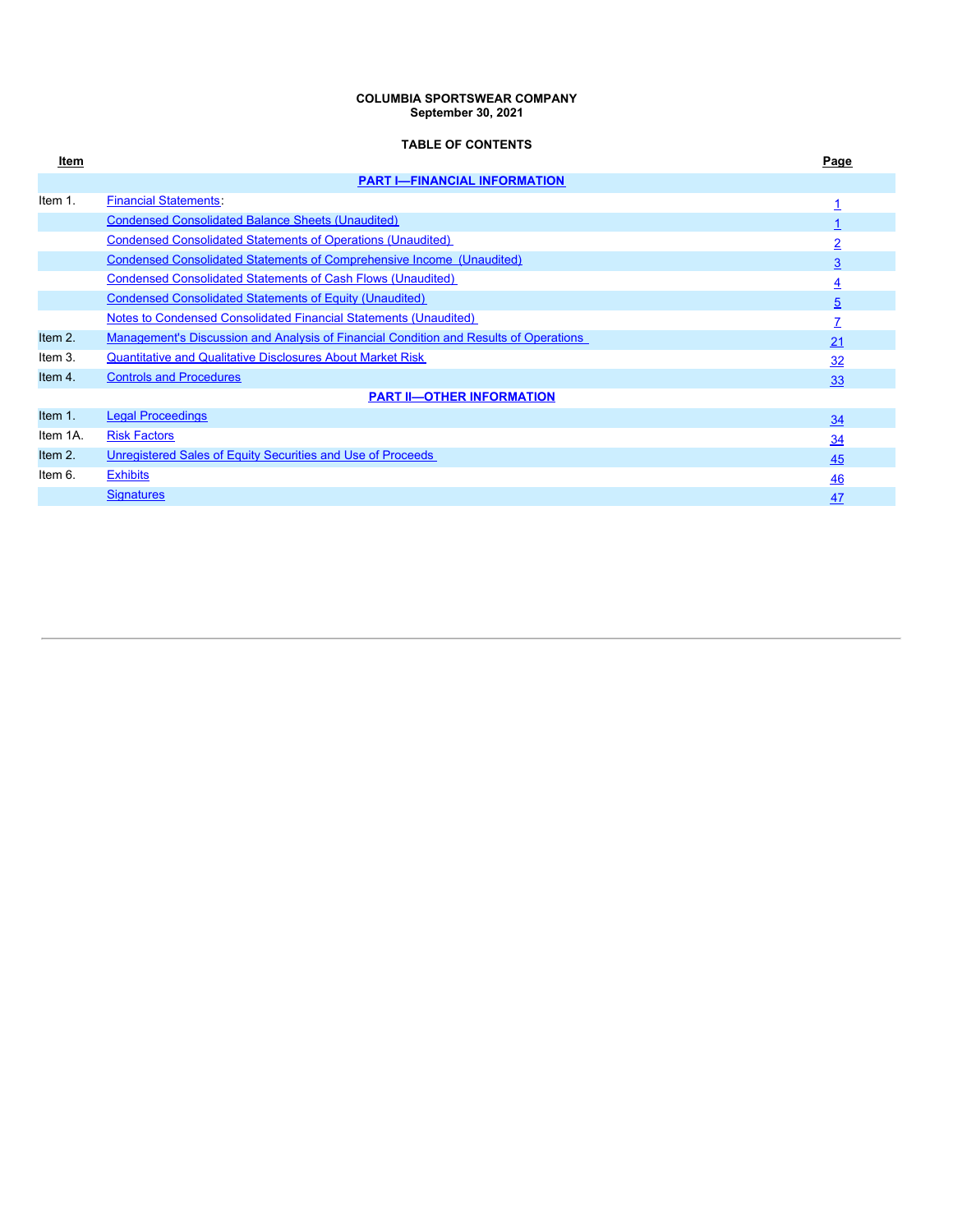**COLUMBIA SPORTSWEAR COMPANY**
**September 30, 2021**

**TABLE OF CONTENTS**

| Item | | Page |
|---|---|---|
| | **PART I—FINANCIAL INFORMATION** | |
| Item 1. | Financial Statements: | 1 |
| | Condensed Consolidated Balance Sheets (Unaudited) | 1 |
| | Condensed Consolidated Statements of Operations (Unaudited) | 2 |
| | Condensed Consolidated Statements of Comprehensive Income (Unaudited) | 3 |
| | Condensed Consolidated Statements of Cash Flows (Unaudited) | 4 |
| | Condensed Consolidated Statements of Equity (Unaudited) | 5 |
| | Notes to Condensed Consolidated Financial Statements (Unaudited) | 7 |
| Item 2. | Management's Discussion and Analysis of Financial Condition and Results of Operations | 21 |
| Item 3. | Quantitative and Qualitative Disclosures About Market Risk | 32 |
| Item 4. | Controls and Procedures | 33 |
| | **PART II—OTHER INFORMATION** | |
| Item 1. | Legal Proceedings | 34 |
| Item 1A. | Risk Factors | 34 |
| Item 2. | Unregistered Sales of Equity Securities and Use of Proceeds | 45 |
| Item 6. | Exhibits | 46 |
| | Signatures | 47 |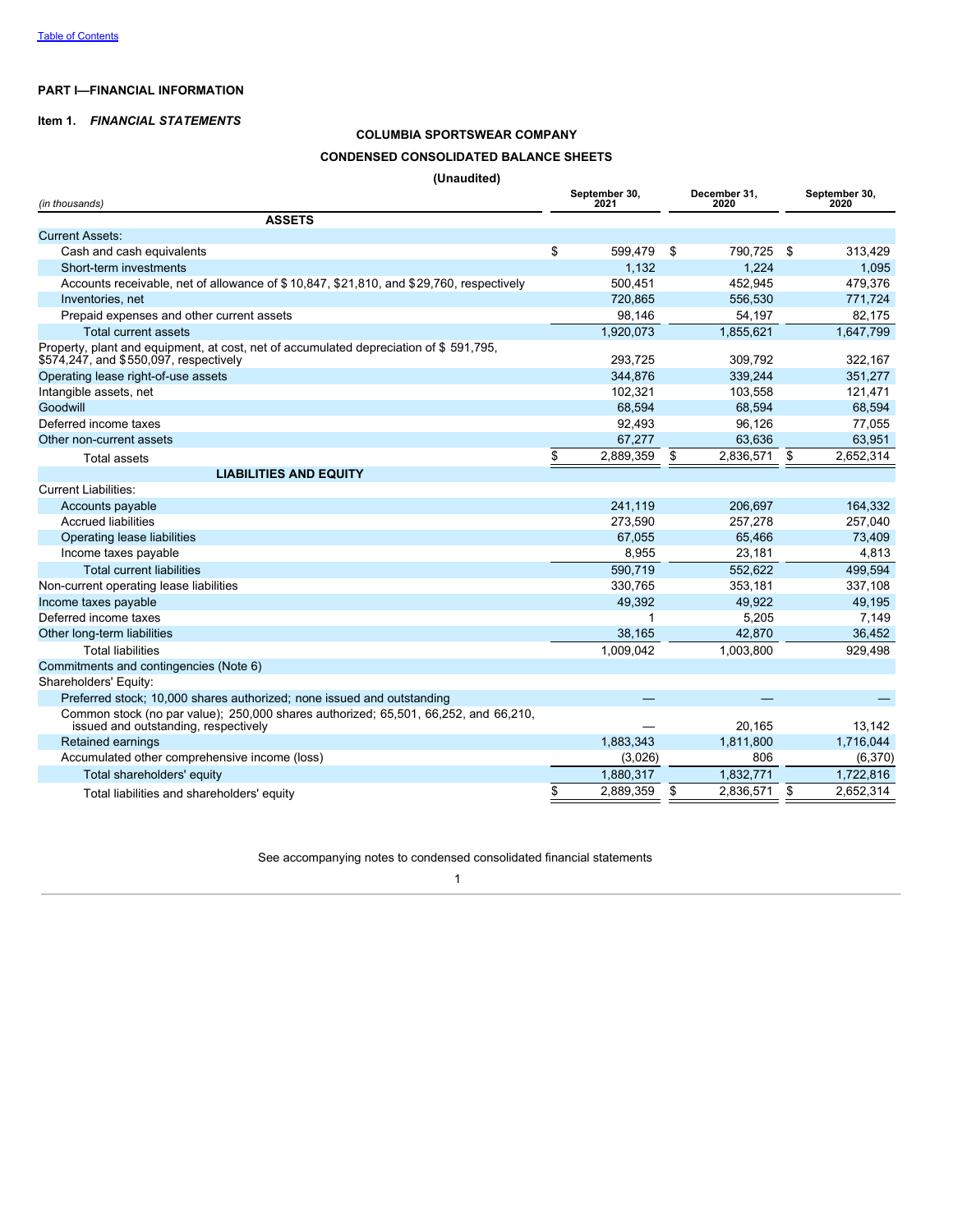[Table of Contents](#)

**PART I—FINANCIAL INFORMATION**

**Item 1.** ***FINANCIAL STATEMENTS***

**COLUMBIA SPORTSWEAR COMPANY**

**CONDENSED CONSOLIDATED BALANCE SHEETS**

**(Unaudited)**

| *(in thousands)* | September 30, 2021 | December 31, 2020 | September 30, 2020 |
|---|---|---|---|
| **ASSETS** | | | |
| Current Assets: | | | |
| Cash and cash equivalents | $ 599,479 | $ 790,725 | $ 313,429 |
| Short-term investments | 1,132 | 1,224 | 1,095 |
| Accounts receivable, net of allowance of $ 10,847, $21,810, and $29,760, respectively | 500,451 | 452,945 | 479,376 |
| Inventories, net | 720,865 | 556,530 | 771,724 |
| Prepaid expenses and other current assets | 98,146 | 54,197 | 82,175 |
| Total current assets | 1,920,073 | 1,855,621 | 1,647,799 |
| Property, plant and equipment, at cost, net of accumulated depreciation of $ 591,795, $574,247, and $550,097, respectively | 293,725 | 309,792 | 322,167 |
| Operating lease right-of-use assets | 344,876 | 339,244 | 351,277 |
| Intangible assets, net | 102,321 | 103,558 | 121,471 |
| Goodwill | 68,594 | 68,594 | 68,594 |
| Deferred income taxes | 92,493 | 96,126 | 77,055 |
| Other non-current assets | 67,277 | 63,636 | 63,951 |
| Total assets | $ 2,889,359 | $ 2,836,571 | $ 2,652,314 |
| **LIABILITIES AND EQUITY** | | | |
| Current Liabilities: | | | |
| Accounts payable | 241,119 | 206,697 | 164,332 |
| Accrued liabilities | 273,590 | 257,278 | 257,040 |
| Operating lease liabilities | 67,055 | 65,466 | 73,409 |
| Income taxes payable | 8,955 | 23,181 | 4,813 |
| Total current liabilities | 590,719 | 552,622 | 499,594 |
| Non-current operating lease liabilities | 330,765 | 353,181 | 337,108 |
| Income taxes payable | 49,392 | 49,922 | 49,195 |
| Deferred income taxes | 1 | 5,205 | 7,149 |
| Other long-term liabilities | 38,165 | 42,870 | 36,452 |
| Total liabilities | 1,009,042 | 1,003,800 | 929,498 |
| Commitments and contingencies (Note 6) | | | |
| Shareholders' Equity: | | | |
| Preferred stock; 10,000 shares authorized; none issued and outstanding | — | — | — |
| Common stock (no par value); 250,000 shares authorized; 65,501, 66,252, and 66,210, issued and outstanding, respectively | — | 20,165 | 13,142 |
| Retained earnings | 1,883,343 | 1,811,800 | 1,716,044 |
| Accumulated other comprehensive income (loss) | (3,026) | 806 | (6,370) |
| Total shareholders' equity | 1,880,317 | 1,832,771 | 1,722,816 |
| Total liabilities and shareholders' equity | $ 2,889,359 | $ 2,836,571 | $ 2,652,314 |

See accompanying notes to condensed consolidated financial statements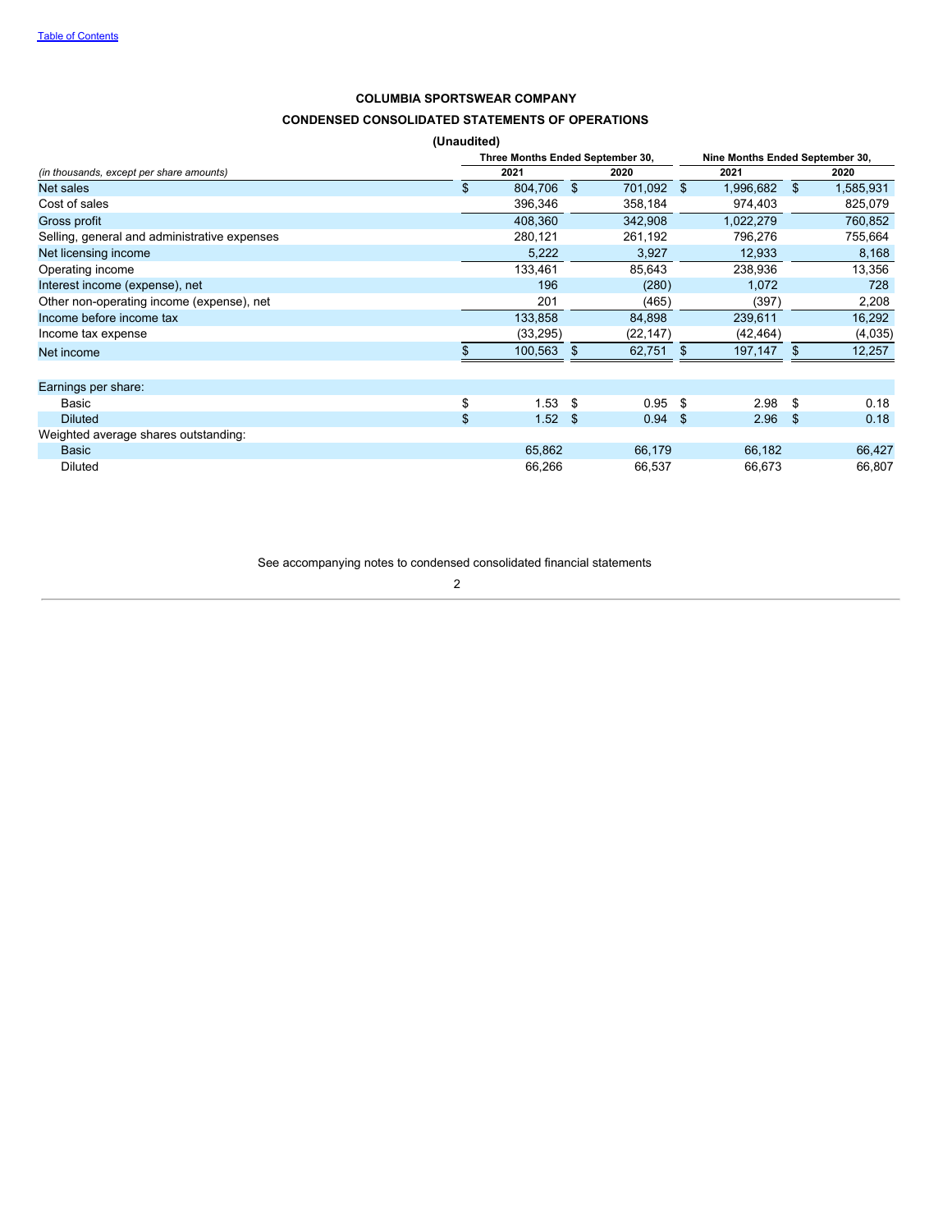**COLUMBIA SPORTSWEAR COMPANY**

**CONDENSED CONSOLIDATED STATEMENTS OF OPERATIONS**

**(Unaudited)**

| *(in thousands, except per share amounts)* | Three Months Ended September 30, | | Nine Months Ended September 30, | |
|---|---|---|---|---|
| | 2021 | 2020 | 2021 | 2020 |
| Net sales | $ 804,706 | $ 701,092 | $ 1,996,682 | $ 1,585,931 |
| Cost of sales | 396,346 | 358,184 | 974,403 | 825,079 |
| Gross profit | 408,360 | 342,908 | 1,022,279 | 760,852 |
| Selling, general and administrative expenses | 280,121 | 261,192 | 796,276 | 755,664 |
| Net licensing income | 5,222 | 3,927 | 12,933 | 8,168 |
| Operating income | 133,461 | 85,643 | 238,936 | 13,356 |
| Interest income (expense), net | 196 | (280) | 1,072 | 728 |
| Other non-operating income (expense), net | 201 | (465) | (397) | 2,208 |
| Income before income tax | 133,858 | 84,898 | 239,611 | 16,292 |
| Income tax expense | (33,295) | (22,147) | (42,464) | (4,035) |
| Net income | $ 100,563 | $ 62,751 | $ 197,147 | $ 12,257 |
| | | | | |
| Earnings per share: | | | | |
| Basic | $ 1.53 | $ 0.95 | $ 2.98 | $ 0.18 |
| Diluted | $ 1.52 | $ 0.94 | $ 2.96 | $ 0.18 |
| Weighted average shares outstanding: | | | | |
| Basic | 65,862 | 66,179 | 66,182 | 66,427 |
| Diluted | 66,266 | 66,537 | 66,673 | 66,807 |

See accompanying notes to condensed consolidated financial statements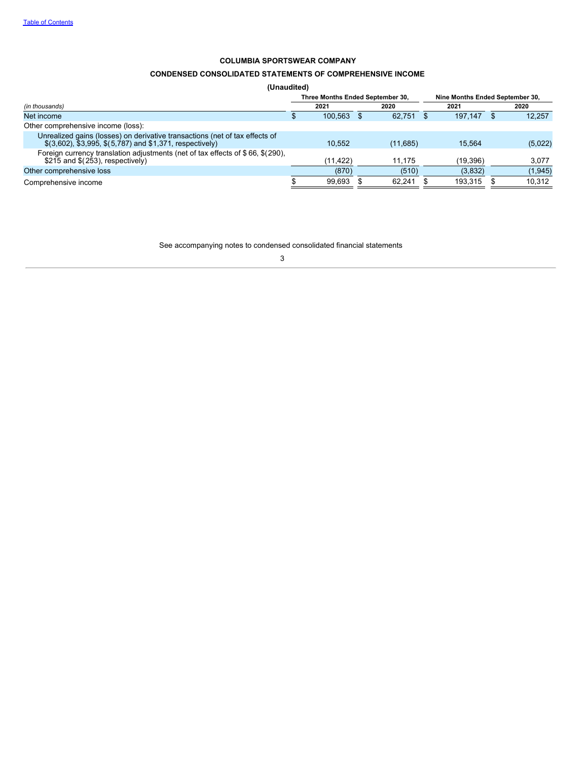[Table of Contents](#)

**COLUMBIA SPORTSWEAR COMPANY**

**CONDENSED CONSOLIDATED STATEMENTS OF COMPREHENSIVE INCOME**

**(Unaudited)**

| *(in thousands)* | Three Months Ended September 30, | | Nine Months Ended September 30, | |
|---|---|---|---|---|
| | 2021 | 2020 | 2021 | 2020 |
| Net income | $ 100,563 | $ 62,751 | $ 197,147 | $ 12,257 |
| Other comprehensive income (loss): | | | | |
| Unrealized gains (losses) on derivative transactions (net of tax effects of $(3,602), $3,995, $(5,787) and $1,371, respectively) | 10,552 | (11,685) | 15,564 | (5,022) |
| Foreign currency translation adjustments (net of tax effects of $ 66, $(290), $215 and $(253), respectively) | (11,422) | 11,175 | (19,396) | 3,077 |
| Other comprehensive loss | (870) | (510) | (3,832) | (1,945) |
| Comprehensive income | $ 99,693 | $ 62,241 | $ 193,315 | $ 10,312 |

See accompanying notes to condensed consolidated financial statements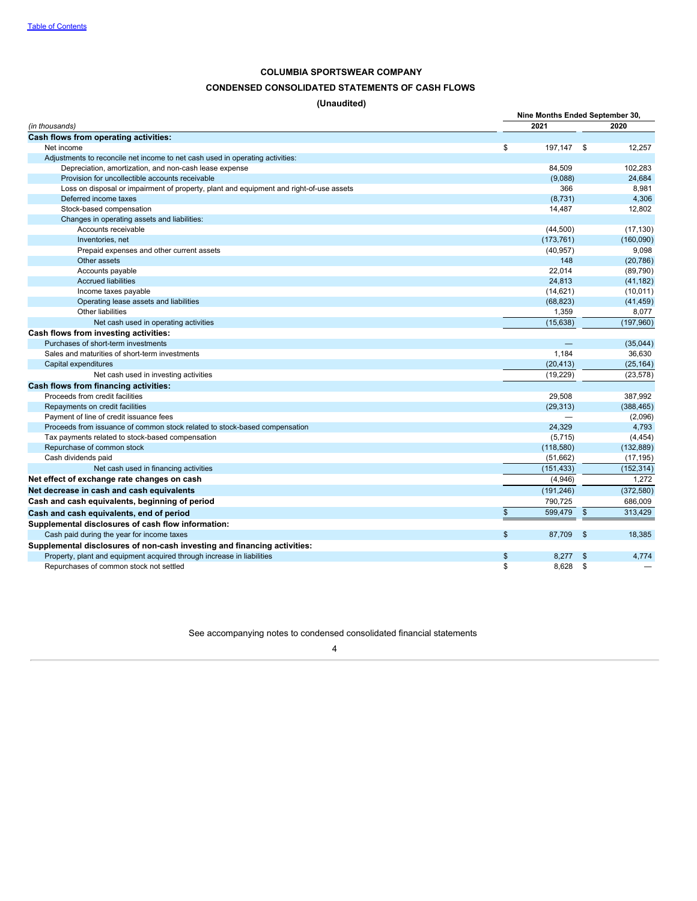Table of Contents

# COLUMBIA SPORTSWEAR COMPANY

## CONDENSED CONSOLIDATED STATEMENTS OF CASH FLOWS

### (Unaudited)

| *(in thousands)* | Nine Months Ended September 30, 2021 | 2020 |
|---|---|---|
| **Cash flows from operating activities:** | | |
| Net income | $ 197,147 | $ 12,257 |
| Adjustments to reconcile net income to net cash used in operating activities: | | |
| Depreciation, amortization, and non-cash lease expense | 84,509 | 102,283 |
| Provision for uncollectible accounts receivable | (9,088) | 24,684 |
| Loss on disposal or impairment of property, plant and equipment and right-of-use assets | 366 | 8,981 |
| Deferred income taxes | (8,731) | 4,306 |
| Stock-based compensation | 14,487 | 12,802 |
| Changes in operating assets and liabilities: | | |
| Accounts receivable | (44,500) | (17,130) |
| Inventories, net | (173,761) | (160,090) |
| Prepaid expenses and other current assets | (40,957) | 9,098 |
| Other assets | 148 | (20,786) |
| Accounts payable | 22,014 | (89,790) |
| Accrued liabilities | 24,813 | (41,182) |
| Income taxes payable | (14,621) | (10,011) |
| Operating lease assets and liabilities | (68,823) | (41,459) |
| Other liabilities | 1,359 | 8,077 |
| Net cash used in operating activities | (15,638) | (197,960) |
| **Cash flows from investing activities:** | | |
| Purchases of short-term investments | — | (35,044) |
| Sales and maturities of short-term investments | 1,184 | 36,630 |
| Capital expenditures | (20,413) | (25,164) |
| Net cash used in investing activities | (19,229) | (23,578) |
| **Cash flows from financing activities:** | | |
| Proceeds from credit facilities | 29,508 | 387,992 |
| Repayments on credit facilities | (29,313) | (388,465) |
| Payment of line of credit issuance fees | — | (2,096) |
| Proceeds from issuance of common stock related to stock-based compensation | 24,329 | 4,793 |
| Tax payments related to stock-based compensation | (5,715) | (4,454) |
| Repurchase of common stock | (118,580) | (132,889) |
| Cash dividends paid | (51,662) | (17,195) |
| Net cash used in financing activities | (151,433) | (152,314) |
| **Net effect of exchange rate changes on cash** | (4,946) | 1,272 |
| **Net decrease in cash and cash equivalents** | (191,246) | (372,580) |
| **Cash and cash equivalents, beginning of period** | 790,725 | 686,009 |
| **Cash and cash equivalents, end of period** | $ 599,479 | $ 313,429 |
| **Supplemental disclosures of cash flow information:** | | |
| Cash paid during the year for income taxes | $ 87,709 | $ 18,385 |
| **Supplemental disclosures of non-cash investing and financing activities:** | | |
| Property, plant and equipment acquired through increase in liabilities | $ 8,277 | $ 4,774 |
| Repurchases of common stock not settled | $ 8,628 | $ — |

See accompanying notes to condensed consolidated financial statements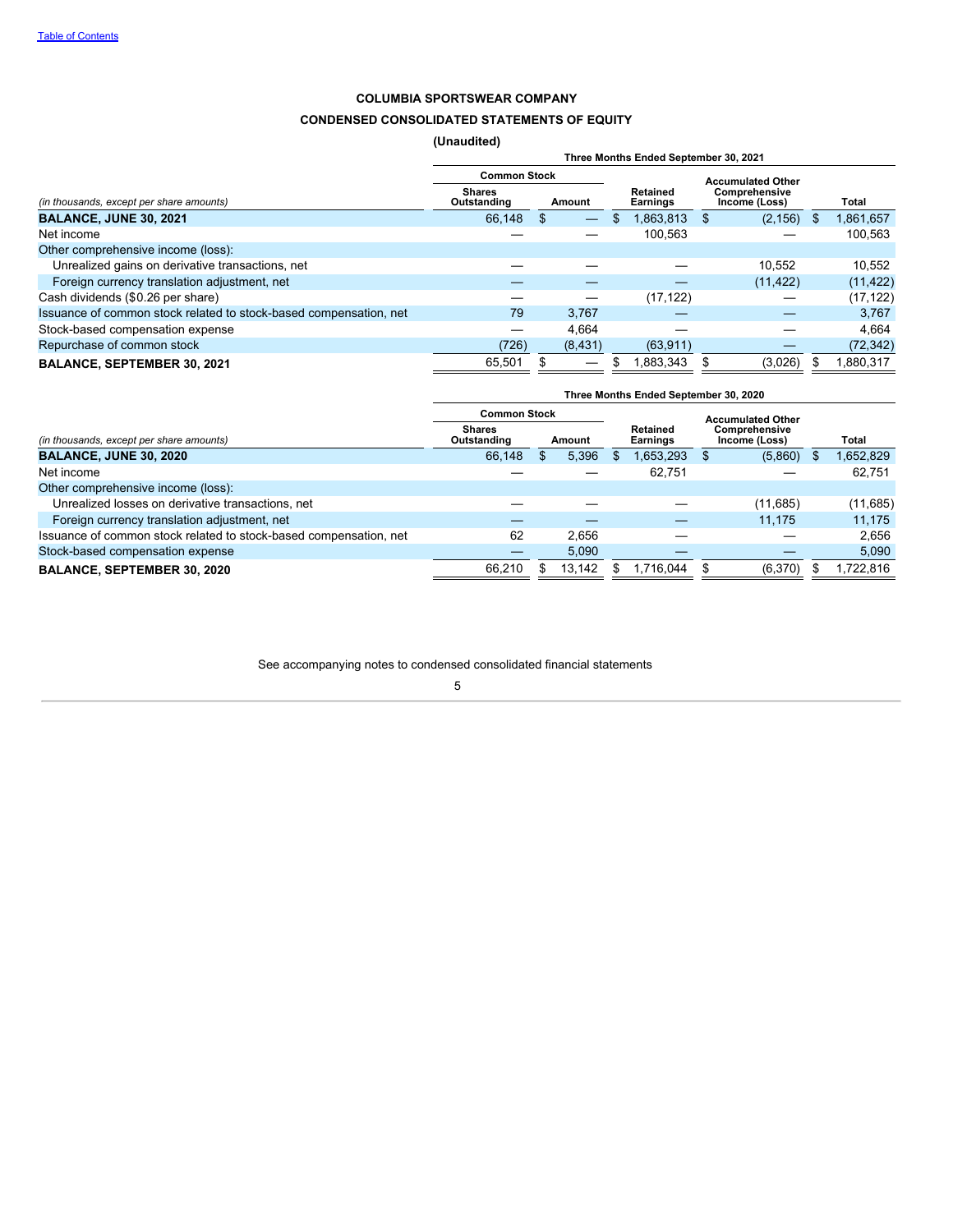[Table of Contents](#)

**COLUMBIA SPORTSWEAR COMPANY**

**CONDENSED CONSOLIDATED STATEMENTS OF EQUITY**

**(Unaudited)**

| | Three Months Ended September 30, 2021 | | | | |
|---|---|---|---|---|---|
| | Common Stock | | | | |
| *(in thousands, except per share amounts)* | Shares Outstanding | Amount | Retained Earnings | Accumulated Other Comprehensive Income (Loss) | Total |
| **BALANCE, JUNE 30, 2021** | 66,148 | $ — | $ 1,863,813 | $ (2,156) | $ 1,861,657 |
| Net income | — | — | 100,563 | — | 100,563 |
| Other comprehensive income (loss): | | | | | |
| Unrealized gains on derivative transactions, net | — | — | — | 10,552 | 10,552 |
| Foreign currency translation adjustment, net | — | — | — | (11,422) | (11,422) |
| Cash dividends ($0.26 per share) | — | — | (17,122) | — | (17,122) |
| Issuance of common stock related to stock-based compensation, net | 79 | 3,767 | — | — | 3,767 |
| Stock-based compensation expense | — | 4,664 | — | — | 4,664 |
| Repurchase of common stock | (726) | (8,431) | (63,911) | — | (72,342) |
| **BALANCE, SEPTEMBER 30, 2021** | 65,501 | $ — | $ 1,883,343 | $ (3,026) | $ 1,880,317 |

| | Three Months Ended September 30, 2020 | | | | |
|---|---|---|---|---|---|
| | Common Stock | | | | |
| *(in thousands, except per share amounts)* | Shares Outstanding | Amount | Retained Earnings | Accumulated Other Comprehensive Income (Loss) | Total |
| **BALANCE, JUNE 30, 2020** | 66,148 | $ 5,396 | $ 1,653,293 | $ (5,860) | $ 1,652,829 |
| Net income | — | — | 62,751 | — | 62,751 |
| Other comprehensive income (loss): | | | | | |
| Unrealized losses on derivative transactions, net | — | — | — | (11,685) | (11,685) |
| Foreign currency translation adjustment, net | — | — | — | 11,175 | 11,175 |
| Issuance of common stock related to stock-based compensation, net | 62 | 2,656 | — | — | 2,656 |
| Stock-based compensation expense | — | 5,090 | — | — | 5,090 |
| **BALANCE, SEPTEMBER 30, 2020** | 66,210 | $ 13,142 | $ 1,716,044 | $ (6,370) | $ 1,722,816 |

See accompanying notes to condensed consolidated financial statements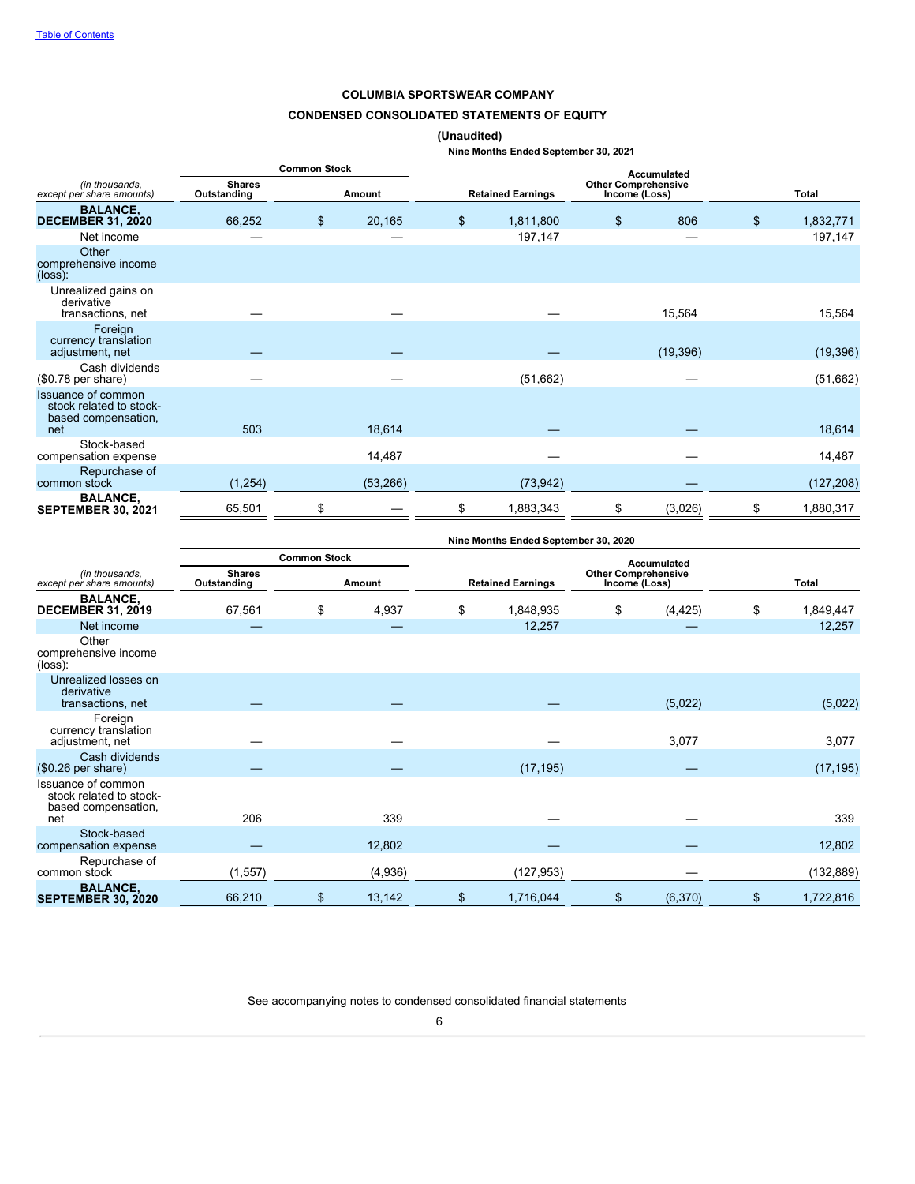# COLUMBIA SPORTSWEAR COMPANY

## CONDENSED CONSOLIDATED STATEMENTS OF EQUITY

**(Unaudited)**

| | Nine Months Ended September 30, 2021 | | | | |
|---|---|---|---|---|---|
| | Common Stock | | | | |
| *(in thousands, except per share amounts)* | Shares Outstanding | Amount | Retained Earnings | Accumulated Other Comprehensive Income (Loss) | Total |
| **BALANCE, DECEMBER 31, 2020** | 66,252 | $ 20,165 | $ 1,811,800 | $ 806 | $ 1,832,771 |
| Net income | — | — | 197,147 | — | 197,147 |
| Other comprehensive income (loss): | | | | | |
| Unrealized gains on derivative transactions, net | — | — | — | 15,564 | 15,564 |
| Foreign currency translation adjustment, net | — | — | — | (19,396) | (19,396) |
| Cash dividends ($0.78 per share) | — | — | (51,662) | — | (51,662) |
| Issuance of common stock related to stock-based compensation, net | 503 | 18,614 | — | — | 18,614 |
| Stock-based compensation expense | | 14,487 | — | — | 14,487 |
| Repurchase of common stock | (1,254) | (53,266) | (73,942) | — | (127,208) |
| **BALANCE, SEPTEMBER 30, 2021** | 65,501 | $ — | $ 1,883,343 | $ (3,026) | $ 1,880,317 |

| | Nine Months Ended September 30, 2020 | | | | |
|---|---|---|---|---|---|
| | Common Stock | | | | |
| *(in thousands, except per share amounts)* | Shares Outstanding | Amount | Retained Earnings | Accumulated Other Comprehensive Income (Loss) | Total |
| **BALANCE, DECEMBER 31, 2019** | 67,561 | $ 4,937 | $ 1,848,935 | $ (4,425) | $ 1,849,447 |
| Net income | — | — | 12,257 | — | 12,257 |
| Other comprehensive income (loss): | | | | | |
| Unrealized losses on derivative transactions, net | — | — | — | (5,022) | (5,022) |
| Foreign currency translation adjustment, net | — | — | — | 3,077 | 3,077 |
| Cash dividends ($0.26 per share) | — | — | (17,195) | — | (17,195) |
| Issuance of common stock related to stock-based compensation, net | 206 | 339 | — | — | 339 |
| Stock-based compensation expense | — | 12,802 | — | — | 12,802 |
| Repurchase of common stock | (1,557) | (4,936) | (127,953) | — | (132,889) |
| **BALANCE, SEPTEMBER 30, 2020** | 66,210 | $ 13,142 | $ 1,716,044 | $ (6,370) | $ 1,722,816 |

See accompanying notes to condensed consolidated financial statements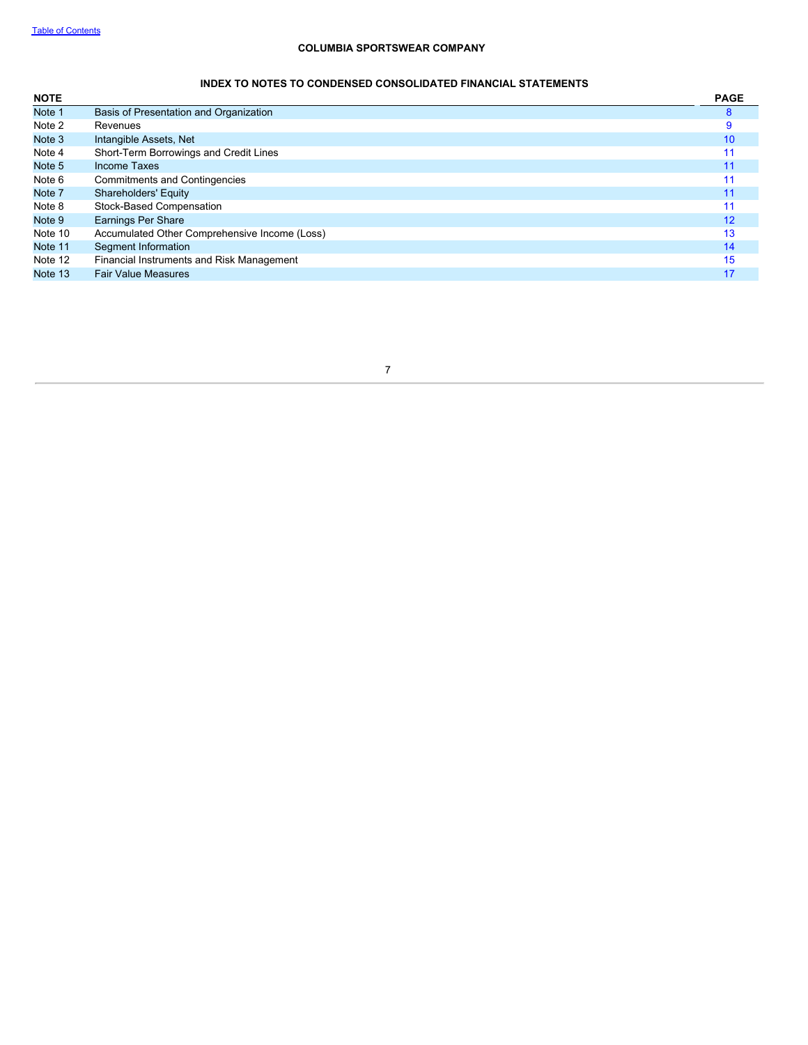**COLUMBIA SPORTSWEAR COMPANY**

**INDEX TO NOTES TO CONDENSED CONSOLIDATED FINANCIAL STATEMENTS**

| NOTE | | PAGE |
|---|---|---|
| Note 1 | Basis of Presentation and Organization | 8 |
| Note 2 | Revenues | 9 |
| Note 3 | Intangible Assets, Net | 10 |
| Note 4 | Short-Term Borrowings and Credit Lines | 11 |
| Note 5 | Income Taxes | 11 |
| Note 6 | Commitments and Contingencies | 11 |
| Note 7 | Shareholders' Equity | 11 |
| Note 8 | Stock-Based Compensation | 11 |
| Note 9 | Earnings Per Share | 12 |
| Note 10 | Accumulated Other Comprehensive Income (Loss) | 13 |
| Note 11 | Segment Information | 14 |
| Note 12 | Financial Instruments and Risk Management | 15 |
| Note 13 | Fair Value Measures | 17 |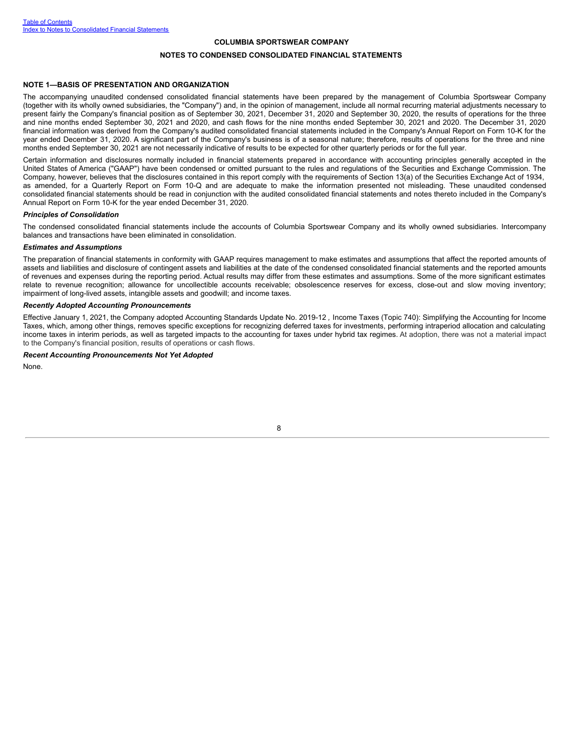**COLUMBIA SPORTSWEAR COMPANY**

**NOTES TO CONDENSED CONSOLIDATED FINANCIAL STATEMENTS**

## NOTE 1—BASIS OF PRESENTATION AND ORGANIZATION

The accompanying unaudited condensed consolidated financial statements have been prepared by the management of Columbia Sportswear Company (together with its wholly owned subsidiaries, the "Company") and, in the opinion of management, include all normal recurring material adjustments necessary to present fairly the Company's financial position as of September 30, 2021, December 31, 2020 and September 30, 2020, the results of operations for the three and nine months ended September 30, 2021 and 2020, and cash flows for the nine months ended September 30, 2021 and 2020. The December 31, 2020 financial information was derived from the Company's audited consolidated financial statements included in the Company's Annual Report on Form 10-K for the year ended December 31, 2020. A significant part of the Company's business is of a seasonal nature; therefore, results of operations for the three and nine months ended September 30, 2021 are not necessarily indicative of results to be expected for other quarterly periods or for the full year.

Certain information and disclosures normally included in financial statements prepared in accordance with accounting principles generally accepted in the United States of America ("GAAP") have been condensed or omitted pursuant to the rules and regulations of the Securities and Exchange Commission. The Company, however, believes that the disclosures contained in this report comply with the requirements of Section 13(a) of the Securities Exchange Act of 1934, as amended, for a Quarterly Report on Form 10-Q and are adequate to make the information presented not misleading. These unaudited condensed consolidated financial statements should be read in conjunction with the audited consolidated financial statements and notes thereto included in the Company's Annual Report on Form 10-K for the year ended December 31, 2020.

***Principles of Consolidation***

The condensed consolidated financial statements include the accounts of Columbia Sportswear Company and its wholly owned subsidiaries. Intercompany balances and transactions have been eliminated in consolidation.

***Estimates and Assumptions***

The preparation of financial statements in conformity with GAAP requires management to make estimates and assumptions that affect the reported amounts of assets and liabilities and disclosure of contingent assets and liabilities at the date of the condensed consolidated financial statements and the reported amounts of revenues and expenses during the reporting period. Actual results may differ from these estimates and assumptions. Some of the more significant estimates relate to revenue recognition; allowance for uncollectible accounts receivable; obsolescence reserves for excess, close-out and slow moving inventory; impairment of long-lived assets, intangible assets and goodwill; and income taxes.

***Recently Adopted Accounting Pronouncements***

Effective January 1, 2021, the Company adopted Accounting Standards Update No. 2019-12 , Income Taxes (Topic 740): Simplifying the Accounting for Income Taxes, which, among other things, removes specific exceptions for recognizing deferred taxes for investments, performing intraperiod allocation and calculating income taxes in interim periods, as well as targeted impacts to the accounting for taxes under hybrid tax regimes. At adoption, there was not a material impact to the Company's financial position, results of operations or cash flows.

***Recent Accounting Pronouncements Not Yet Adopted***

None.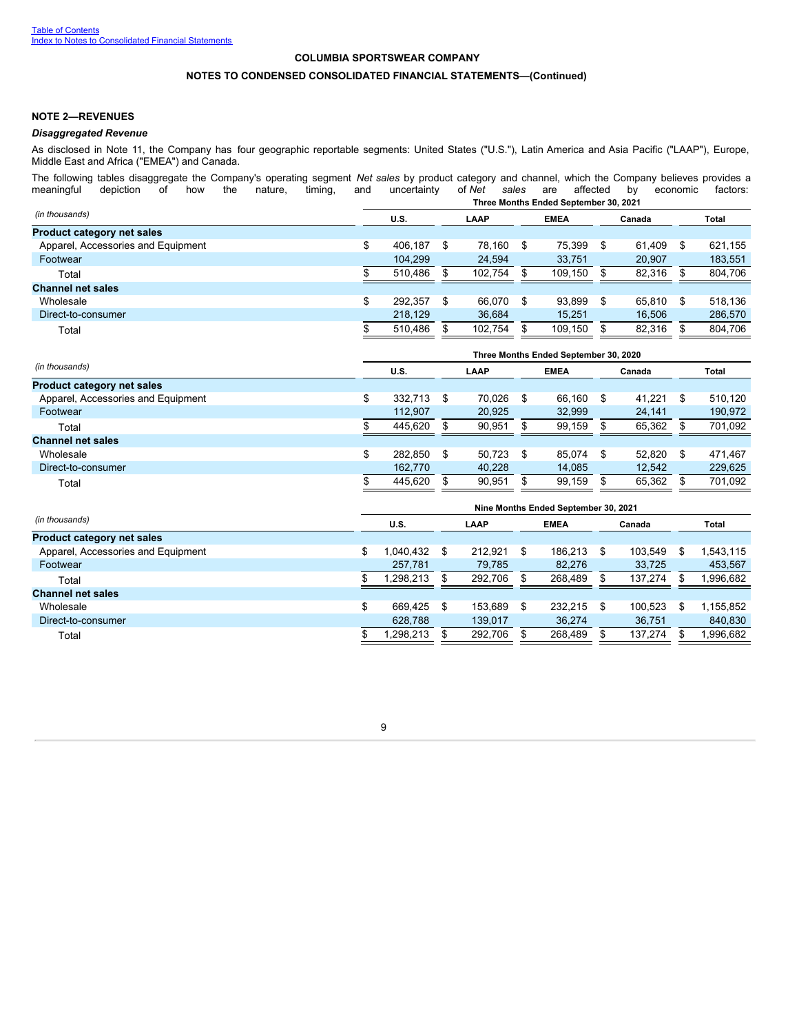COLUMBIA SPORTSWEAR COMPANY

NOTES TO CONDENSED CONSOLIDATED FINANCIAL STATEMENTS—(Continued)

### NOTE 2—REVENUES

#### *Disaggregated Revenue*

As disclosed in Note 11, the Company has four geographic reportable segments: United States ("U.S."), Latin America and Asia Pacific ("LAAP"), Europe, Middle East and Africa ("EMEA") and Canada.

The following tables disaggregate the Company's operating segment *Net sales* by product category and channel, which the Company believes provides a meaningful depiction of how the nature, timing, and uncertainty of *Net sales* are affected by economic factors:

| | Three Months Ended September 30, 2021 | | | | |
|---|---|---|---|---|---|
| *(in thousands)* | U.S. | LAAP | EMEA | Canada | Total |
| **Product category net sales** | | | | | |
| Apparel, Accessories and Equipment | $ 406,187 | $ 78,160 | $ 75,399 | $ 61,409 | $ 621,155 |
| Footwear | 104,299 | 24,594 | 33,751 | 20,907 | 183,551 |
| Total | $ 510,486 | $ 102,754 | $ 109,150 | $ 82,316 | $ 804,706 |
| **Channel net sales** | | | | | |
| Wholesale | $ 292,357 | $ 66,070 | $ 93,899 | $ 65,810 | $ 518,136 |
| Direct-to-consumer | 218,129 | 36,684 | 15,251 | 16,506 | 286,570 |
| Total | $ 510,486 | $ 102,754 | $ 109,150 | $ 82,316 | $ 804,706 |

| | Three Months Ended September 30, 2020 | | | | |
|---|---|---|---|---|---|
| *(in thousands)* | U.S. | LAAP | EMEA | Canada | Total |
| **Product category net sales** | | | | | |
| Apparel, Accessories and Equipment | $ 332,713 | $ 70,026 | $ 66,160 | $ 41,221 | $ 510,120 |
| Footwear | 112,907 | 20,925 | 32,999 | 24,141 | 190,972 |
| Total | $ 445,620 | $ 90,951 | $ 99,159 | $ 65,362 | $ 701,092 |
| **Channel net sales** | | | | | |
| Wholesale | $ 282,850 | $ 50,723 | $ 85,074 | $ 52,820 | $ 471,467 |
| Direct-to-consumer | 162,770 | 40,228 | 14,085 | 12,542 | 229,625 |
| Total | $ 445,620 | $ 90,951 | $ 99,159 | $ 65,362 | $ 701,092 |

| | Nine Months Ended September 30, 2021 | | | | |
|---|---|---|---|---|---|
| *(in thousands)* | U.S. | LAAP | EMEA | Canada | Total |
| **Product category net sales** | | | | | |
| Apparel, Accessories and Equipment | $ 1,040,432 | $ 212,921 | $ 186,213 | $ 103,549 | $ 1,543,115 |
| Footwear | 257,781 | 79,785 | 82,276 | 33,725 | 453,567 |
| Total | $ 1,298,213 | $ 292,706 | $ 268,489 | $ 137,274 | $ 1,996,682 |
| **Channel net sales** | | | | | |
| Wholesale | $ 669,425 | $ 153,689 | $ 232,215 | $ 100,523 | $ 1,155,852 |
| Direct-to-consumer | 628,788 | 139,017 | 36,274 | 36,751 | 840,830 |
| Total | $ 1,298,213 | $ 292,706 | $ 268,489 | $ 137,274 | $ 1,996,682 |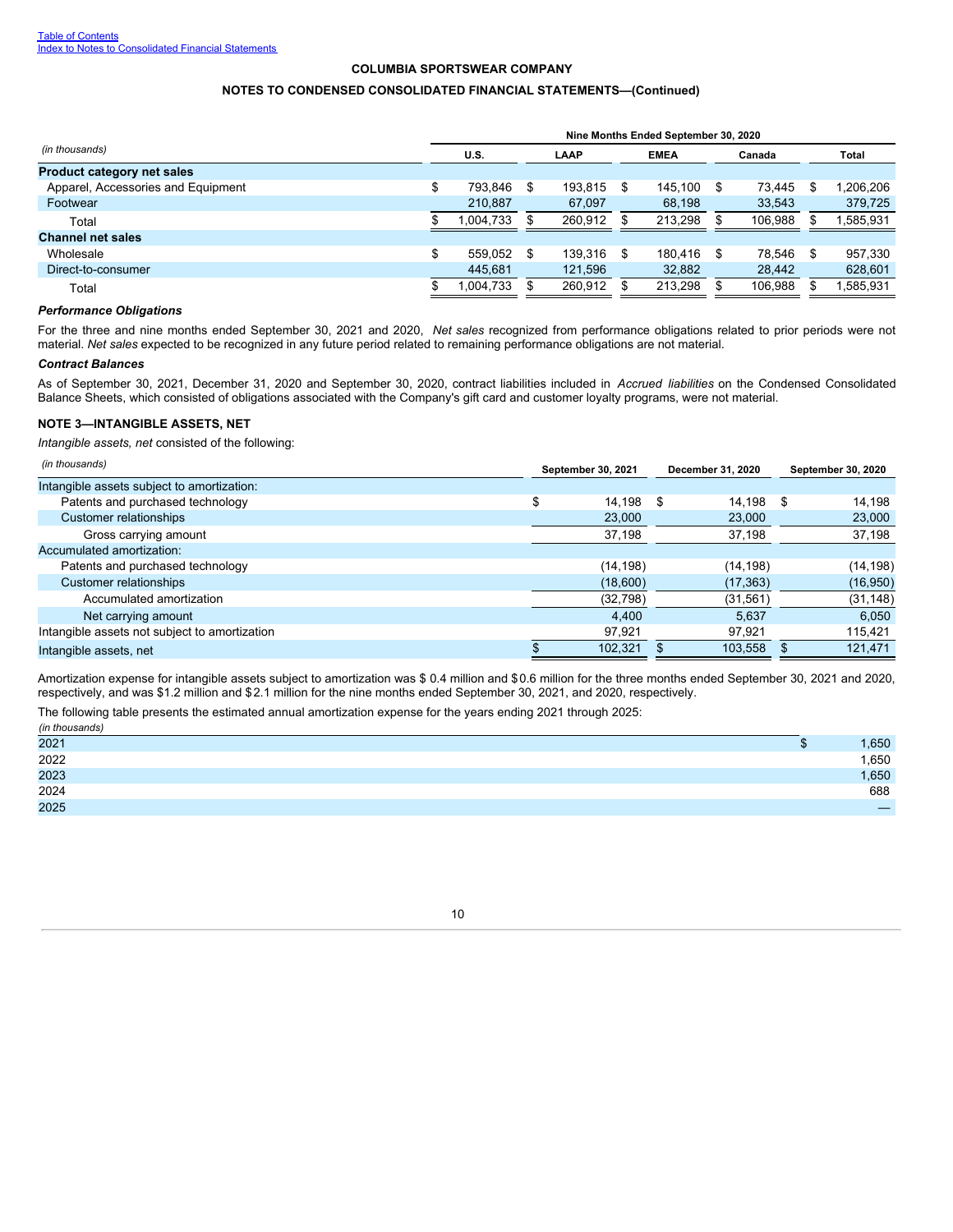**COLUMBIA SPORTSWEAR COMPANY**

**NOTES TO CONDENSED CONSOLIDATED FINANCIAL STATEMENTS—(Continued)**

| *(in thousands)* | Nine Months Ended September 30, 2020 | | | | |
|---|---|---|---|---|---|
| | U.S. | LAAP | EMEA | Canada | Total |
| **Product category net sales** | | | | | |
| Apparel, Accessories and Equipment | $ 793,846 | $ 193,815 | $ 145,100 | $ 73,445 | $ 1,206,206 |
| Footwear | 210,887 | 67,097 | 68,198 | 33,543 | 379,725 |
| Total | $ 1,004,733 | $ 260,912 | $ 213,298 | $ 106,988 | $ 1,585,931 |
| **Channel net sales** | | | | | |
| Wholesale | $ 559,052 | $ 139,316 | $ 180,416 | $ 78,546 | $ 957,330 |
| Direct-to-consumer | 445,681 | 121,596 | 32,882 | 28,442 | 628,601 |
| Total | $ 1,004,733 | $ 260,912 | $ 213,298 | $ 106,988 | $ 1,585,931 |

***Performance Obligations***

For the three and nine months ended September 30, 2021 and 2020, *Net sales* recognized from performance obligations related to prior periods were not material. *Net sales* expected to be recognized in any future period related to remaining performance obligations are not material.

***Contract Balances***

As of September 30, 2021, December 31, 2020 and September 30, 2020, contract liabilities included in *Accrued liabilities* on the Condensed Consolidated Balance Sheets, which consisted of obligations associated with the Company's gift card and customer loyalty programs, were not material.

**NOTE 3—INTANGIBLE ASSETS, NET**

*Intangible assets, net* consisted of the following:

| *(in thousands)* | September 30, 2021 | December 31, 2020 | September 30, 2020 |
|---|---|---|---|
| Intangible assets subject to amortization: | | | |
| Patents and purchased technology | $ 14,198 | $ 14,198 | $ 14,198 |
| Customer relationships | 23,000 | 23,000 | 23,000 |
| Gross carrying amount | 37,198 | 37,198 | 37,198 |
| Accumulated amortization: | | | |
| Patents and purchased technology | (14,198) | (14,198) | (14,198) |
| Customer relationships | (18,600) | (17,363) | (16,950) |
| Accumulated amortization | (32,798) | (31,561) | (31,148) |
| Net carrying amount | 4,400 | 5,637 | 6,050 |
| Intangible assets not subject to amortization | 97,921 | 97,921 | 115,421 |
| Intangible assets, net | $ 102,321 | $ 103,558 | $ 121,471 |

Amortization expense for intangible assets subject to amortization was $ 0.4 million and $0.6 million for the three months ended September 30, 2021 and 2020, respectively, and was $1.2 million and $2.1 million for the nine months ended September 30, 2021, and 2020, respectively.

The following table presents the estimated annual amortization expense for the years ending 2021 through 2025:

| *(in thousands)* | |
|---|---|
| 2021 | $ 1,650 |
| 2022 | 1,650 |
| 2023 | 1,650 |
| 2024 | 688 |
| 2025 | — |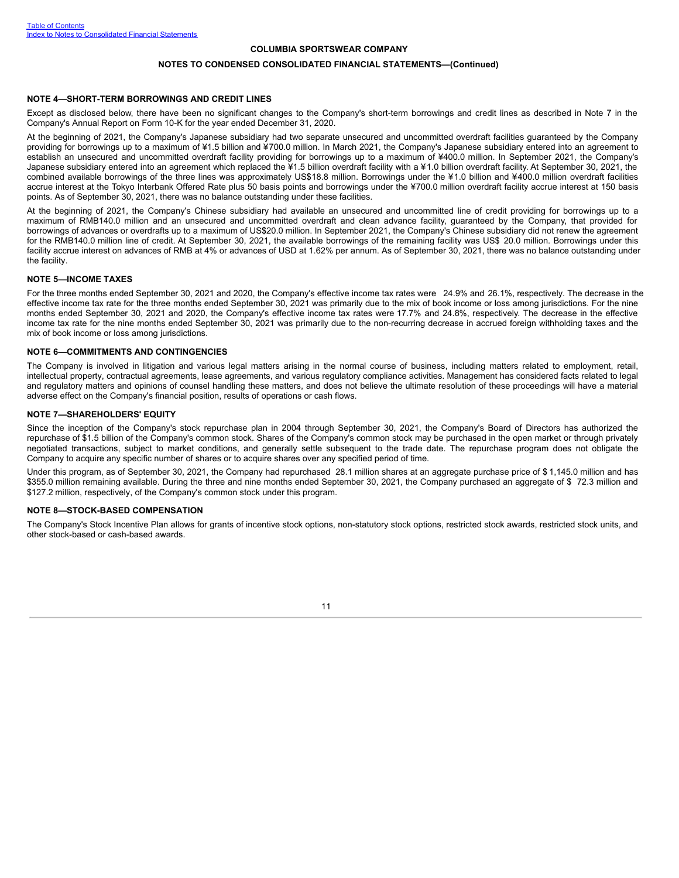COLUMBIA SPORTSWEAR COMPANY

NOTES TO CONDENSED CONSOLIDATED FINANCIAL STATEMENTS—(Continued)

### NOTE 4—SHORT-TERM BORROWINGS AND CREDIT LINES

Except as disclosed below, there have been no significant changes to the Company's short-term borrowings and credit lines as described in Note 7 in the Company's Annual Report on Form 10-K for the year ended December 31, 2020.

At the beginning of 2021, the Company's Japanese subsidiary had two separate unsecured and uncommitted overdraft facilities guaranteed by the Company providing for borrowings up to a maximum of ¥1.5 billion and ¥700.0 million. In March 2021, the Company's Japanese subsidiary entered into an agreement to establish an unsecured and uncommitted overdraft facility providing for borrowings up to a maximum of ¥400.0 million. In September 2021, the Company's Japanese subsidiary entered into an agreement which replaced the ¥1.5 billion overdraft facility with a ¥1.0 billion overdraft facility. At September 30, 2021, the combined available borrowings of the three lines was approximately US$18.8 million. Borrowings under the ¥1.0 billion and ¥400.0 million overdraft facilities accrue interest at the Tokyo Interbank Offered Rate plus 50 basis points and borrowings under the ¥700.0 million overdraft facility accrue interest at 150 basis points. As of September 30, 2021, there was no balance outstanding under these facilities.

At the beginning of 2021, the Company's Chinese subsidiary had available an unsecured and uncommitted line of credit providing for borrowings up to a maximum of RMB140.0 million and an unsecured and uncommitted overdraft and clean advance facility, guaranteed by the Company, that provided for borrowings of advances or overdrafts up to a maximum of US$20.0 million. In September 2021, the Company's Chinese subsidiary did not renew the agreement for the RMB140.0 million line of credit. At September 30, 2021, the available borrowings of the remaining facility was US$ 20.0 million. Borrowings under this facility accrue interest on advances of RMB at 4% or advances of USD at 1.62% per annum. As of September 30, 2021, there was no balance outstanding under the facility.

### NOTE 5—INCOME TAXES

For the three months ended September 30, 2021 and 2020, the Company's effective income tax rates were 24.9% and 26.1%, respectively. The decrease in the effective income tax rate for the three months ended September 30, 2021 was primarily due to the mix of book income or loss among jurisdictions. For the nine months ended September 30, 2021 and 2020, the Company's effective income tax rates were 17.7% and 24.8%, respectively. The decrease in the effective income tax rate for the nine months ended September 30, 2021 was primarily due to the non-recurring decrease in accrued foreign withholding taxes and the mix of book income or loss among jurisdictions.

### NOTE 6—COMMITMENTS AND CONTINGENCIES

The Company is involved in litigation and various legal matters arising in the normal course of business, including matters related to employment, retail, intellectual property, contractual agreements, lease agreements, and various regulatory compliance activities. Management has considered facts related to legal and regulatory matters and opinions of counsel handling these matters, and does not believe the ultimate resolution of these proceedings will have a material adverse effect on the Company's financial position, results of operations or cash flows.

### NOTE 7—SHAREHOLDERS' EQUITY

Since the inception of the Company's stock repurchase plan in 2004 through September 30, 2021, the Company's Board of Directors has authorized the repurchase of $1.5 billion of the Company's common stock. Shares of the Company's common stock may be purchased in the open market or through privately negotiated transactions, subject to market conditions, and generally settle subsequent to the trade date. The repurchase program does not obligate the Company to acquire any specific number of shares or to acquire shares over any specified period of time.

Under this program, as of September 30, 2021, the Company had repurchased 28.1 million shares at an aggregate purchase price of $ 1,145.0 million and has $355.0 million remaining available. During the three and nine months ended September 30, 2021, the Company purchased an aggregate of $ 72.3 million and $127.2 million, respectively, of the Company's common stock under this program.

### NOTE 8—STOCK-BASED COMPENSATION

The Company's Stock Incentive Plan allows for grants of incentive stock options, non-statutory stock options, restricted stock awards, restricted stock units, and other stock-based or cash-based awards.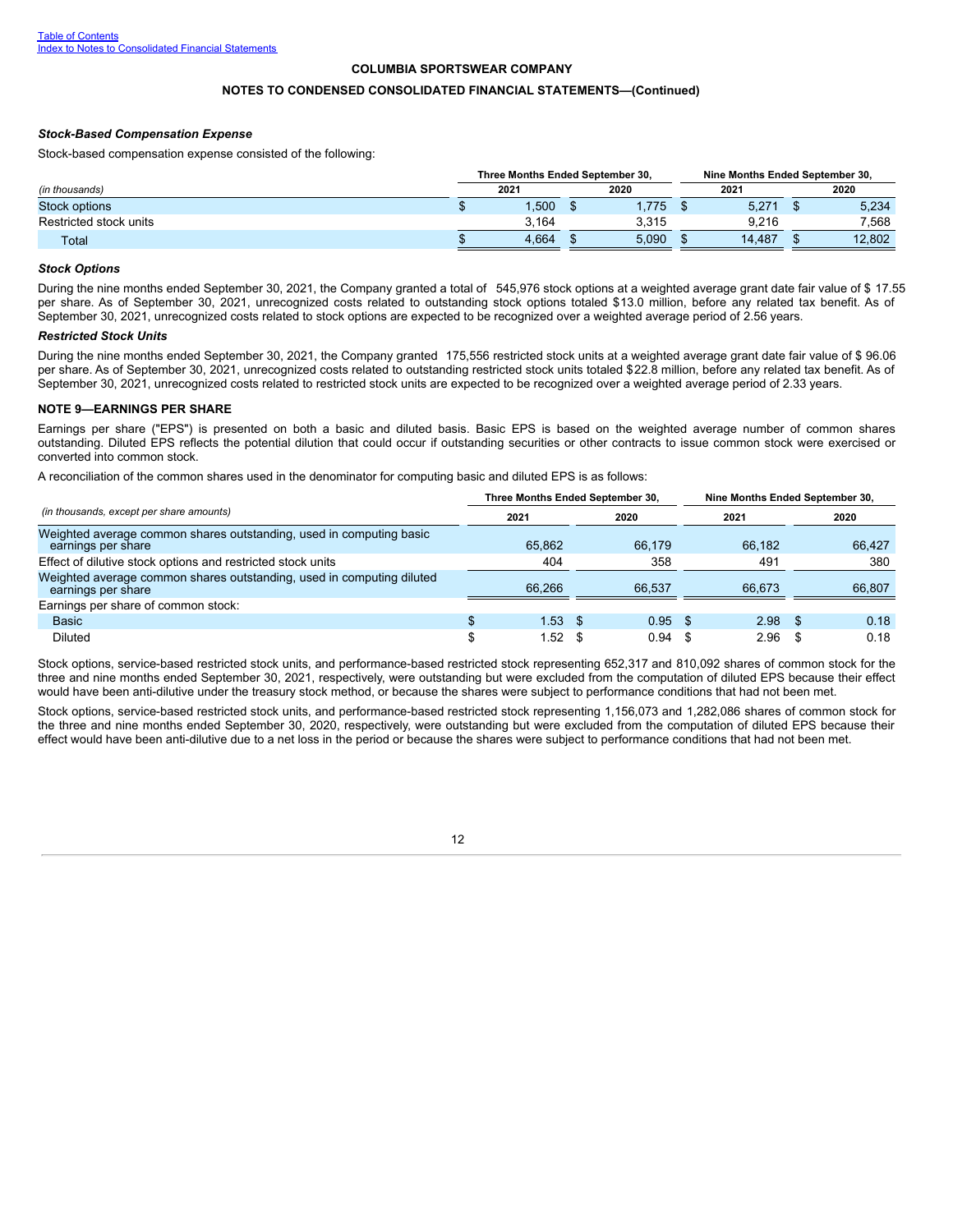COLUMBIA SPORTSWEAR COMPANY

NOTES TO CONDENSED CONSOLIDATED FINANCIAL STATEMENTS—(Continued)

### *Stock-Based Compensation Expense*

Stock-based compensation expense consisted of the following:

| *(in thousands)* | Three Months Ended September 30, 2021 | Three Months Ended September 30, 2020 | Nine Months Ended September 30, 2021 | Nine Months Ended September 30, 2020 |
|---|---|---|---|---|
| Stock options | $ 1,500 | $ 1,775 | $ 5,271 | $ 5,234 |
| Restricted stock units | 3,164 | 3,315 | 9,216 | 7,568 |
| Total | $ 4,664 | $ 5,090 | $ 14,487 | $ 12,802 |

### *Stock Options*

During the nine months ended September 30, 2021, the Company granted a total of 545,976 stock options at a weighted average grant date fair value of $ 17.55 per share. As of September 30, 2021, unrecognized costs related to outstanding stock options totaled $13.0 million, before any related tax benefit. As of September 30, 2021, unrecognized costs related to stock options are expected to be recognized over a weighted average period of 2.56 years.

### *Restricted Stock Units*

During the nine months ended September 30, 2021, the Company granted 175,556 restricted stock units at a weighted average grant date fair value of $ 96.06 per share. As of September 30, 2021, unrecognized costs related to outstanding restricted stock units totaled $22.8 million, before any related tax benefit. As of September 30, 2021, unrecognized costs related to restricted stock units are expected to be recognized over a weighted average period of 2.33 years.

## NOTE 9—EARNINGS PER SHARE

Earnings per share ("EPS") is presented on both a basic and diluted basis. Basic EPS is based on the weighted average number of common shares outstanding. Diluted EPS reflects the potential dilution that could occur if outstanding securities or other contracts to issue common stock were exercised or converted into common stock.

A reconciliation of the common shares used in the denominator for computing basic and diluted EPS is as follows:

| *(in thousands, except per share amounts)* | Three Months Ended September 30, 2021 | Three Months Ended September 30, 2020 | Nine Months Ended September 30, 2021 | Nine Months Ended September 30, 2020 |
|---|---|---|---|---|
| Weighted average common shares outstanding, used in computing basic earnings per share | 65,862 | 66,179 | 66,182 | 66,427 |
| Effect of dilutive stock options and restricted stock units | 404 | 358 | 491 | 380 |
| Weighted average common shares outstanding, used in computing diluted earnings per share | 66,266 | 66,537 | 66,673 | 66,807 |
| Earnings per share of common stock: | | | | |
| Basic | $ 1.53 | $ 0.95 | $ 2.98 | $ 0.18 |
| Diluted | $ 1.52 | $ 0.94 | $ 2.96 | $ 0.18 |

Stock options, service-based restricted stock units, and performance-based restricted stock representing 652,317 and 810,092 shares of common stock for the three and nine months ended September 30, 2021, respectively, were outstanding but were excluded from the computation of diluted EPS because their effect would have been anti-dilutive under the treasury stock method, or because the shares were subject to performance conditions that had not been met.

Stock options, service-based restricted stock units, and performance-based restricted stock representing 1,156,073 and 1,282,086 shares of common stock for the three and nine months ended September 30, 2020, respectively, were outstanding but were excluded from the computation of diluted EPS because their effect would have been anti-dilutive due to a net loss in the period or because the shares were subject to performance conditions that had not been met.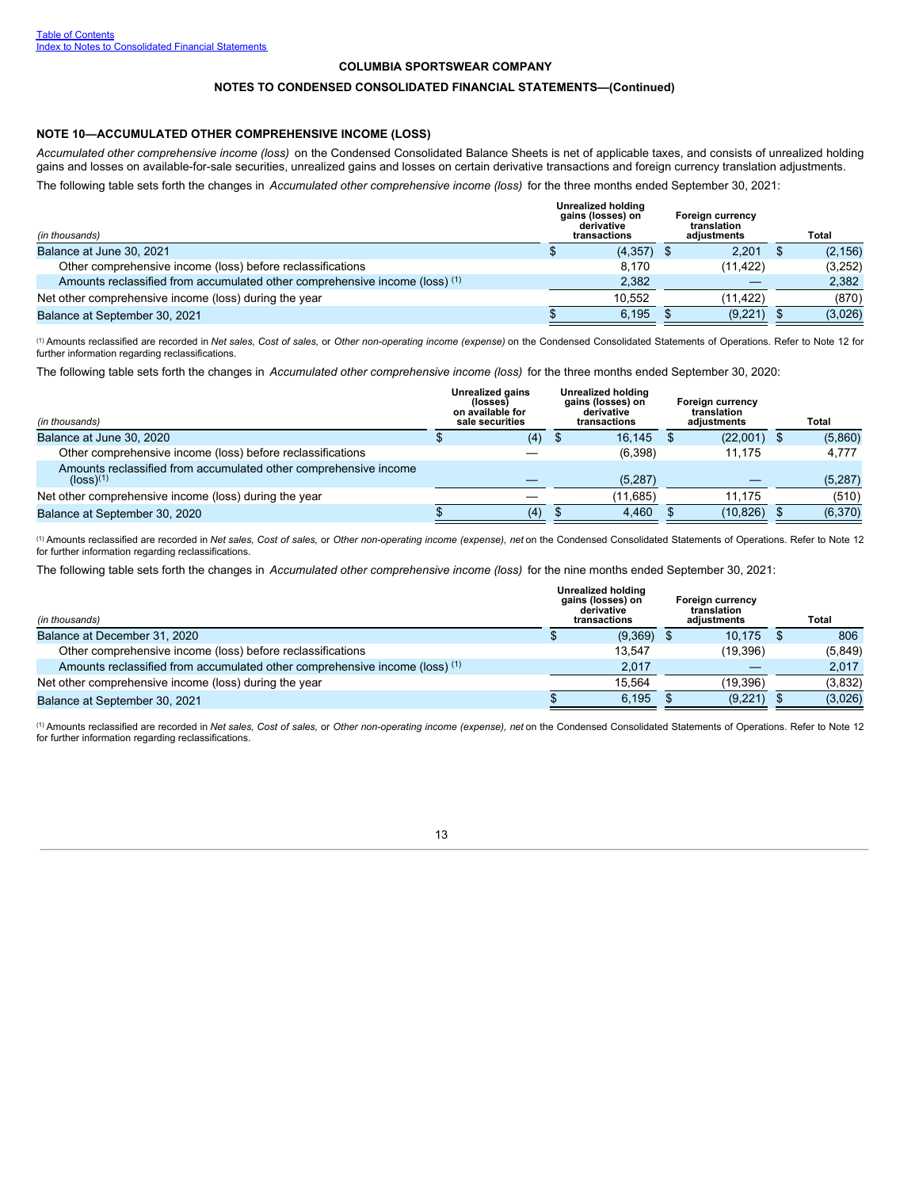[Table of Contents](#)
[Index to Notes to Consolidated Financial Statements](#)

**COLUMBIA SPORTSWEAR COMPANY**

**NOTES TO CONDENSED CONSOLIDATED FINANCIAL STATEMENTS—(Continued)**

### NOTE 10—ACCUMULATED OTHER COMPREHENSIVE INCOME (LOSS)

*Accumulated other comprehensive income (loss)* on the Condensed Consolidated Balance Sheets is net of applicable taxes, and consists of unrealized holding gains and losses on available-for-sale securities, unrealized gains and losses on certain derivative transactions and foreign currency translation adjustments.

The following table sets forth the changes in *Accumulated other comprehensive income (loss)* for the three months ended September 30, 2021:

| *(in thousands)* | Unrealized holding gains (losses) on derivative transactions | Foreign currency translation adjustments | Total |
|---|---|---|---|
| Balance at June 30, 2021 | $ (4,357) | $ 2,201 | $ (2,156) |
| Other comprehensive income (loss) before reclassifications | 8,170 | (11,422) | (3,252) |
| Amounts reclassified from accumulated other comprehensive income (loss) [(1)] | 2,382 | — | 2,382 |
| Net other comprehensive income (loss) during the year | 10,552 | (11,422) | (870) |
| Balance at September 30, 2021 | $ 6,195 | $ (9,221) | $ (3,026) |

(1) Amounts reclassified are recorded in *Net sales, Cost of sales,* or *Other non-operating income (expense)* on the Condensed Consolidated Statements of Operations. Refer to Note 12 for further information regarding reclassifications.

The following table sets forth the changes in *Accumulated other comprehensive income (loss)* for the three months ended September 30, 2020:

| *(in thousands)* | Unrealized gains (losses) on available for sale securities | Unrealized holding gains (losses) on derivative transactions | Foreign currency translation adjustments | Total |
|---|---|---|---|---|
| Balance at June 30, 2020 | $ (4) | $ 16,145 | $ (22,001) | $ (5,860) |
| Other comprehensive income (loss) before reclassifications | — | (6,398) | 11,175 | 4,777 |
| Amounts reclassified from accumulated other comprehensive income (loss)[(1)] | — | (5,287) | — | (5,287) |
| Net other comprehensive income (loss) during the year | — | (11,685) | 11,175 | (510) |
| Balance at September 30, 2020 | $ (4) | $ 4,460 | $ (10,826) | $ (6,370) |

(1) Amounts reclassified are recorded in *Net sales, Cost of sales,* or *Other non-operating income (expense), net* on the Condensed Consolidated Statements of Operations. Refer to Note 12 for further information regarding reclassifications.

The following table sets forth the changes in *Accumulated other comprehensive income (loss)* for the nine months ended September 30, 2021:

| *(in thousands)* | Unrealized holding gains (losses) on derivative transactions | Foreign currency translation adjustments | Total |
|---|---|---|---|
| Balance at December 31, 2020 | $ (9,369) | $ 10,175 | $ 806 |
| Other comprehensive income (loss) before reclassifications | 13,547 | (19,396) | (5,849) |
| Amounts reclassified from accumulated other comprehensive income (loss) [(1)] | 2,017 | — | 2,017 |
| Net other comprehensive income (loss) during the year | 15,564 | (19,396) | (3,832) |
| Balance at September 30, 2021 | $ 6,195 | $ (9,221) | $ (3,026) |

(1) Amounts reclassified are recorded in *Net sales, Cost of sales,* or *Other non-operating income (expense), net* on the Condensed Consolidated Statements of Operations. Refer to Note 12 for further information regarding reclassifications.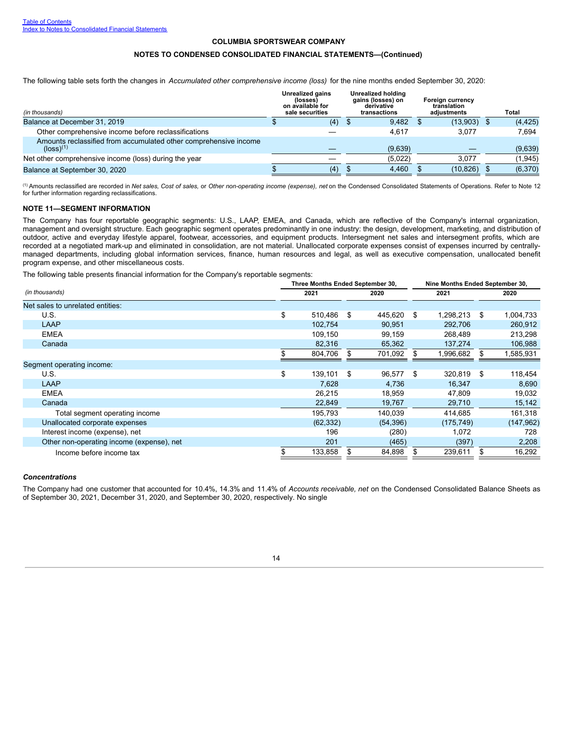Table of Contents
Index to Notes to Consolidated Financial Statements

**COLUMBIA SPORTSWEAR COMPANY**

**NOTES TO CONDENSED CONSOLIDATED FINANCIAL STATEMENTS—(Continued)**

The following table sets forth the changes in *Accumulated other comprehensive income (loss)* for the nine months ended September 30, 2020:

| *(in thousands)* | Unrealized gains (losses) on available for sale securities | Unrealized holding gains (losses) on derivative transactions | Foreign currency translation adjustments | Total |
|---|---|---|---|---|
| Balance at December 31, 2019 | $ (4) | $ 9,482 | $ (13,903) | $ (4,425) |
| Other comprehensive income before reclassifications | — | 4,617 | 3,077 | 7,694 |
| Amounts reclassified from accumulated other comprehensive income (loss)[(1)] | — | (9,639) | — | (9,639) |
| Net other comprehensive income (loss) during the year | — | (5,022) | 3,077 | (1,945) |
| Balance at September 30, 2020 | $ (4) | $ 4,460 | $ (10,826) | $ (6,370) |

[(1)] Amounts reclassified are recorded in *Net sales, Cost of sales,* or *Other non-operating income (expense), net* on the Condensed Consolidated Statements of Operations. Refer to Note 12 for further information regarding reclassifications.

### NOTE 11—SEGMENT INFORMATION

The Company has four reportable geographic segments: U.S., LAAP, EMEA, and Canada, which are reflective of the Company's internal organization, management and oversight structure. Each geographic segment operates predominantly in one industry: the design, development, marketing, and distribution of outdoor, active and everyday lifestyle apparel, footwear, accessories, and equipment products. Intersegment net sales and intersegment profits, which are recorded at a negotiated mark-up and eliminated in consolidation, are not material. Unallocated corporate expenses consist of expenses incurred by centrally-managed departments, including global information services, finance, human resources and legal, as well as executive compensation, unallocated benefit program expense, and other miscellaneous costs.

The following table presents financial information for the Company's reportable segments:

| | Three Months Ended September 30, | | Nine Months Ended September 30, | |
|---|---|---|---|---|
| *(in thousands)* | 2021 | 2020 | 2021 | 2020 |
| Net sales to unrelated entities: | | | | |
| U.S. | $ 510,486 | $ 445,620 | $ 1,298,213 | $ 1,004,733 |
| LAAP | 102,754 | 90,951 | 292,706 | 260,912 |
| EMEA | 109,150 | 99,159 | 268,489 | 213,298 |
| Canada | 82,316 | 65,362 | 137,274 | 106,988 |
| | $ 804,706 | $ 701,092 | $ 1,996,682 | $ 1,585,931 |
| Segment operating income: | | | | |
| U.S. | $ 139,101 | $ 96,577 | $ 320,819 | $ 118,454 |
| LAAP | 7,628 | 4,736 | 16,347 | 8,690 |
| EMEA | 26,215 | 18,959 | 47,809 | 19,032 |
| Canada | 22,849 | 19,767 | 29,710 | 15,142 |
| Total segment operating income | 195,793 | 140,039 | 414,685 | 161,318 |
| Unallocated corporate expenses | (62,332) | (54,396) | (175,749) | (147,962) |
| Interest income (expense), net | 196 | (280) | 1,072 | 728 |
| Other non-operating income (expense), net | 201 | (465) | (397) | 2,208 |
| Income before income tax | $ 133,858 | $ 84,898 | $ 239,611 | $ 16,292 |

***Concentrations***

The Company had one customer that accounted for 10.4%, 14.3% and 11.4% of *Accounts receivable, net* on the Condensed Consolidated Balance Sheets as of September 30, 2021, December 31, 2020, and September 30, 2020, respectively. No single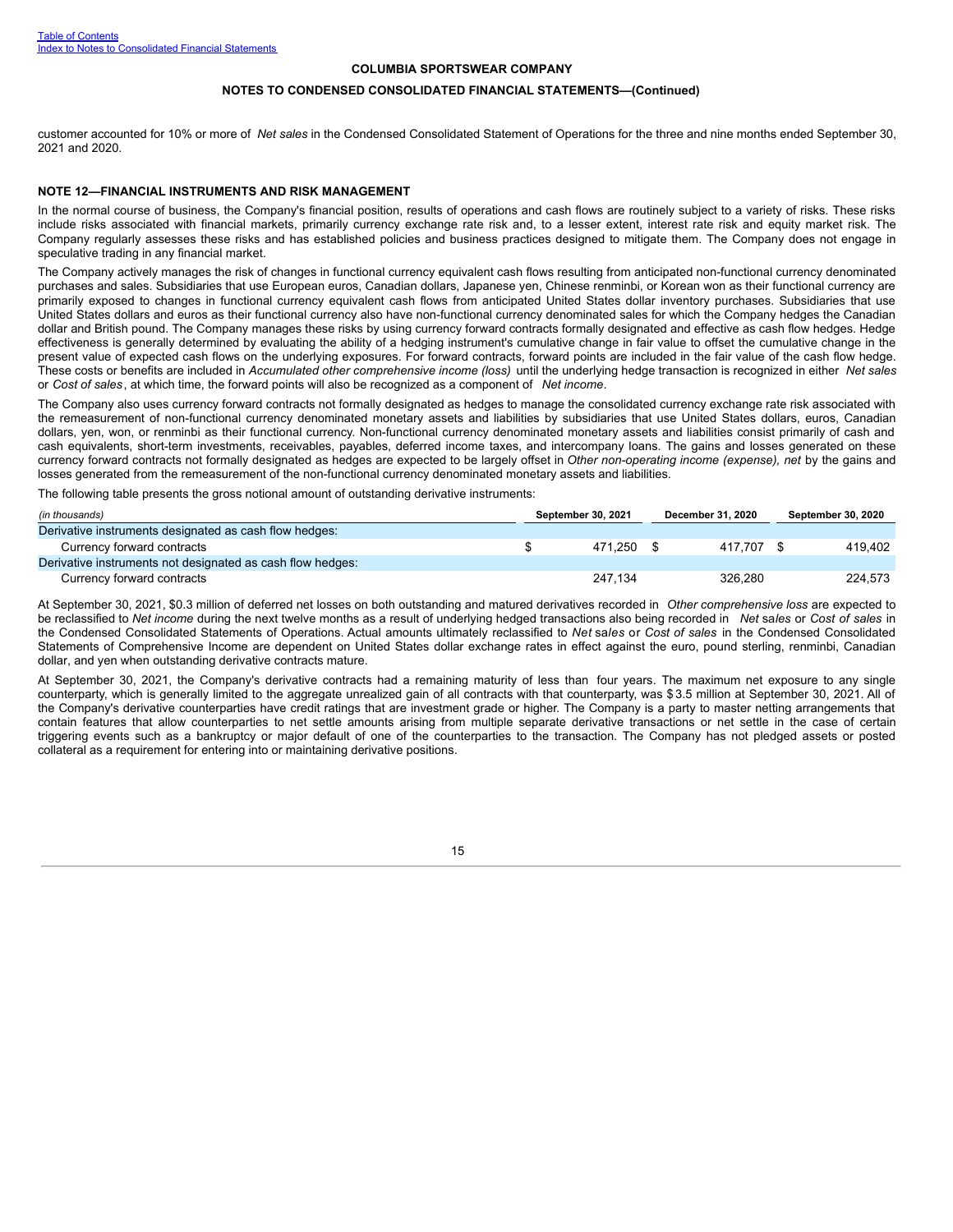customer accounted for 10% or more of *Net sales* in the Condensed Consolidated Statement of Operations for the three and nine months ended September 30, 2021 and 2020.

### NOTE 12—FINANCIAL INSTRUMENTS AND RISK MANAGEMENT

In the normal course of business, the Company's financial position, results of operations and cash flows are routinely subject to a variety of risks. These risks include risks associated with financial markets, primarily currency exchange rate risk and, to a lesser extent, interest rate risk and equity market risk. The Company regularly assesses these risks and has established policies and business practices designed to mitigate them. The Company does not engage in speculative trading in any financial market.

The Company actively manages the risk of changes in functional currency equivalent cash flows resulting from anticipated non-functional currency denominated purchases and sales. Subsidiaries that use European euros, Canadian dollars, Japanese yen, Chinese renminbi, or Korean won as their functional currency are primarily exposed to changes in functional currency equivalent cash flows from anticipated United States dollar inventory purchases. Subsidiaries that use United States dollars and euros as their functional currency also have non-functional currency denominated sales for which the Company hedges the Canadian dollar and British pound. The Company manages these risks by using currency forward contracts formally designated and effective as cash flow hedges. Hedge effectiveness is generally determined by evaluating the ability of a hedging instrument's cumulative change in fair value to offset the cumulative change in the present value of expected cash flows on the underlying exposures. For forward contracts, forward points are included in the fair value of the cash flow hedge. These costs or benefits are included in *Accumulated other comprehensive income (loss)* until the underlying hedge transaction is recognized in either *Net sales* or *Cost of sales*, at which time, the forward points will also be recognized as a component of *Net income*.

The Company also uses currency forward contracts not formally designated as hedges to manage the consolidated currency exchange rate risk associated with the remeasurement of non-functional currency denominated monetary assets and liabilities by subsidiaries that use United States dollars, euros, Canadian dollars, yen, won, or renminbi as their functional currency. Non-functional currency denominated monetary assets and liabilities consist primarily of cash and cash equivalents, short-term investments, receivables, payables, deferred income taxes, and intercompany loans. The gains and losses generated on these currency forward contracts not formally designated as hedges are expected to be largely offset in *Other non-operating income (expense), net* by the gains and losses generated from the remeasurement of the non-functional currency denominated monetary assets and liabilities.

The following table presents the gross notional amount of outstanding derivative instruments:

| *(in thousands)* | September 30, 2021 | December 31, 2020 | September 30, 2020 |
|---|---|---|---|
| Derivative instruments designated as cash flow hedges: | | | |
| Currency forward contracts | $ 471,250 | $ 417,707 | $ 419,402 |
| Derivative instruments not designated as cash flow hedges: | | | |
| Currency forward contracts | 247,134 | 326,280 | 224,573 |

At September 30, 2021, $0.3 million of deferred net losses on both outstanding and matured derivatives recorded in *Other comprehensive loss* are expected to be reclassified to *Net income* during the next twelve months as a result of underlying hedged transactions also being recorded in *Net sales* or *Cost of sales* in the Condensed Consolidated Statements of Operations. Actual amounts ultimately reclassified to *Net sales* or *Cost of sales* in the Condensed Consolidated Statements of Comprehensive Income are dependent on United States dollar exchange rates in effect against the euro, pound sterling, renminbi, Canadian dollar, and yen when outstanding derivative contracts mature.

At September 30, 2021, the Company's derivative contracts had a remaining maturity of less than four years. The maximum net exposure to any single counterparty, which is generally limited to the aggregate unrealized gain of all contracts with that counterparty, was $3.5 million at September 30, 2021. All of the Company's derivative counterparties have credit ratings that are investment grade or higher. The Company is a party to master netting arrangements that contain features that allow counterparties to net settle amounts arising from multiple separate derivative transactions or net settle in the case of certain triggering events such as a bankruptcy or major default of one of the counterparties to the transaction. The Company has not pledged assets or posted collateral as a requirement for entering into or maintaining derivative positions.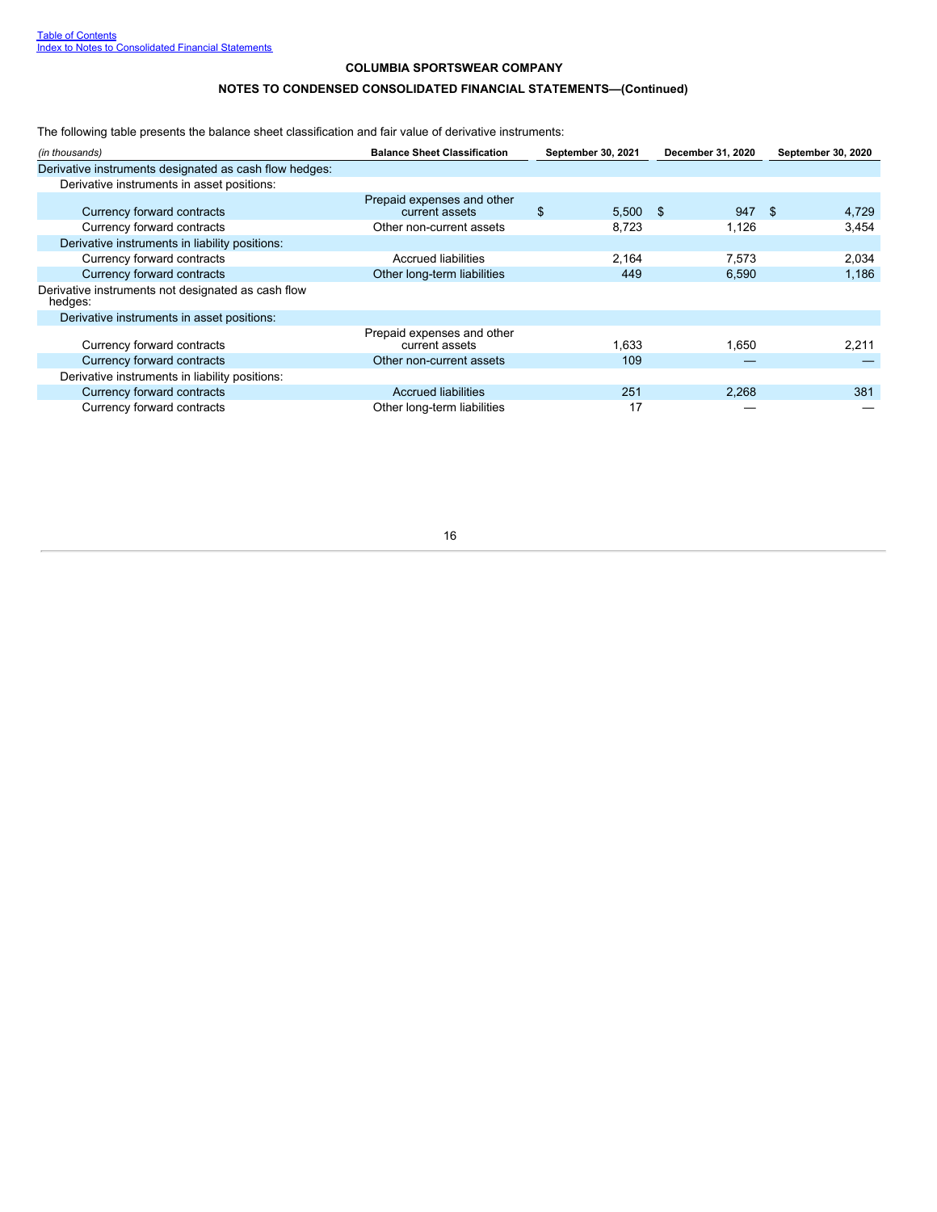Table of Contents
Index to Notes to Consolidated Financial Statements

**COLUMBIA SPORTSWEAR COMPANY**

**NOTES TO CONDENSED CONSOLIDATED FINANCIAL STATEMENTS—(Continued)**

The following table presents the balance sheet classification and fair value of derivative instruments:

| *(in thousands)* | Balance Sheet Classification | September 30, 2021 | December 31, 2020 | September 30, 2020 |
|---|---|---|---|---|
| Derivative instruments designated as cash flow hedges: | | | | |
| Derivative instruments in asset positions: | | | | |
| Currency forward contracts | Prepaid expenses and other current assets | $ 5,500 | $ 947 | $ 4,729 |
| Currency forward contracts | Other non-current assets | 8,723 | 1,126 | 3,454 |
| Derivative instruments in liability positions: | | | | |
| Currency forward contracts | Accrued liabilities | 2,164 | 7,573 | 2,034 |
| Currency forward contracts | Other long-term liabilities | 449 | 6,590 | 1,186 |
| Derivative instruments not designated as cash flow hedges: | | | | |
| Derivative instruments in asset positions: | | | | |
| Currency forward contracts | Prepaid expenses and other current assets | 1,633 | 1,650 | 2,211 |
| Currency forward contracts | Other non-current assets | 109 | — | — |
| Derivative instruments in liability positions: | | | | |
| Currency forward contracts | Accrued liabilities | 251 | 2,268 | 381 |
| Currency forward contracts | Other long-term liabilities | 17 | — | — |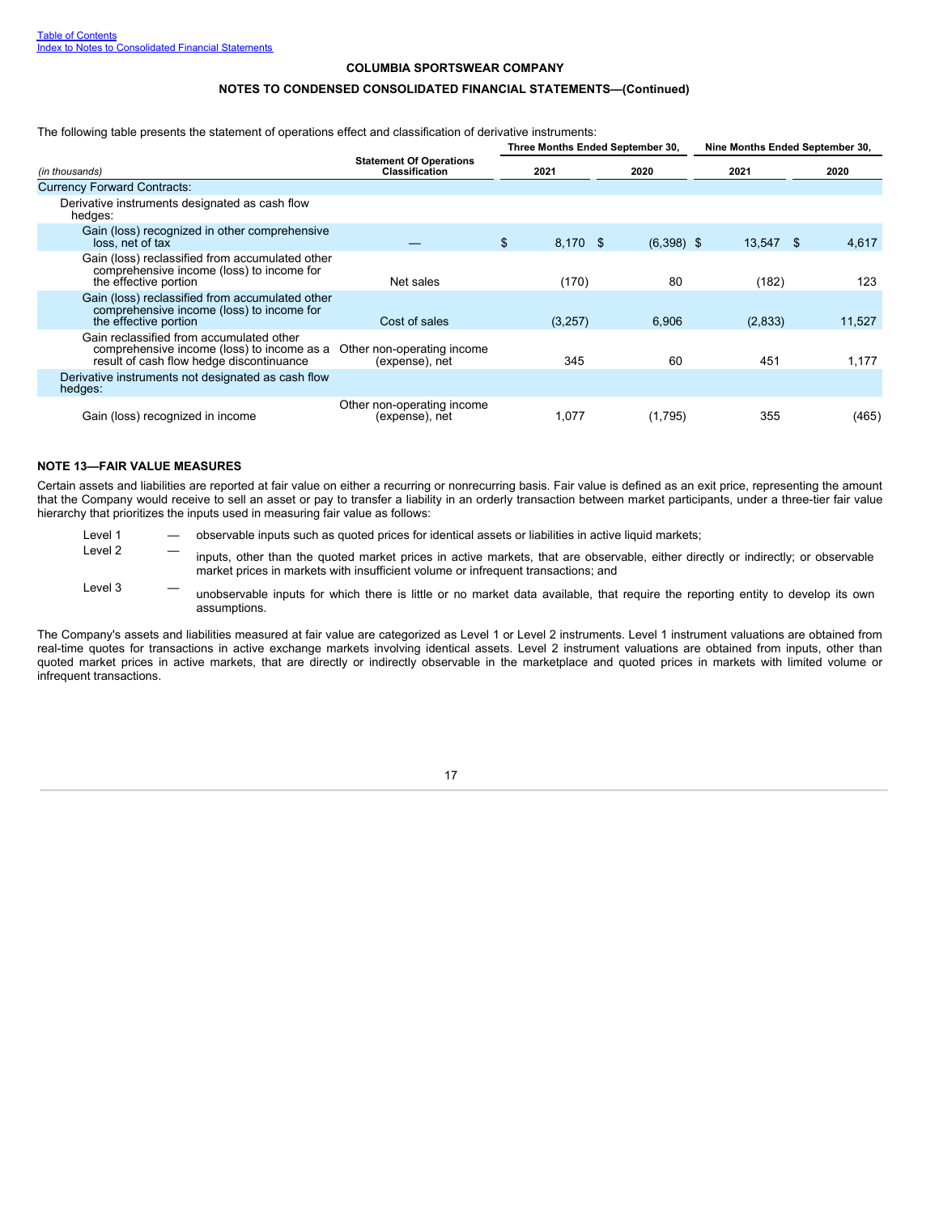COLUMBIA SPORTSWEAR COMPANY

NOTES TO CONDENSED CONSOLIDATED FINANCIAL STATEMENTS—(Continued)

The following table presents the statement of operations effect and classification of derivative instruments:

| (in thousands) | Statement Of Operations Classification | Three Months Ended September 30, 2021 | Three Months Ended September 30, 2020 | Nine Months Ended September 30, 2021 | Nine Months Ended September 30, 2020 |
|---|---|---|---|---|---|
| Currency Forward Contracts: | | | | | |
| Derivative instruments designated as cash flow hedges: | | | | | |
| Gain (loss) recognized in other comprehensive loss, net of tax | — | $ 8,170 | $ (6,398) | $ 13,547 | $ 4,617 |
| Gain (loss) reclassified from accumulated other comprehensive income (loss) to income for the effective portion | Net sales | (170) | 80 | (182) | 123 |
| Gain (loss) reclassified from accumulated other comprehensive income (loss) to income for the effective portion | Cost of sales | (3,257) | 6,906 | (2,833) | 11,527 |
| Gain reclassified from accumulated other comprehensive income (loss) to income as a result of cash flow hedge discontinuance | Other non-operating income (expense), net | 345 | 60 | 451 | 1,177 |
| Derivative instruments not designated as cash flow hedges: | | | | | |
| Gain (loss) recognized in income | Other non-operating income (expense), net | 1,077 | (1,795) | 355 | (465) |

**NOTE 13—FAIR VALUE MEASURES**

Certain assets and liabilities are reported at fair value on either a recurring or nonrecurring basis. Fair value is defined as an exit price, representing the amount that the Company would receive to sell an asset or pay to transfer a liability in an orderly transaction between market participants, under a three-tier fair value hierarchy that prioritizes the inputs used in measuring fair value as follows:

- Level 1 — observable inputs such as quoted prices for identical assets or liabilities in active liquid markets;
- Level 2 — inputs, other than the quoted market prices in active markets, that are observable, either directly or indirectly; or observable market prices in markets with insufficient volume or infrequent transactions; and
- Level 3 — unobservable inputs for which there is little or no market data available, that require the reporting entity to develop its own assumptions.

The Company's assets and liabilities measured at fair value are categorized as Level 1 or Level 2 instruments. Level 1 instrument valuations are obtained from real-time quotes for transactions in active exchange markets involving identical assets. Level 2 instrument valuations are obtained from inputs, other than quoted market prices in active markets, that are directly or indirectly observable in the marketplace and quoted prices in markets with limited volume or infrequent transactions.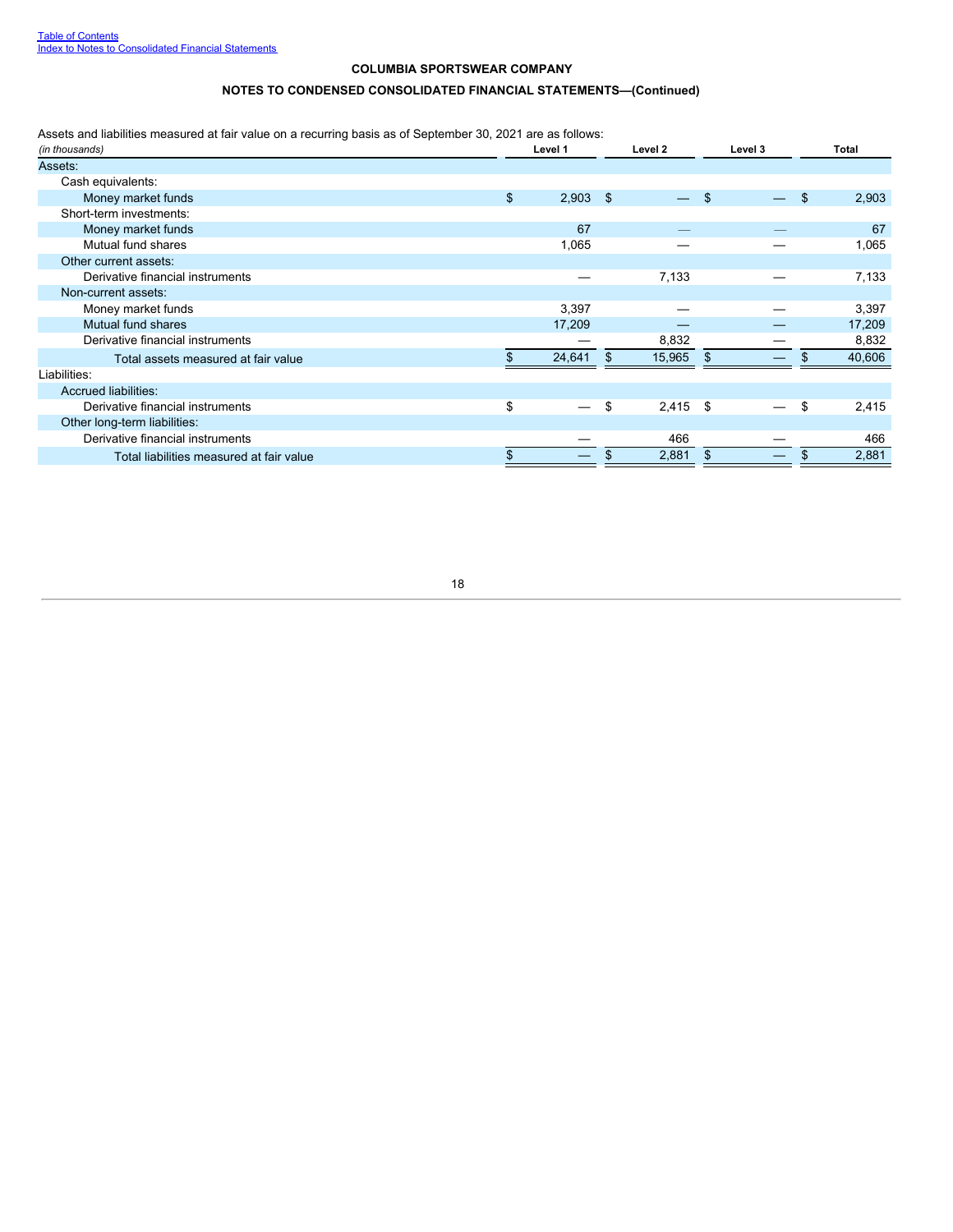Table of Contents
Index to Notes to Consolidated Financial Statements

**COLUMBIA SPORTSWEAR COMPANY**

**NOTES TO CONDENSED CONSOLIDATED FINANCIAL STATEMENTS—(Continued)**

Assets and liabilities measured at fair value on a recurring basis as of September 30, 2021 are as follows:

| *(in thousands)* | Level 1 | Level 2 | Level 3 | Total |
|---|---|---|---|---|
| Assets: | | | | |
| Cash equivalents: | | | | |
| Money market funds | $ 2,903 | $ — | $ — | $ 2,903 |
| Short-term investments: | | | | |
| Money market funds | 67 | — | — | 67 |
| Mutual fund shares | 1,065 | — | — | 1,065 |
| Other current assets: | | | | |
| Derivative financial instruments | — | 7,133 | — | 7,133 |
| Non-current assets: | | | | |
| Money market funds | 3,397 | — | — | 3,397 |
| Mutual fund shares | 17,209 | — | — | 17,209 |
| Derivative financial instruments | — | 8,832 | — | 8,832 |
| Total assets measured at fair value | $ 24,641 | $ 15,965 | $ — | $ 40,606 |
| Liabilities: | | | | |
| Accrued liabilities: | | | | |
| Derivative financial instruments | $ — | $ 2,415 | $ — | $ 2,415 |
| Other long-term liabilities: | | | | |
| Derivative financial instruments | — | 466 | — | 466 |
| Total liabilities measured at fair value | $ — | $ 2,881 | $ — | $ 2,881 |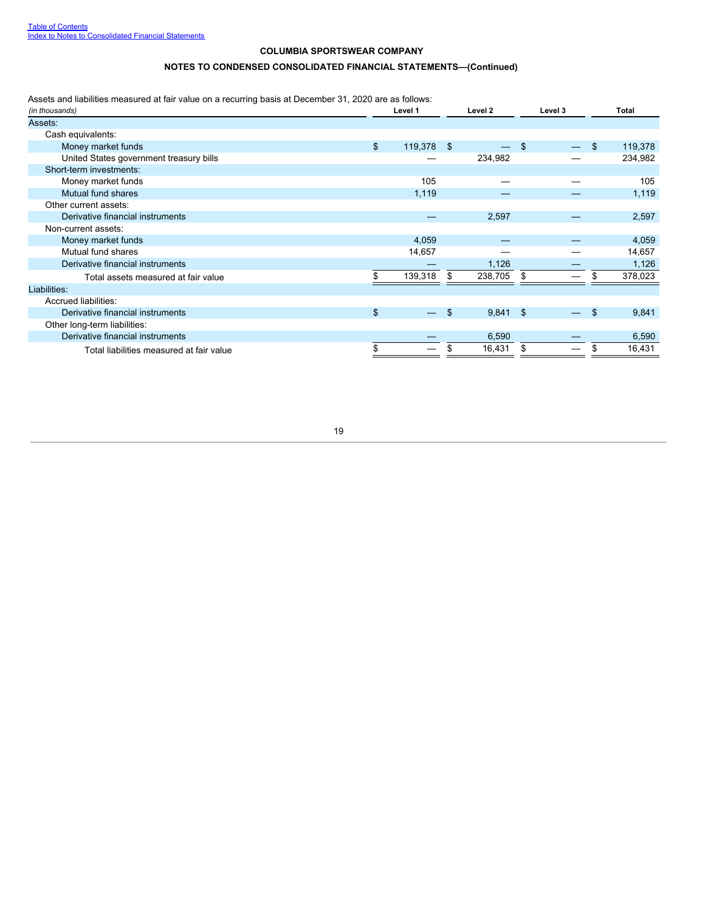**COLUMBIA SPORTSWEAR COMPANY**

**NOTES TO CONDENSED CONSOLIDATED FINANCIAL STATEMENTS—(Continued)**

Assets and liabilities measured at fair value on a recurring basis at December 31, 2020 are as follows:

| *(in thousands)* | Level 1 | Level 2 | Level 3 | Total |
|---|---|---|---|---|
| Assets: | | | | |
| Cash equivalents: | | | | |
| Money market funds | $ 119,378 | $ — | $ — | $ 119,378 |
| United States government treasury bills | — | 234,982 | — | 234,982 |
| Short-term investments: | | | | |
| Money market funds | 105 | — | — | 105 |
| Mutual fund shares | 1,119 | — | — | 1,119 |
| Other current assets: | | | | |
| Derivative financial instruments | — | 2,597 | — | 2,597 |
| Non-current assets: | | | | |
| Money market funds | 4,059 | — | — | 4,059 |
| Mutual fund shares | 14,657 | — | — | 14,657 |
| Derivative financial instruments | — | 1,126 | — | 1,126 |
| Total assets measured at fair value | $ 139,318 | $ 238,705 | $ — | $ 378,023 |
| Liabilities: | | | | |
| Accrued liabilities: | | | | |
| Derivative financial instruments | $ — | $ 9,841 | $ — | $ 9,841 |
| Other long-term liabilities: | | | | |
| Derivative financial instruments | — | 6,590 | — | 6,590 |
| Total liabilities measured at fair value | $ — | $ 16,431 | $ — | $ 16,431 |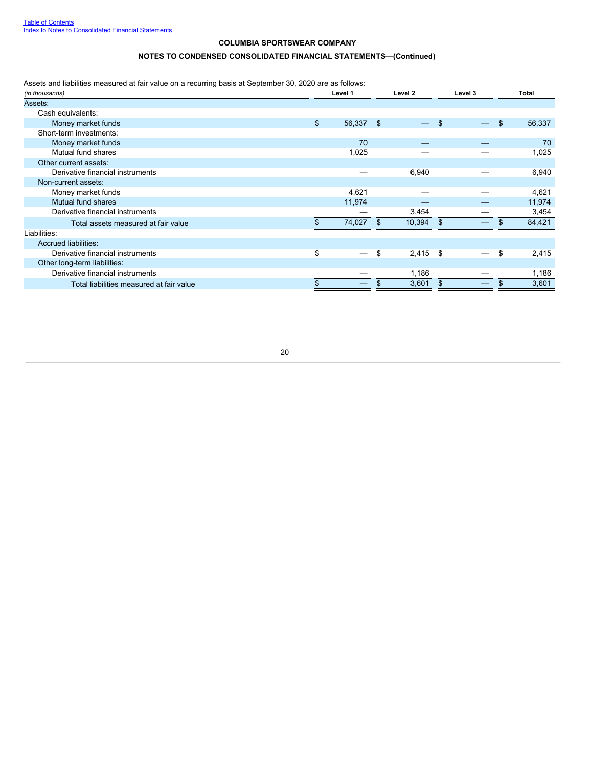Table of Contents
Index to Notes to Consolidated Financial Statements

**COLUMBIA SPORTSWEAR COMPANY**

**NOTES TO CONDENSED CONSOLIDATED FINANCIAL STATEMENTS—(Continued)**

Assets and liabilities measured at fair value on a recurring basis at September 30, 2020 are as follows:

| *(in thousands)* | Level 1 | Level 2 | Level 3 | Total |
|---|---|---|---|---|
| Assets: | | | | |
| Cash equivalents: | | | | |
| Money market funds | $ 56,337 | $ — | $ — | $ 56,337 |
| Short-term investments: | | | | |
| Money market funds | 70 | — | — | 70 |
| Mutual fund shares | 1,025 | — | — | 1,025 |
| Other current assets: | | | | |
| Derivative financial instruments | — | 6,940 | — | 6,940 |
| Non-current assets: | | | | |
| Money market funds | 4,621 | — | — | 4,621 |
| Mutual fund shares | 11,974 | — | — | 11,974 |
| Derivative financial instruments | — | 3,454 | — | 3,454 |
| Total assets measured at fair value | $ 74,027 | $ 10,394 | $ — | $ 84,421 |
| Liabilities: | | | | |
| Accrued liabilities: | | | | |
| Derivative financial instruments | $ — | $ 2,415 | $ — | $ 2,415 |
| Other long-term liabilities: | | | | |
| Derivative financial instruments | — | 1,186 | — | 1,186 |
| Total liabilities measured at fair value | $ — | $ 3,601 | $ — | $ 3,601 |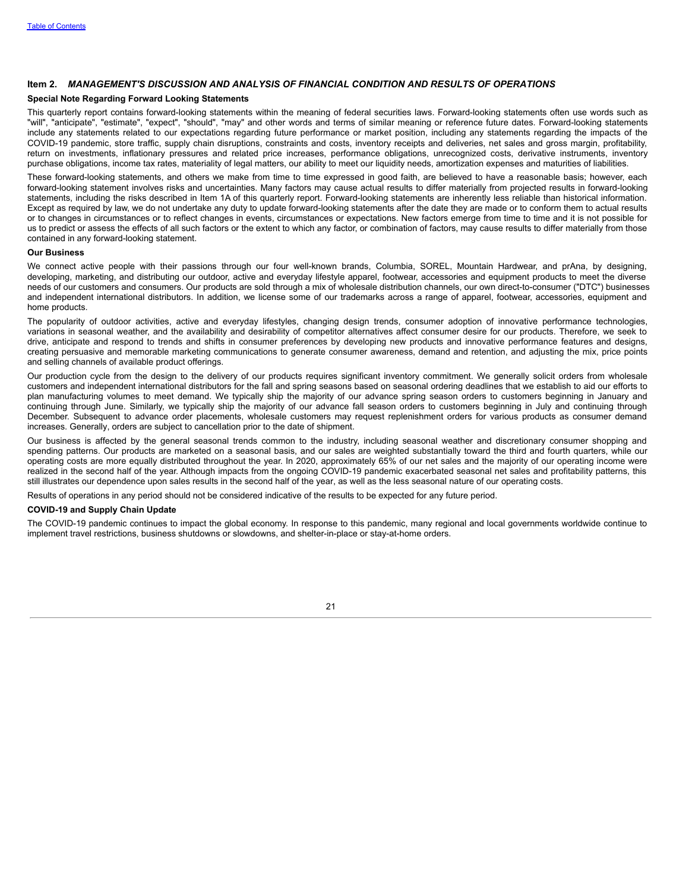## Item 2. *MANAGEMENT'S DISCUSSION AND ANALYSIS OF FINANCIAL CONDITION AND RESULTS OF OPERATIONS*

**Special Note Regarding Forward Looking Statements**

This quarterly report contains forward-looking statements within the meaning of federal securities laws. Forward-looking statements often use words such as "will", "anticipate", "estimate", "expect", "should", "may" and other words and terms of similar meaning or reference future dates. Forward-looking statements include any statements related to our expectations regarding future performance or market position, including any statements regarding the impacts of the COVID-19 pandemic, store traffic, supply chain disruptions, constraints and costs, inventory receipts and deliveries, net sales and gross margin, profitability, return on investments, inflationary pressures and related price increases, performance obligations, unrecognized costs, derivative instruments, inventory purchase obligations, income tax rates, materiality of legal matters, our ability to meet our liquidity needs, amortization expenses and maturities of liabilities.

These forward-looking statements, and others we make from time to time expressed in good faith, are believed to have a reasonable basis; however, each forward-looking statement involves risks and uncertainties. Many factors may cause actual results to differ materially from projected results in forward-looking statements, including the risks described in Item 1A of this quarterly report. Forward-looking statements are inherently less reliable than historical information. Except as required by law, we do not undertake any duty to update forward-looking statements after the date they are made or to conform them to actual results or to changes in circumstances or to reflect changes in events, circumstances or expectations. New factors emerge from time to time and it is not possible for us to predict or assess the effects of all such factors or the extent to which any factor, or combination of factors, may cause results to differ materially from those contained in any forward-looking statement.

**Our Business**

We connect active people with their passions through our four well-known brands, Columbia, SOREL, Mountain Hardwear, and prAna, by designing, developing, marketing, and distributing our outdoor, active and everyday lifestyle apparel, footwear, accessories and equipment products to meet the diverse needs of our customers and consumers. Our products are sold through a mix of wholesale distribution channels, our own direct-to-consumer ("DTC") businesses and independent international distributors. In addition, we license some of our trademarks across a range of apparel, footwear, accessories, equipment and home products.

The popularity of outdoor activities, active and everyday lifestyles, changing design trends, consumer adoption of innovative performance technologies, variations in seasonal weather, and the availability and desirability of competitor alternatives affect consumer desire for our products. Therefore, we seek to drive, anticipate and respond to trends and shifts in consumer preferences by developing new products and innovative performance features and designs, creating persuasive and memorable marketing communications to generate consumer awareness, demand and retention, and adjusting the mix, price points and selling channels of available product offerings.

Our production cycle from the design to the delivery of our products requires significant inventory commitment. We generally solicit orders from wholesale customers and independent international distributors for the fall and spring seasons based on seasonal ordering deadlines that we establish to aid our efforts to plan manufacturing volumes to meet demand. We typically ship the majority of our advance spring season orders to customers beginning in January and continuing through June. Similarly, we typically ship the majority of our advance fall season orders to customers beginning in July and continuing through December. Subsequent to advance order placements, wholesale customers may request replenishment orders for various products as consumer demand increases. Generally, orders are subject to cancellation prior to the date of shipment.

Our business is affected by the general seasonal trends common to the industry, including seasonal weather and discretionary consumer shopping and spending patterns. Our products are marketed on a seasonal basis, and our sales are weighted substantially toward the third and fourth quarters, while our operating costs are more equally distributed throughout the year. In 2020, approximately 65% of our net sales and the majority of our operating income were realized in the second half of the year. Although impacts from the ongoing COVID-19 pandemic exacerbated seasonal net sales and profitability patterns, this still illustrates our dependence upon sales results in the second half of the year, as well as the less seasonal nature of our operating costs.

Results of operations in any period should not be considered indicative of the results to be expected for any future period.

**COVID-19 and Supply Chain Update**

The COVID-19 pandemic continues to impact the global economy. In response to this pandemic, many regional and local governments worldwide continue to implement travel restrictions, business shutdowns or slowdowns, and shelter-in-place or stay-at-home orders.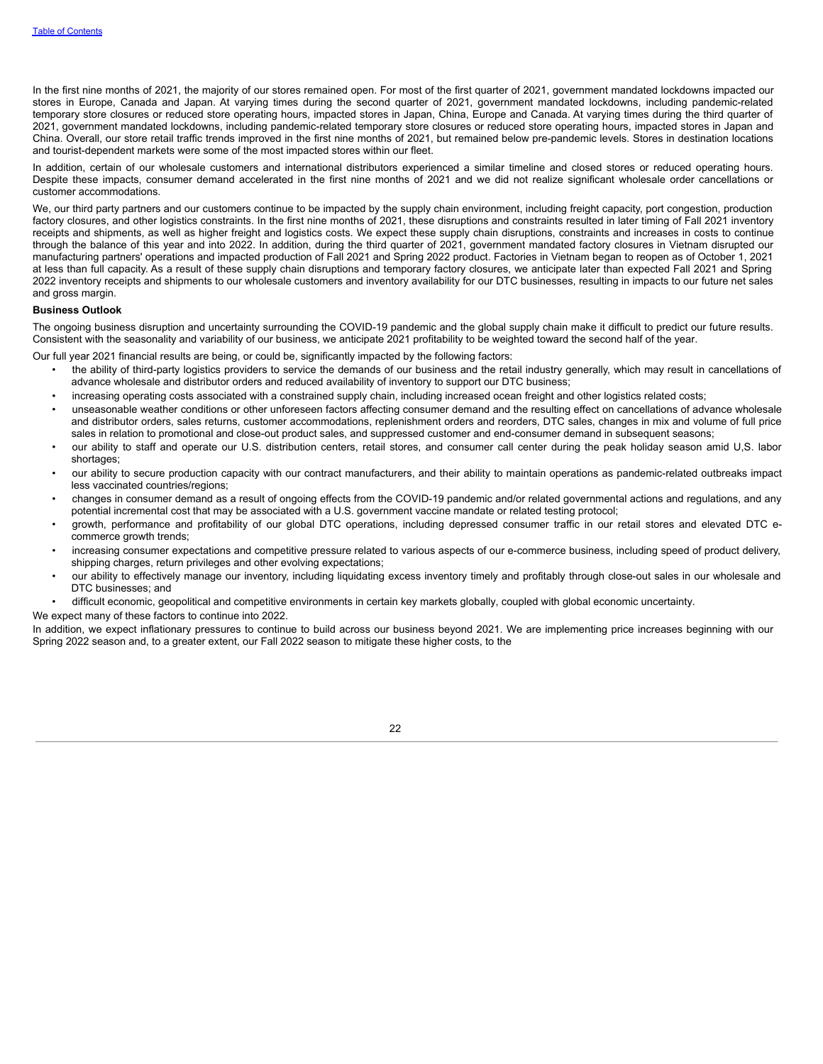In the first nine months of 2021, the majority of our stores remained open. For most of the first quarter of 2021, government mandated lockdowns impacted our stores in Europe, Canada and Japan. At varying times during the second quarter of 2021, government mandated lockdowns, including pandemic-related temporary store closures or reduced store operating hours, impacted stores in Japan, China, Europe and Canada. At varying times during the third quarter of 2021, government mandated lockdowns, including pandemic-related temporary store closures or reduced store operating hours, impacted stores in Japan and China. Overall, our store retail traffic trends improved in the first nine months of 2021, but remained below pre-pandemic levels. Stores in destination locations and tourist-dependent markets were some of the most impacted stores within our fleet.

In addition, certain of our wholesale customers and international distributors experienced a similar timeline and closed stores or reduced operating hours. Despite these impacts, consumer demand accelerated in the first nine months of 2021 and we did not realize significant wholesale order cancellations or customer accommodations.

We, our third party partners and our customers continue to be impacted by the supply chain environment, including freight capacity, port congestion, production factory closures, and other logistics constraints. In the first nine months of 2021, these disruptions and constraints resulted in later timing of Fall 2021 inventory receipts and shipments, as well as higher freight and logistics costs. We expect these supply chain disruptions, constraints and increases in costs to continue through the balance of this year and into 2022. In addition, during the third quarter of 2021, government mandated factory closures in Vietnam disrupted our manufacturing partners' operations and impacted production of Fall 2021 and Spring 2022 product. Factories in Vietnam began to reopen as of October 1, 2021 at less than full capacity. As a result of these supply chain disruptions and temporary factory closures, we anticipate later than expected Fall 2021 and Spring 2022 inventory receipts and shipments to our wholesale customers and inventory availability for our DTC businesses, resulting in impacts to our future net sales and gross margin.

**Business Outlook**

The ongoing business disruption and uncertainty surrounding the COVID-19 pandemic and the global supply chain make it difficult to predict our future results. Consistent with the seasonality and variability of our business, we anticipate 2021 profitability to be weighted toward the second half of the year.

Our full year 2021 financial results are being, or could be, significantly impacted by the following factors:

- the ability of third-party logistics providers to service the demands of our business and the retail industry generally, which may result in cancellations of advance wholesale and distributor orders and reduced availability of inventory to support our DTC business;
- increasing operating costs associated with a constrained supply chain, including increased ocean freight and other logistics related costs;
- unseasonable weather conditions or other unforeseen factors affecting consumer demand and the resulting effect on cancellations of advance wholesale and distributor orders, sales returns, customer accommodations, replenishment orders and reorders, DTC sales, changes in mix and volume of full price sales in relation to promotional and close-out product sales, and suppressed customer and end-consumer demand in subsequent seasons;
- our ability to staff and operate our U.S. distribution centers, retail stores, and consumer call center during the peak holiday season amid U,S. labor shortages;
- our ability to secure production capacity with our contract manufacturers, and their ability to maintain operations as pandemic-related outbreaks impact less vaccinated countries/regions;
- changes in consumer demand as a result of ongoing effects from the COVID-19 pandemic and/or related governmental actions and regulations, and any potential incremental cost that may be associated with a U.S. government vaccine mandate or related testing protocol;
- growth, performance and profitability of our global DTC operations, including depressed consumer traffic in our retail stores and elevated DTC e-commerce growth trends;
- increasing consumer expectations and competitive pressure related to various aspects of our e-commerce business, including speed of product delivery, shipping charges, return privileges and other evolving expectations;
- our ability to effectively manage our inventory, including liquidating excess inventory timely and profitably through close-out sales in our wholesale and DTC businesses; and
- difficult economic, geopolitical and competitive environments in certain key markets globally, coupled with global economic uncertainty.

We expect many of these factors to continue into 2022.

In addition, we expect inflationary pressures to continue to build across our business beyond 2021. We are implementing price increases beginning with our Spring 2022 season and, to a greater extent, our Fall 2022 season to mitigate these higher costs, to the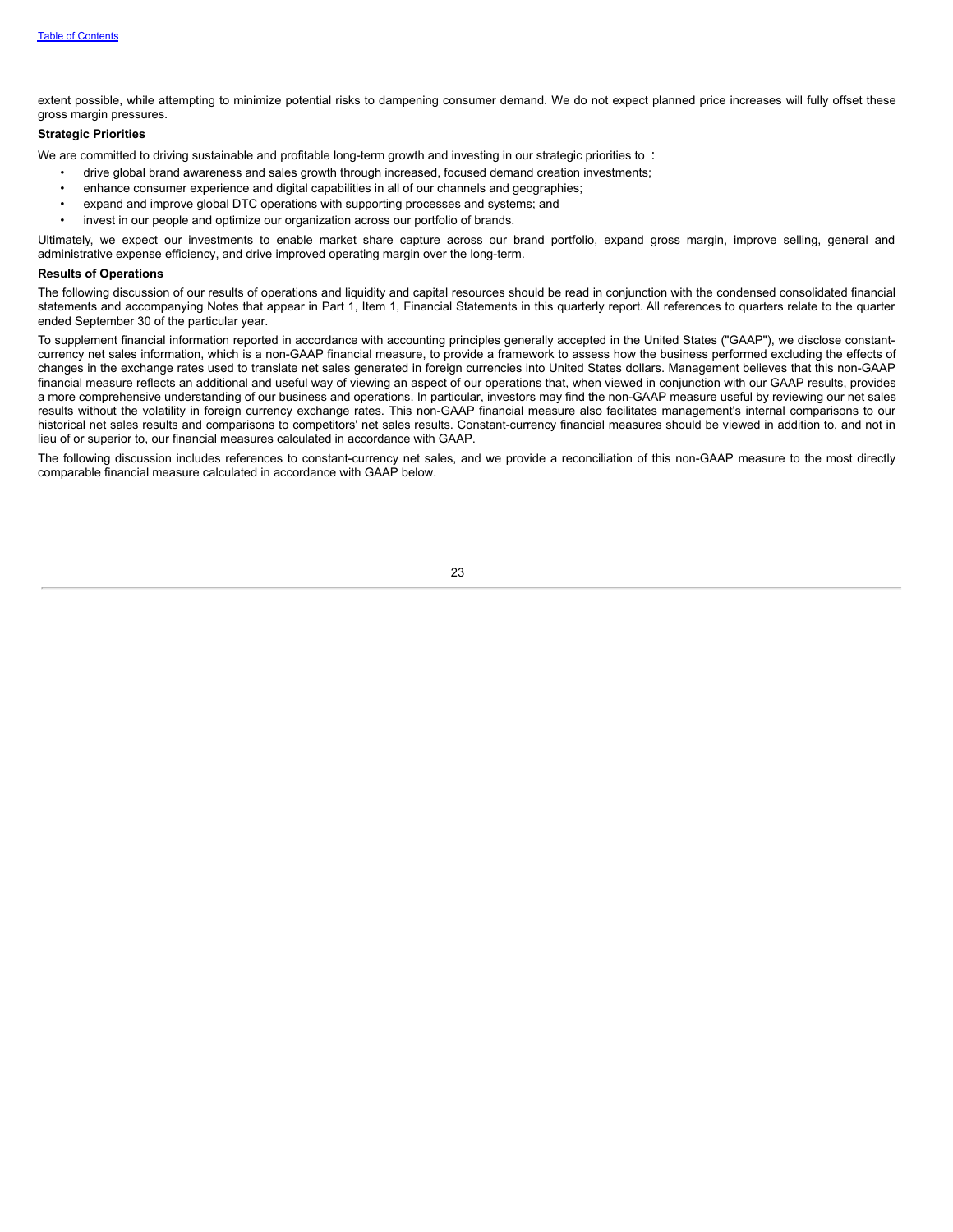extent possible, while attempting to minimize potential risks to dampening consumer demand. We do not expect planned price increases will fully offset these gross margin pressures.

**Strategic Priorities**

We are committed to driving sustainable and profitable long-term growth and investing in our strategic priorities to：

- drive global brand awareness and sales growth through increased, focused demand creation investments;
- enhance consumer experience and digital capabilities in all of our channels and geographies;
- expand and improve global DTC operations with supporting processes and systems; and
- invest in our people and optimize our organization across our portfolio of brands.

Ultimately, we expect our investments to enable market share capture across our brand portfolio, expand gross margin, improve selling, general and administrative expense efficiency, and drive improved operating margin over the long-term.

**Results of Operations**

The following discussion of our results of operations and liquidity and capital resources should be read in conjunction with the condensed consolidated financial statements and accompanying Notes that appear in Part 1, Item 1, Financial Statements in this quarterly report. All references to quarters relate to the quarter ended September 30 of the particular year.

To supplement financial information reported in accordance with accounting principles generally accepted in the United States ("GAAP"), we disclose constant-currency net sales information, which is a non-GAAP financial measure, to provide a framework to assess how the business performed excluding the effects of changes in the exchange rates used to translate net sales generated in foreign currencies into United States dollars. Management believes that this non-GAAP financial measure reflects an additional and useful way of viewing an aspect of our operations that, when viewed in conjunction with our GAAP results, provides a more comprehensive understanding of our business and operations. In particular, investors may find the non-GAAP measure useful by reviewing our net sales results without the volatility in foreign currency exchange rates. This non-GAAP financial measure also facilitates management's internal comparisons to our historical net sales results and comparisons to competitors' net sales results. Constant-currency financial measures should be viewed in addition to, and not in lieu of or superior to, our financial measures calculated in accordance with GAAP.

The following discussion includes references to constant-currency net sales, and we provide a reconciliation of this non-GAAP measure to the most directly comparable financial measure calculated in accordance with GAAP below.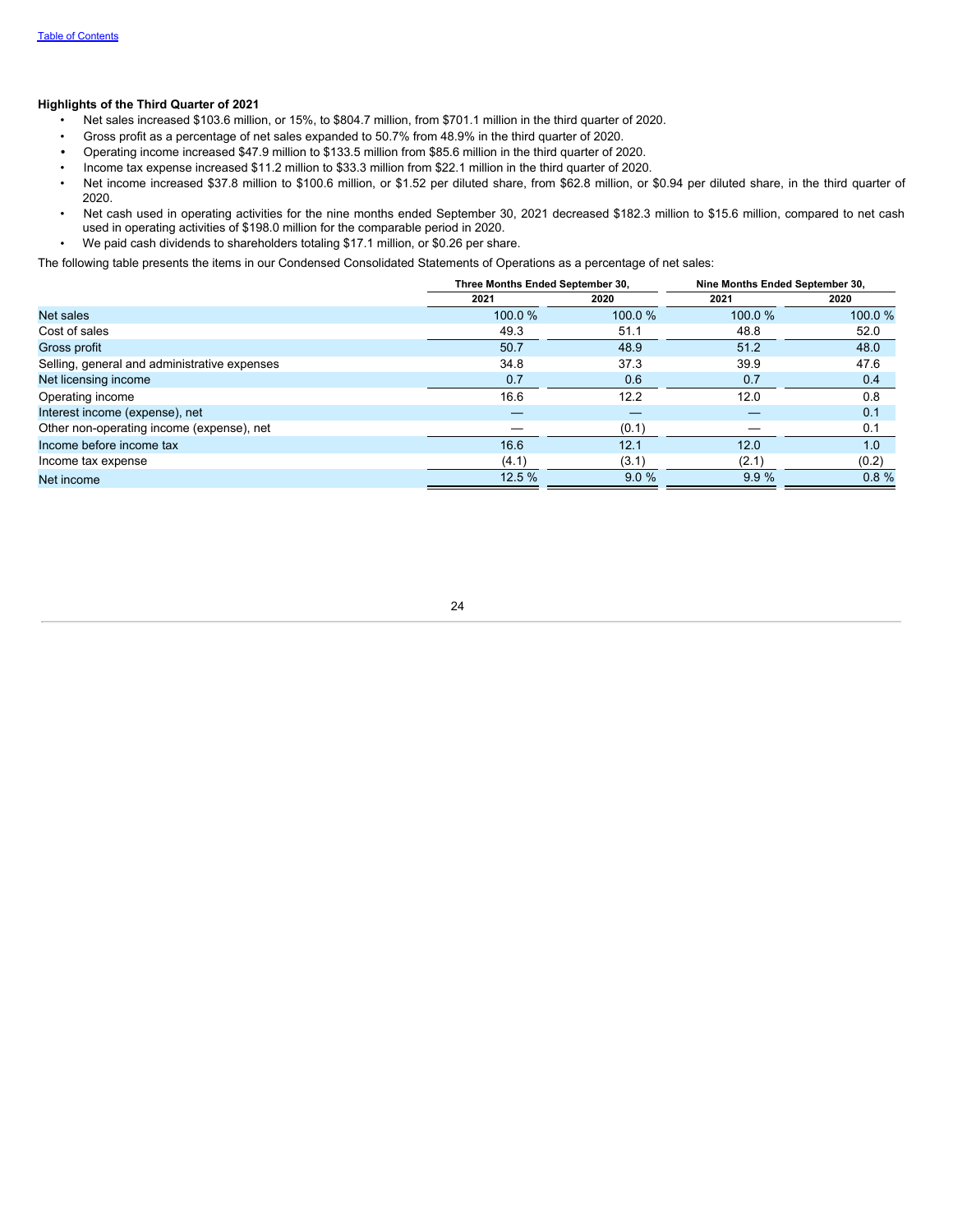**Highlights of the Third Quarter of 2021**

- Net sales increased $103.6 million, or 15%, to $804.7 million, from $701.1 million in the third quarter of 2020.
- Gross profit as a percentage of net sales expanded to 50.7% from 48.9% in the third quarter of 2020.
- Operating income increased $47.9 million to $133.5 million from $85.6 million in the third quarter of 2020.
- Income tax expense increased $11.2 million to $33.3 million from $22.1 million in the third quarter of 2020.
- Net income increased $37.8 million to $100.6 million, or $1.52 per diluted share, from $62.8 million, or $0.94 per diluted share, in the third quarter of 2020.
- Net cash used in operating activities for the nine months ended September 30, 2021 decreased $182.3 million to $15.6 million, compared to net cash used in operating activities of $198.0 million for the comparable period in 2020.
- We paid cash dividends to shareholders totaling $17.1 million, or $0.26 per share.

The following table presents the items in our Condensed Consolidated Statements of Operations as a percentage of net sales:

| | Three Months Ended September 30, | | Nine Months Ended September 30, | |
|---|---|---|---|---|
| | 2021 | 2020 | 2021 | 2020 |
| Net sales | 100.0 % | 100.0 % | 100.0 % | 100.0 % |
| Cost of sales | 49.3 | 51.1 | 48.8 | 52.0 |
| Gross profit | 50.7 | 48.9 | 51.2 | 48.0 |
| Selling, general and administrative expenses | 34.8 | 37.3 | 39.9 | 47.6 |
| Net licensing income | 0.7 | 0.6 | 0.7 | 0.4 |
| Operating income | 16.6 | 12.2 | 12.0 | 0.8 |
| Interest income (expense), net | — | — | — | 0.1 |
| Other non-operating income (expense), net | — | (0.1) | — | 0.1 |
| Income before income tax | 16.6 | 12.1 | 12.0 | 1.0 |
| Income tax expense | (4.1) | (3.1) | (2.1) | (0.2) |
| Net income | 12.5 % | 9.0 % | 9.9 % | 0.8 % |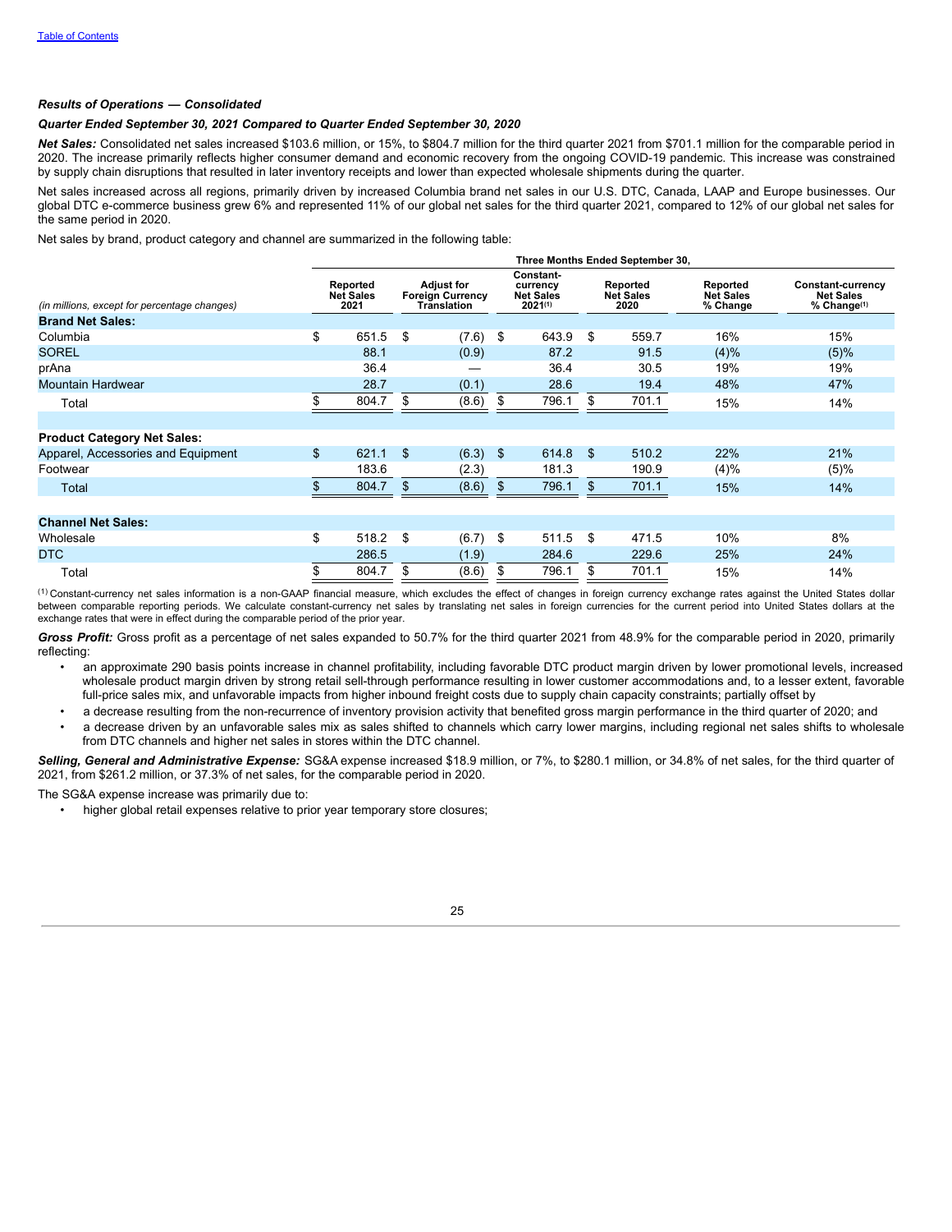[Table of Contents](#)

***Results of Operations — Consolidated***

***Quarter Ended September 30, 2021 Compared to Quarter Ended September 30, 2020***

***Net Sales:*** Consolidated net sales increased $103.6 million, or 15%, to $804.7 million for the third quarter 2021 from $701.1 million for the comparable period in 2020. The increase primarily reflects higher consumer demand and economic recovery from the ongoing COVID-19 pandemic. This increase was constrained by supply chain disruptions that resulted in later inventory receipts and lower than expected wholesale shipments during the quarter.

Net sales increased across all regions, primarily driven by increased Columbia brand net sales in our U.S. DTC, Canada, LAAP and Europe businesses. Our global DTC e-commerce business grew 6% and represented 11% of our global net sales for the third quarter 2021, compared to 12% of our global net sales for the same period in 2020.

Net sales by brand, product category and channel are summarized in the following table:

| | Three Months Ended September 30, | | | | | |
|---|---|---|---|---|---|---|
| *(in millions, except for percentage changes)* | **Reported Net Sales 2021** | **Adjust for Foreign Currency Translation** | **Constant-currency Net Sales 2021[1]** | **Reported Net Sales 2020** | **Reported Net Sales % Change** | **Constant-currency Net Sales % Change[1]** |
| **Brand Net Sales:** | | | | | | |
| Columbia | $ 651.5 | $ (7.6) | $ 643.9 | $ 559.7 | 16% | 15% |
| SOREL | 88.1 | (0.9) | 87.2 | 91.5 | (4)% | (5)% |
| prAna | 36.4 | — | 36.4 | 30.5 | 19% | 19% |
| Mountain Hardwear | 28.7 | (0.1) | 28.6 | 19.4 | 48% | 47% |
| Total | $ 804.7 | $ (8.6) | $ 796.1 | $ 701.1 | 15% | 14% |
| | | | | | | |
| **Product Category Net Sales:** | | | | | | |
| Apparel, Accessories and Equipment | $ 621.1 | $ (6.3) | $ 614.8 | $ 510.2 | 22% | 21% |
| Footwear | 183.6 | (2.3) | 181.3 | 190.9 | (4)% | (5)% |
| Total | $ 804.7 | $ (8.6) | $ 796.1 | $ 701.1 | 15% | 14% |
| | | | | | | |
| **Channel Net Sales:** | | | | | | |
| Wholesale | $ 518.2 | $ (6.7) | $ 511.5 | $ 471.5 | 10% | 8% |
| DTC | 286.5 | (1.9) | 284.6 | 229.6 | 25% | 24% |
| Total | $ 804.7 | $ (8.6) | $ 796.1 | $ 701.1 | 15% | 14% |

[1] Constant-currency net sales information is a non-GAAP financial measure, which excludes the effect of changes in foreign currency exchange rates against the United States dollar between comparable reporting periods. We calculate constant-currency net sales by translating net sales in foreign currencies for the current period into United States dollars at the exchange rates that were in effect during the comparable period of the prior year.

***Gross Profit:*** Gross profit as a percentage of net sales expanded to 50.7% for the third quarter 2021 from 48.9% for the comparable period in 2020, primarily reflecting:

- an approximate 290 basis points increase in channel profitability, including favorable DTC product margin driven by lower promotional levels, increased wholesale product margin driven by strong retail sell-through performance resulting in lower customer accommodations and, to a lesser extent, favorable full-price sales mix, and unfavorable impacts from higher inbound freight costs due to supply chain capacity constraints; partially offset by
- a decrease resulting from the non-recurrence of inventory provision activity that benefited gross margin performance in the third quarter of 2020; and
- a decrease driven by an unfavorable sales mix as sales shifted to channels which carry lower margins, including regional net sales shifts to wholesale from DTC channels and higher net sales in stores within the DTC channel.

***Selling, General and Administrative Expense:*** SG&A expense increased $18.9 million, or 7%, to $280.1 million, or 34.8% of net sales, for the third quarter of 2021, from $261.2 million, or 37.3% of net sales, for the comparable period in 2020.

The SG&A expense increase was primarily due to:

- higher global retail expenses relative to prior year temporary store closures;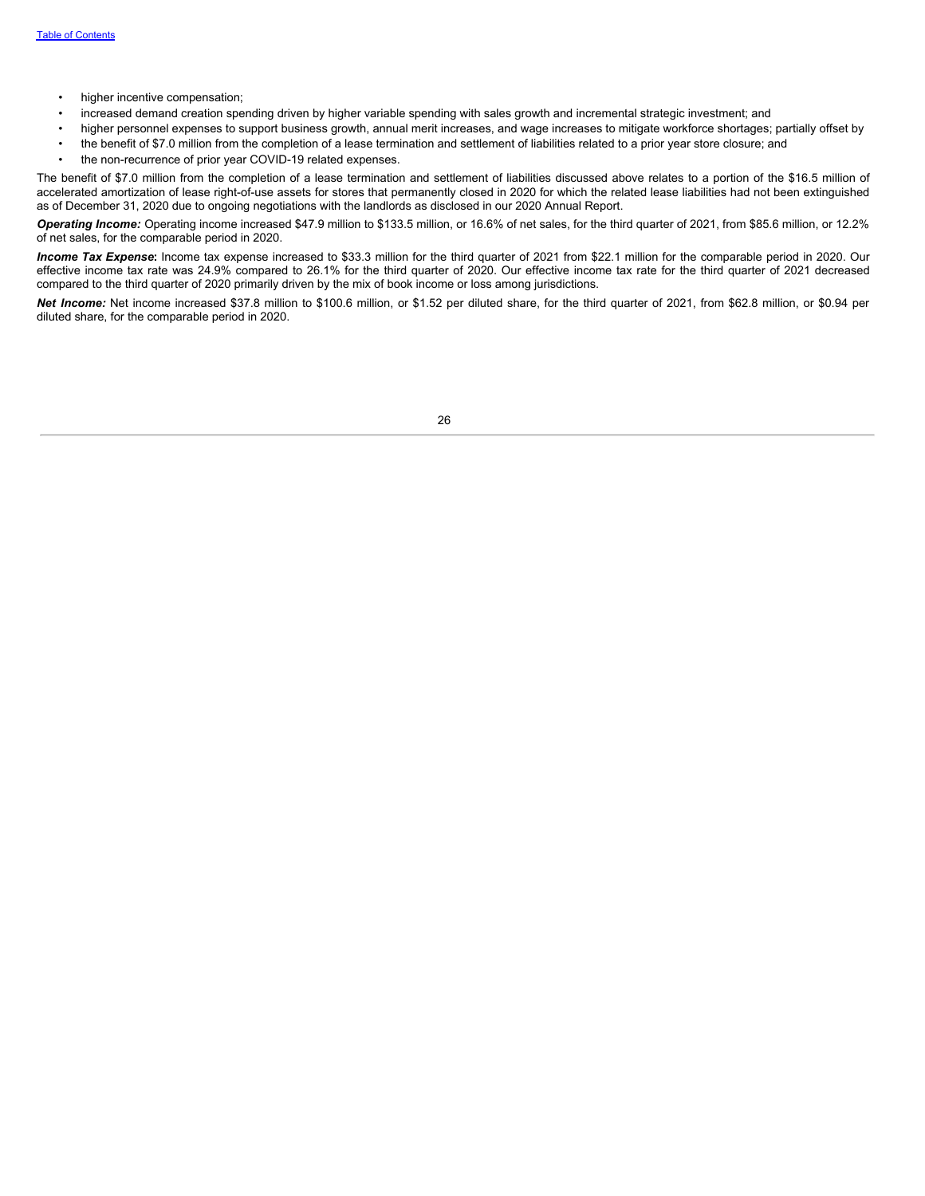- higher incentive compensation;
- increased demand creation spending driven by higher variable spending with sales growth and incremental strategic investment; and
- higher personnel expenses to support business growth, annual merit increases, and wage increases to mitigate workforce shortages; partially offset by
- the benefit of $7.0 million from the completion of a lease termination and settlement of liabilities related to a prior year store closure; and
- the non-recurrence of prior year COVID-19 related expenses.

The benefit of $7.0 million from the completion of a lease termination and settlement of liabilities discussed above relates to a portion of the $16.5 million of accelerated amortization of lease right-of-use assets for stores that permanently closed in 2020 for which the related lease liabilities had not been extinguished as of December 31, 2020 due to ongoing negotiations with the landlords as disclosed in our 2020 Annual Report.

***Operating Income:*** Operating income increased $47.9 million to $133.5 million, or 16.6% of net sales, for the third quarter of 2021, from $85.6 million, or 12.2% of net sales, for the comparable period in 2020.

***Income Tax Expense*****:** Income tax expense increased to $33.3 million for the third quarter of 2021 from $22.1 million for the comparable period in 2020. Our effective income tax rate was 24.9% compared to 26.1% for the third quarter of 2020. Our effective income tax rate for the third quarter of 2021 decreased compared to the third quarter of 2020 primarily driven by the mix of book income or loss among jurisdictions.

***Net Income:*** Net income increased $37.8 million to $100.6 million, or $1.52 per diluted share, for the third quarter of 2021, from $62.8 million, or $0.94 per diluted share, for the comparable period in 2020.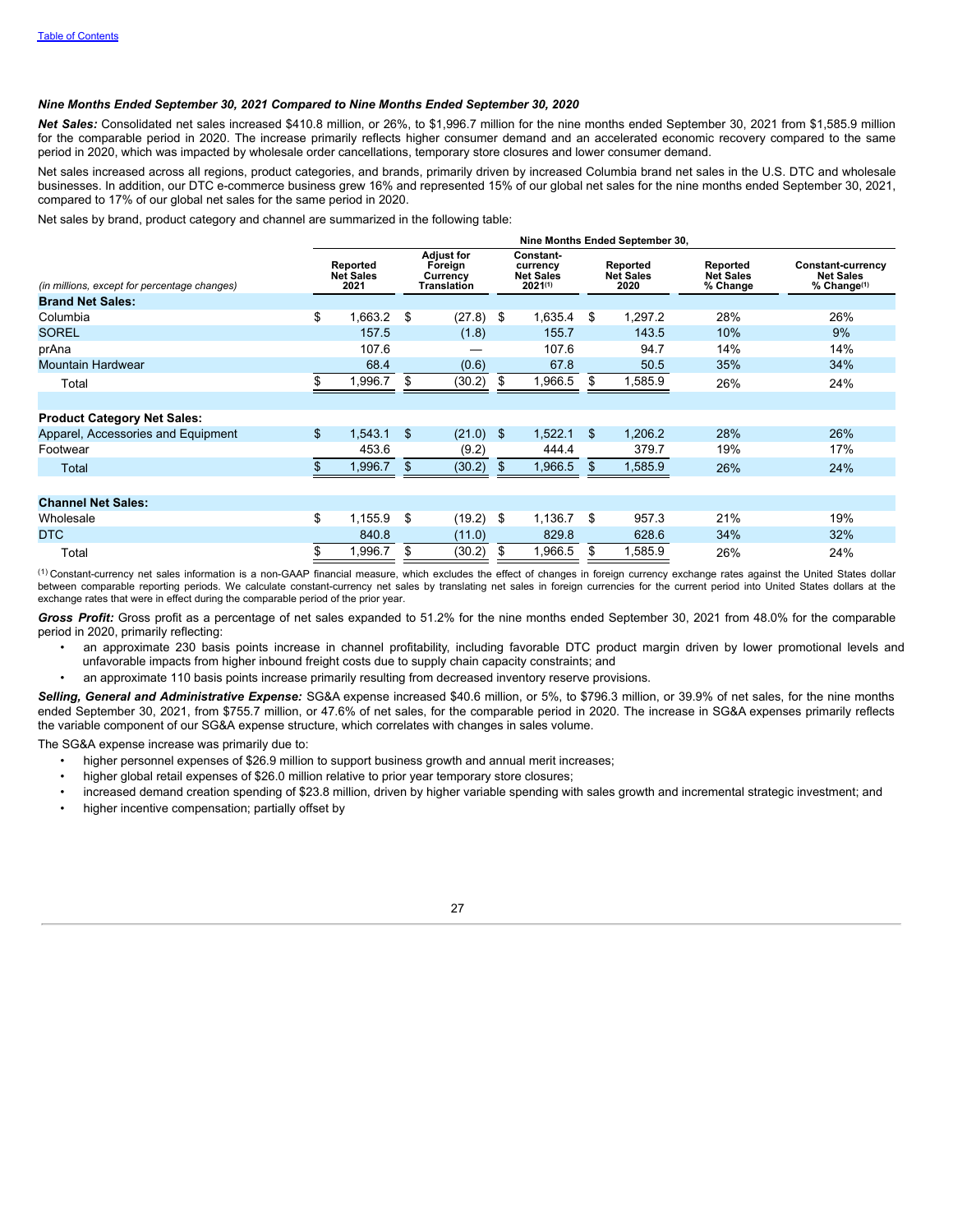[Table of Contents](#)

***Nine Months Ended September 30, 2021 Compared to Nine Months Ended September 30, 2020***

***Net Sales:*** Consolidated net sales increased $410.8 million, or 26%, to $1,996.7 million for the nine months ended September 30, 2021 from $1,585.9 million for the comparable period in 2020. The increase primarily reflects higher consumer demand and an accelerated economic recovery compared to the same period in 2020, which was impacted by wholesale order cancellations, temporary store closures and lower consumer demand.

Net sales increased across all regions, product categories, and brands, primarily driven by increased Columbia brand net sales in the U.S. DTC and wholesale businesses. In addition, our DTC e-commerce business grew 16% and represented 15% of our global net sales for the nine months ended September 30, 2021, compared to 17% of our global net sales for the same period in 2020.

Net sales by brand, product category and channel are summarized in the following table:

| | Nine Months Ended September 30, | | | | | |
|---|---|---|---|---|---|---|
| *(in millions, except for percentage changes)* | Reported Net Sales 2021 | Adjust for Foreign Currency Translation | Constant-currency Net Sales 2021[(1)] | Reported Net Sales 2020 | Reported Net Sales % Change | Constant-currency Net Sales % Change[(1)] |
| **Brand Net Sales:** | | | | | | |
| Columbia | $ 1,663.2 | $ (27.8) | $ 1,635.4 | $ 1,297.2 | 28% | 26% |
| SOREL | 157.5 | (1.8) | 155.7 | 143.5 | 10% | 9% |
| prAna | 107.6 | — | 107.6 | 94.7 | 14% | 14% |
| Mountain Hardwear | 68.4 | (0.6) | 67.8 | 50.5 | 35% | 34% |
| Total | $ 1,996.7 | $ (30.2) | $ 1,966.5 | $ 1,585.9 | 26% | 24% |
| | | | | | | |
| **Product Category Net Sales:** | | | | | | |
| Apparel, Accessories and Equipment | $ 1,543.1 | $ (21.0) | $ 1,522.1 | $ 1,206.2 | 28% | 26% |
| Footwear | 453.6 | (9.2) | 444.4 | 379.7 | 19% | 17% |
| Total | $ 1,996.7 | $ (30.2) | $ 1,966.5 | $ 1,585.9 | 26% | 24% |
| | | | | | | |
| **Channel Net Sales:** | | | | | | |
| Wholesale | $ 1,155.9 | $ (19.2) | $ 1,136.7 | $ 957.3 | 21% | 19% |
| DTC | 840.8 | (11.0) | 829.8 | 628.6 | 34% | 32% |
| Total | $ 1,996.7 | $ (30.2) | $ 1,966.5 | $ 1,585.9 | 26% | 24% |

(1) Constant-currency net sales information is a non-GAAP financial measure, which excludes the effect of changes in foreign currency exchange rates against the United States dollar between comparable reporting periods. We calculate constant-currency net sales by translating net sales in foreign currencies for the current period into United States dollars at the exchange rates that were in effect during the comparable period of the prior year.

***Gross Profit:*** Gross profit as a percentage of net sales expanded to 51.2% for the nine months ended September 30, 2021 from 48.0% for the comparable period in 2020, primarily reflecting:

- an approximate 230 basis points increase in channel profitability, including favorable DTC product margin driven by lower promotional levels and unfavorable impacts from higher inbound freight costs due to supply chain capacity constraints; and
- an approximate 110 basis points increase primarily resulting from decreased inventory reserve provisions.

***Selling, General and Administrative Expense:*** SG&A expense increased $40.6 million, or 5%, to $796.3 million, or 39.9% of net sales, for the nine months ended September 30, 2021, from $755.7 million, or 47.6% of net sales, for the comparable period in 2020. The increase in SG&A expenses primarily reflects the variable component of our SG&A expense structure, which correlates with changes in sales volume.

The SG&A expense increase was primarily due to:

- higher personnel expenses of $26.9 million to support business growth and annual merit increases;
- higher global retail expenses of $26.0 million relative to prior year temporary store closures;
- increased demand creation spending of $23.8 million, driven by higher variable spending with sales growth and incremental strategic investment; and
- higher incentive compensation; partially offset by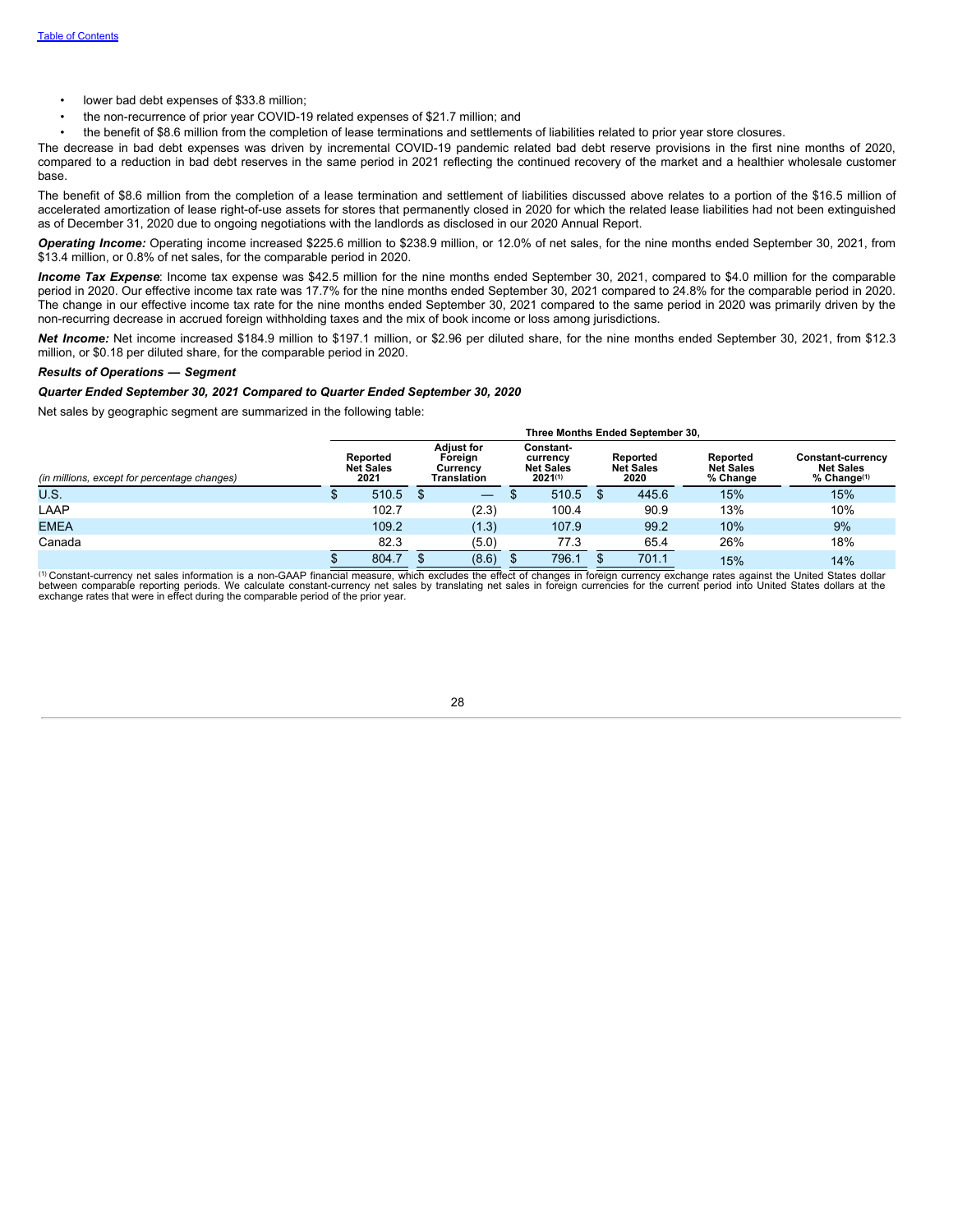- lower bad debt expenses of $33.8 million;
- the non-recurrence of prior year COVID-19 related expenses of $21.7 million; and
- the benefit of $8.6 million from the completion of lease terminations and settlements of liabilities related to prior year store closures.

The decrease in bad debt expenses was driven by incremental COVID-19 pandemic related bad debt reserve provisions in the first nine months of 2020, compared to a reduction in bad debt reserves in the same period in 2021 reflecting the continued recovery of the market and a healthier wholesale customer base.

The benefit of $8.6 million from the completion of a lease termination and settlement of liabilities discussed above relates to a portion of the $16.5 million of accelerated amortization of lease right-of-use assets for stores that permanently closed in 2020 for which the related lease liabilities had not been extinguished as of December 31, 2020 due to ongoing negotiations with the landlords as disclosed in our 2020 Annual Report.

***Operating Income:*** Operating income increased $225.6 million to $238.9 million, or 12.0% of net sales, for the nine months ended September 30, 2021, from $13.4 million, or 0.8% of net sales, for the comparable period in 2020.

***Income Tax Expense***: Income tax expense was $42.5 million for the nine months ended September 30, 2021, compared to $4.0 million for the comparable period in 2020. Our effective income tax rate was 17.7% for the nine months ended September 30, 2021 compared to 24.8% for the comparable period in 2020. The change in our effective income tax rate for the nine months ended September 30, 2021 compared to the same period in 2020 was primarily driven by the non-recurring decrease in accrued foreign withholding taxes and the mix of book income or loss among jurisdictions.

***Net Income:*** Net income increased $184.9 million to $197.1 million, or $2.96 per diluted share, for the nine months ended September 30, 2021, from $12.3 million, or $0.18 per diluted share, for the comparable period in 2020.

***Results of Operations — Segment***

***Quarter Ended September 30, 2021 Compared to Quarter Ended September 30, 2020***

Net sales by geographic segment are summarized in the following table:

| | Three Months Ended September 30, | | | | | |
|---|---|---|---|---|---|---|
| *(in millions, except for percentage changes)* | Reported Net Sales 2021 | Adjust for Foreign Currency Translation | Constant-currency Net Sales 2021[1] | Reported Net Sales 2020 | Reported Net Sales % Change | Constant-currency Net Sales % Change[1] |
| U.S. | $ 510.5 | $ — | $ 510.5 | $ 445.6 | 15% | 15% |
| LAAP | 102.7 | (2.3) | 100.4 | 90.9 | 13% | 10% |
| EMEA | 109.2 | (1.3) | 107.9 | 99.2 | 10% | 9% |
| Canada | 82.3 | (5.0) | 77.3 | 65.4 | 26% | 18% |
| | $ 804.7 | $ (8.6) | $ 796.1 | $ 701.1 | 15% | 14% |

[1] Constant-currency net sales information is a non-GAAP financial measure, which excludes the effect of changes in foreign currency exchange rates against the United States dollar between comparable reporting periods. We calculate constant-currency net sales by translating net sales in foreign currencies for the current period into United States dollars at the exchange rates that were in effect during the comparable period of the prior year.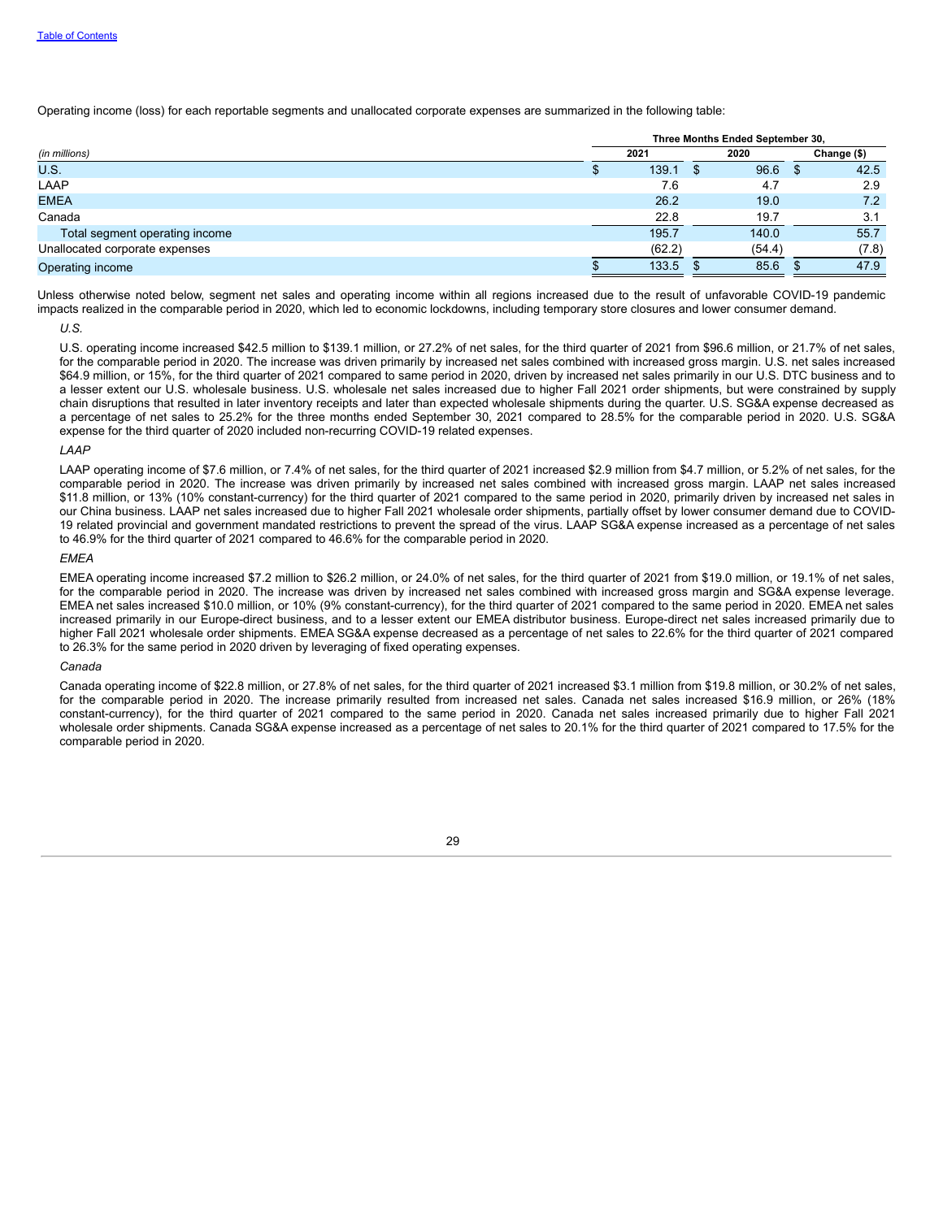Operating income (loss) for each reportable segments and unallocated corporate expenses are summarized in the following table:

| (in millions) | Three Months Ended September 30, 2021 | 2020 | Change ($) |
|---|---|---|---|
| U.S. | $ 139.1 | $ 96.6 | $ 42.5 |
| LAAP | 7.6 | 4.7 | 2.9 |
| EMEA | 26.2 | 19.0 | 7.2 |
| Canada | 22.8 | 19.7 | 3.1 |
| Total segment operating income | 195.7 | 140.0 | 55.7 |
| Unallocated corporate expenses | (62.2) | (54.4) | (7.8) |
| Operating income | $ 133.5 | $ 85.6 | $ 47.9 |

Unless otherwise noted below, segment net sales and operating income within all regions increased due to the result of unfavorable COVID-19 pandemic impacts realized in the comparable period in 2020, which led to economic lockdowns, including temporary store closures and lower consumer demand.

*U.S.*

U.S. operating income increased $42.5 million to $139.1 million, or 27.2% of net sales, for the third quarter of 2021 from $96.6 million, or 21.7% of net sales, for the comparable period in 2020. The increase was driven primarily by increased net sales combined with increased gross margin. U.S. net sales increased $64.9 million, or 15%, for the third quarter of 2021 compared to same period in 2020, driven by increased net sales primarily in our U.S. DTC business and to a lesser extent our U.S. wholesale business. U.S. wholesale net sales increased due to higher Fall 2021 order shipments, but were constrained by supply chain disruptions that resulted in later inventory receipts and later than expected wholesale shipments during the quarter. U.S. SG&A expense decreased as a percentage of net sales to 25.2% for the three months ended September 30, 2021 compared to 28.5% for the comparable period in 2020. U.S. SG&A expense for the third quarter of 2020 included non-recurring COVID-19 related expenses.

*LAAP*

LAAP operating income of $7.6 million, or 7.4% of net sales, for the third quarter of 2021 increased $2.9 million from $4.7 million, or 5.2% of net sales, for the comparable period in 2020. The increase was driven primarily by increased net sales combined with increased gross margin. LAAP net sales increased $11.8 million, or 13% (10% constant-currency) for the third quarter of 2021 compared to the same period in 2020, primarily driven by increased net sales in our China business. LAAP net sales increased due to higher Fall 2021 wholesale order shipments, partially offset by lower consumer demand due to COVID-19 related provincial and government mandated restrictions to prevent the spread of the virus. LAAP SG&A expense increased as a percentage of net sales to 46.9% for the third quarter of 2021 compared to 46.6% for the comparable period in 2020.

*EMEA*

EMEA operating income increased $7.2 million to $26.2 million, or 24.0% of net sales, for the third quarter of 2021 from $19.0 million, or 19.1% of net sales, for the comparable period in 2020. The increase was driven by increased net sales combined with increased gross margin and SG&A expense leverage. EMEA net sales increased $10.0 million, or 10% (9% constant-currency), for the third quarter of 2021 compared to the same period in 2020. EMEA net sales increased primarily in our Europe-direct business, and to a lesser extent our EMEA distributor business. Europe-direct net sales increased primarily due to higher Fall 2021 wholesale order shipments. EMEA SG&A expense decreased as a percentage of net sales to 22.6% for the third quarter of 2021 compared to 26.3% for the same period in 2020 driven by leveraging of fixed operating expenses.

*Canada*

Canada operating income of $22.8 million, or 27.8% of net sales, for the third quarter of 2021 increased $3.1 million from $19.8 million, or 30.2% of net sales, for the comparable period in 2020. The increase primarily resulted from increased net sales. Canada net sales increased $16.9 million, or 26% (18% constant-currency), for the third quarter of 2021 compared to the same period in 2020. Canada net sales increased primarily due to higher Fall 2021 wholesale order shipments. Canada SG&A expense increased as a percentage of net sales to 20.1% for the third quarter of 2021 compared to 17.5% for the comparable period in 2020.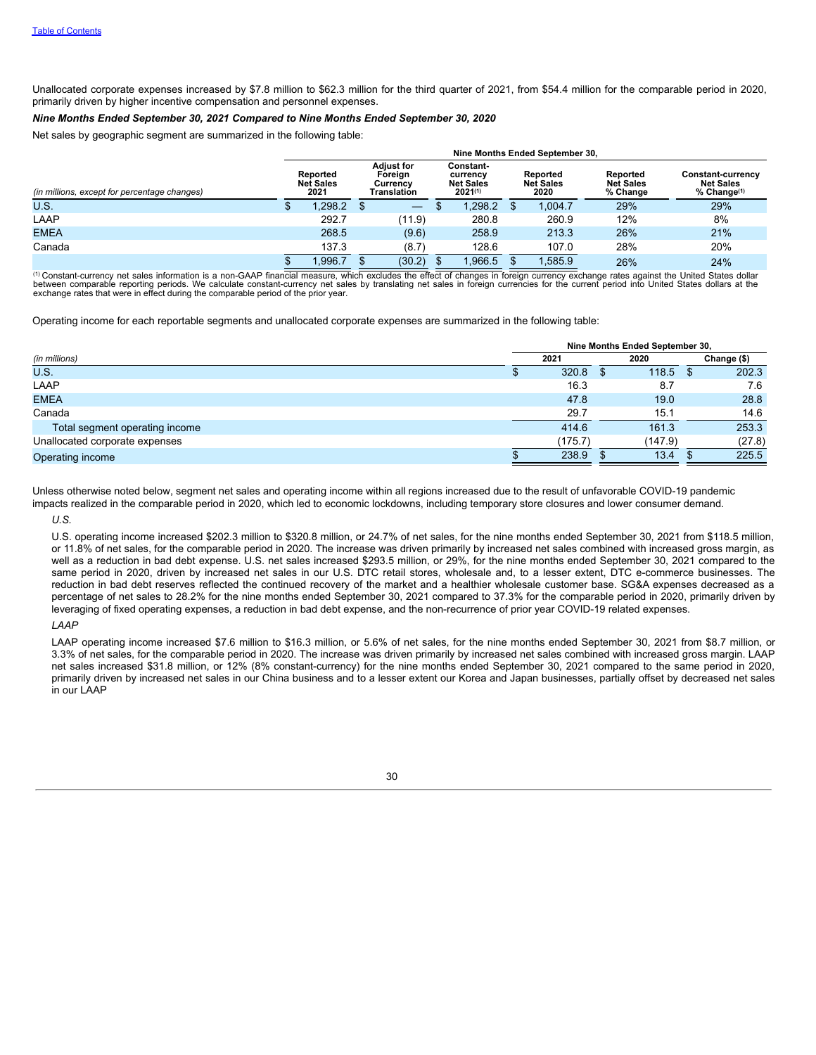[Table of Contents](#)

Unallocated corporate expenses increased by $7.8 million to $62.3 million for the third quarter of 2021, from $54.4 million for the comparable period in 2020, primarily driven by higher incentive compensation and personnel expenses.

***Nine Months Ended September 30, 2021 Compared to Nine Months Ended September 30, 2020***

Net sales by geographic segment are summarized in the following table:

| | Nine Months Ended September 30, | | | | | |
|---|---|---|---|---|---|---|
| *(in millions, except for percentage changes)* | Reported Net Sales 2021 | Adjust for Foreign Currency Translation | Constant-currency Net Sales 2021[1] | Reported Net Sales 2020 | Reported Net Sales % Change | Constant-currency Net Sales % Change[1] |
| U.S. | $ 1,298.2 | $ — | $ 1,298.2 | $ 1,004.7 | 29% | 29% |
| LAAP | 292.7 | (11.9) | 280.8 | 260.9 | 12% | 8% |
| EMEA | 268.5 | (9.6) | 258.9 | 213.3 | 26% | 21% |
| Canada | 137.3 | (8.7) | 128.6 | 107.0 | 28% | 20% |
| | $ 1,996.7 | $ (30.2) | $ 1,966.5 | $ 1,585.9 | 26% | 24% |

[1] Constant-currency net sales information is a non-GAAP financial measure, which excludes the effect of changes in foreign currency exchange rates against the United States dollar between comparable reporting periods. We calculate constant-currency net sales by translating net sales in foreign currencies for the current period into United States dollars at the exchange rates that were in effect during the comparable period of the prior year.

Operating income for each reportable segments and unallocated corporate expenses are summarized in the following table:

| | Nine Months Ended September 30, | | |
|---|---|---|---|
| *(in millions)* | 2021 | 2020 | Change ($) |
| U.S. | $ 320.8 | $ 118.5 | $ 202.3 |
| LAAP | 16.3 | 8.7 | 7.6 |
| EMEA | 47.8 | 19.0 | 28.8 |
| Canada | 29.7 | 15.1 | 14.6 |
| Total segment operating income | 414.6 | 161.3 | 253.3 |
| Unallocated corporate expenses | (175.7) | (147.9) | (27.8) |
| Operating income | $ 238.9 | $ 13.4 | $ 225.5 |

Unless otherwise noted below, segment net sales and operating income within all regions increased due to the result of unfavorable COVID-19 pandemic impacts realized in the comparable period in 2020, which led to economic lockdowns, including temporary store closures and lower consumer demand.

*U.S.*

U.S. operating income increased $202.3 million to $320.8 million, or 24.7% of net sales, for the nine months ended September 30, 2021 from $118.5 million, or 11.8% of net sales, for the comparable period in 2020. The increase was driven primarily by increased net sales combined with increased gross margin, as well as a reduction in bad debt expense. U.S. net sales increased $293.5 million, or 29%, for the nine months ended September 30, 2021 compared to the same period in 2020, driven by increased net sales in our U.S. DTC retail stores, wholesale and, to a lesser extent, DTC e-commerce businesses. The reduction in bad debt reserves reflected the continued recovery of the market and a healthier wholesale customer base. SG&A expenses decreased as a percentage of net sales to 28.2% for the nine months ended September 30, 2021 compared to 37.3% for the comparable period in 2020, primarily driven by leveraging of fixed operating expenses, a reduction in bad debt expense, and the non-recurrence of prior year COVID-19 related expenses.

*LAAP*

LAAP operating income increased $7.6 million to $16.3 million, or 5.6% of net sales, for the nine months ended September 30, 2021 from $8.7 million, or 3.3% of net sales, for the comparable period in 2020. The increase was driven primarily by increased net sales combined with increased gross margin. LAAP net sales increased $31.8 million, or 12% (8% constant-currency) for the nine months ended September 30, 2021 compared to the same period in 2020, primarily driven by increased net sales in our China business and to a lesser extent our Korea and Japan businesses, partially offset by decreased net sales in our LAAP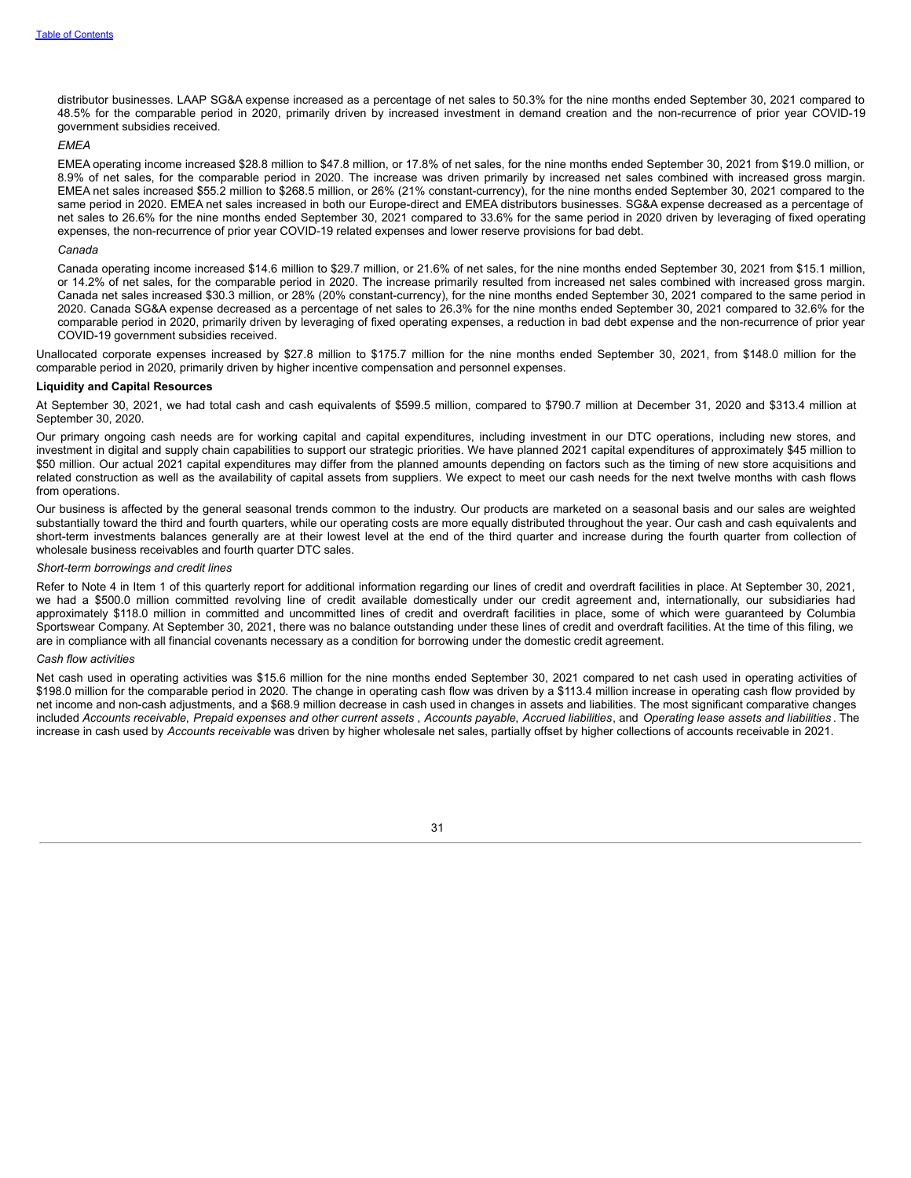distributor businesses. LAAP SG&A expense increased as a percentage of net sales to 50.3% for the nine months ended September 30, 2021 compared to 48.5% for the comparable period in 2020, primarily driven by increased investment in demand creation and the non-recurrence of prior year COVID-19 government subsidies received.

*EMEA*

EMEA operating income increased $28.8 million to $47.8 million, or 17.8% of net sales, for the nine months ended September 30, 2021 from $19.0 million, or 8.9% of net sales, for the comparable period in 2020. The increase was driven primarily by increased net sales combined with increased gross margin. EMEA net sales increased $55.2 million to $268.5 million, or 26% (21% constant-currency), for the nine months ended September 30, 2021 compared to the same period in 2020. EMEA net sales increased in both our Europe-direct and EMEA distributors businesses. SG&A expense decreased as a percentage of net sales to 26.6% for the nine months ended September 30, 2021 compared to 33.6% for the same period in 2020 driven by leveraging of fixed operating expenses, the non-recurrence of prior year COVID-19 related expenses and lower reserve provisions for bad debt.

*Canada*

Canada operating income increased $14.6 million to $29.7 million, or 21.6% of net sales, for the nine months ended September 30, 2021 from $15.1 million, or 14.2% of net sales, for the comparable period in 2020. The increase primarily resulted from increased net sales combined with increased gross margin. Canada net sales increased $30.3 million, or 28% (20% constant-currency), for the nine months ended September 30, 2021 compared to the same period in 2020. Canada SG&A expense decreased as a percentage of net sales to 26.3% for the nine months ended September 30, 2021 compared to 32.6% for the comparable period in 2020, primarily driven by leveraging of fixed operating expenses, a reduction in bad debt expense and the non-recurrence of prior year COVID-19 government subsidies received.

Unallocated corporate expenses increased by $27.8 million to $175.7 million for the nine months ended September 30, 2021, from $148.0 million for the comparable period in 2020, primarily driven by higher incentive compensation and personnel expenses.

**Liquidity and Capital Resources**

At September 30, 2021, we had total cash and cash equivalents of $599.5 million, compared to $790.7 million at December 31, 2020 and $313.4 million at September 30, 2020.

Our primary ongoing cash needs are for working capital and capital expenditures, including investment in our DTC operations, including new stores, and investment in digital and supply chain capabilities to support our strategic priorities. We have planned 2021 capital expenditures of approximately $45 million to $50 million. Our actual 2021 capital expenditures may differ from the planned amounts depending on factors such as the timing of new store acquisitions and related construction as well as the availability of capital assets from suppliers. We expect to meet our cash needs for the next twelve months with cash flows from operations.

Our business is affected by the general seasonal trends common to the industry. Our products are marketed on a seasonal basis and our sales are weighted substantially toward the third and fourth quarters, while our operating costs are more equally distributed throughout the year. Our cash and cash equivalents and short-term investments balances generally are at their lowest level at the end of the third quarter and increase during the fourth quarter from collection of wholesale business receivables and fourth quarter DTC sales.

*Short-term borrowings and credit lines*

Refer to Note 4 in Item 1 of this quarterly report for additional information regarding our lines of credit and overdraft facilities in place. At September 30, 2021, we had a $500.0 million committed revolving line of credit available domestically under our credit agreement and, internationally, our subsidiaries had approximately $118.0 million in committed and uncommitted lines of credit and overdraft facilities in place, some of which were guaranteed by Columbia Sportswear Company. At September 30, 2021, there was no balance outstanding under these lines of credit and overdraft facilities. At the time of this filing, we are in compliance with all financial covenants necessary as a condition for borrowing under the domestic credit agreement.

*Cash flow activities*

Net cash used in operating activities was $15.6 million for the nine months ended September 30, 2021 compared to net cash used in operating activities of $198.0 million for the comparable period in 2020. The change in operating cash flow was driven by a $113.4 million increase in operating cash flow provided by net income and non-cash adjustments, and a $68.9 million decrease in cash used in changes in assets and liabilities. The most significant comparative changes included *Accounts receivable*, *Prepaid expenses and other current assets*, *Accounts payable*, *Accrued liabilities*, and *Operating lease assets and liabilities*. The increase in cash used by *Accounts receivable* was driven by higher wholesale net sales, partially offset by higher collections of accounts receivable in 2021.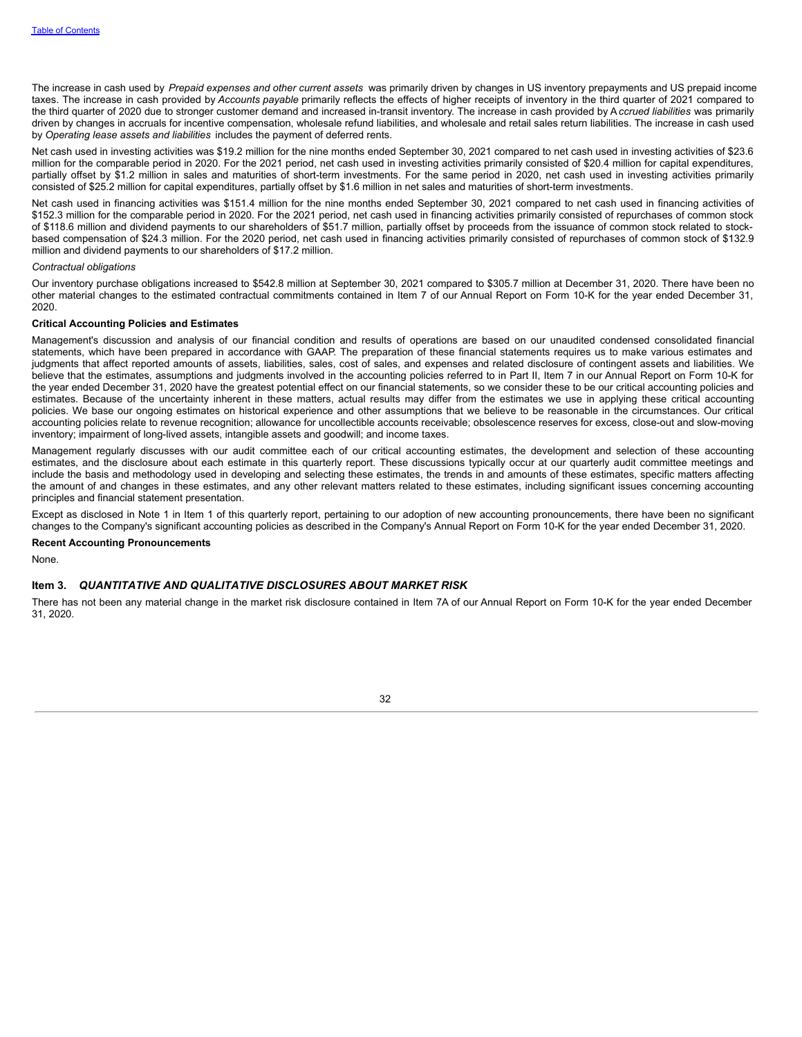The increase in cash used by *Prepaid expenses and other current assets* was primarily driven by changes in US inventory prepayments and US prepaid income taxes. The increase in cash provided by *Accounts payable* primarily reflects the effects of higher receipts of inventory in the third quarter of 2021 compared to the third quarter of 2020 due to stronger customer demand and increased in-transit inventory. The increase in cash provided by *Accrued liabilities* was primarily driven by changes in accruals for incentive compensation, wholesale refund liabilities, and wholesale and retail sales return liabilities. The increase in cash used by *Operating lease assets and liabilities* includes the payment of deferred rents.

Net cash used in investing activities was $19.2 million for the nine months ended September 30, 2021 compared to net cash used in investing activities of $23.6 million for the comparable period in 2020. For the 2021 period, net cash used in investing activities primarily consisted of $20.4 million for capital expenditures, partially offset by $1.2 million in sales and maturities of short-term investments. For the same period in 2020, net cash used in investing activities primarily consisted of $25.2 million for capital expenditures, partially offset by $1.6 million in net sales and maturities of short-term investments.

Net cash used in financing activities was $151.4 million for the nine months ended September 30, 2021 compared to net cash used in financing activities of $152.3 million for the comparable period in 2020. For the 2021 period, net cash used in financing activities primarily consisted of repurchases of common stock of $118.6 million and dividend payments to our shareholders of $51.7 million, partially offset by proceeds from the issuance of common stock related to stock-based compensation of $24.3 million. For the 2020 period, net cash used in financing activities primarily consisted of repurchases of common stock of $132.9 million and dividend payments to our shareholders of $17.2 million.

*Contractual obligations*

Our inventory purchase obligations increased to $542.8 million at September 30, 2021 compared to $305.7 million at December 31, 2020. There have been no other material changes to the estimated contractual commitments contained in Item 7 of our Annual Report on Form 10-K for the year ended December 31, 2020.

**Critical Accounting Policies and Estimates**

Management's discussion and analysis of our financial condition and results of operations are based on our unaudited condensed consolidated financial statements, which have been prepared in accordance with GAAP. The preparation of these financial statements requires us to make various estimates and judgments that affect reported amounts of assets, liabilities, sales, cost of sales, and expenses and related disclosure of contingent assets and liabilities. We believe that the estimates, assumptions and judgments involved in the accounting policies referred to in Part II, Item 7 in our Annual Report on Form 10-K for the year ended December 31, 2020 have the greatest potential effect on our financial statements, so we consider these to be our critical accounting policies and estimates. Because of the uncertainty inherent in these matters, actual results may differ from the estimates we use in applying these critical accounting policies. We base our ongoing estimates on historical experience and other assumptions that we believe to be reasonable in the circumstances. Our critical accounting policies relate to revenue recognition; allowance for uncollectible accounts receivable; obsolescence reserves for excess, close-out and slow-moving inventory; impairment of long-lived assets, intangible assets and goodwill; and income taxes.

Management regularly discusses with our audit committee each of our critical accounting estimates, the development and selection of these accounting estimates, and the disclosure about each estimate in this quarterly report. These discussions typically occur at our quarterly audit committee meetings and include the basis and methodology used in developing and selecting these estimates, the trends in and amounts of these estimates, specific matters affecting the amount of and changes in these estimates, and any other relevant matters related to these estimates, including significant issues concerning accounting principles and financial statement presentation.

Except as disclosed in Note 1 in Item 1 of this quarterly report, pertaining to our adoption of new accounting pronouncements, there have been no significant changes to the Company's significant accounting policies as described in the Company's Annual Report on Form 10-K for the year ended December 31, 2020.

**Recent Accounting Pronouncements**

None.

## Item 3. *QUANTITATIVE AND QUALITATIVE DISCLOSURES ABOUT MARKET RISK*

There has not been any material change in the market risk disclosure contained in Item 7A of our Annual Report on Form 10-K for the year ended December 31, 2020.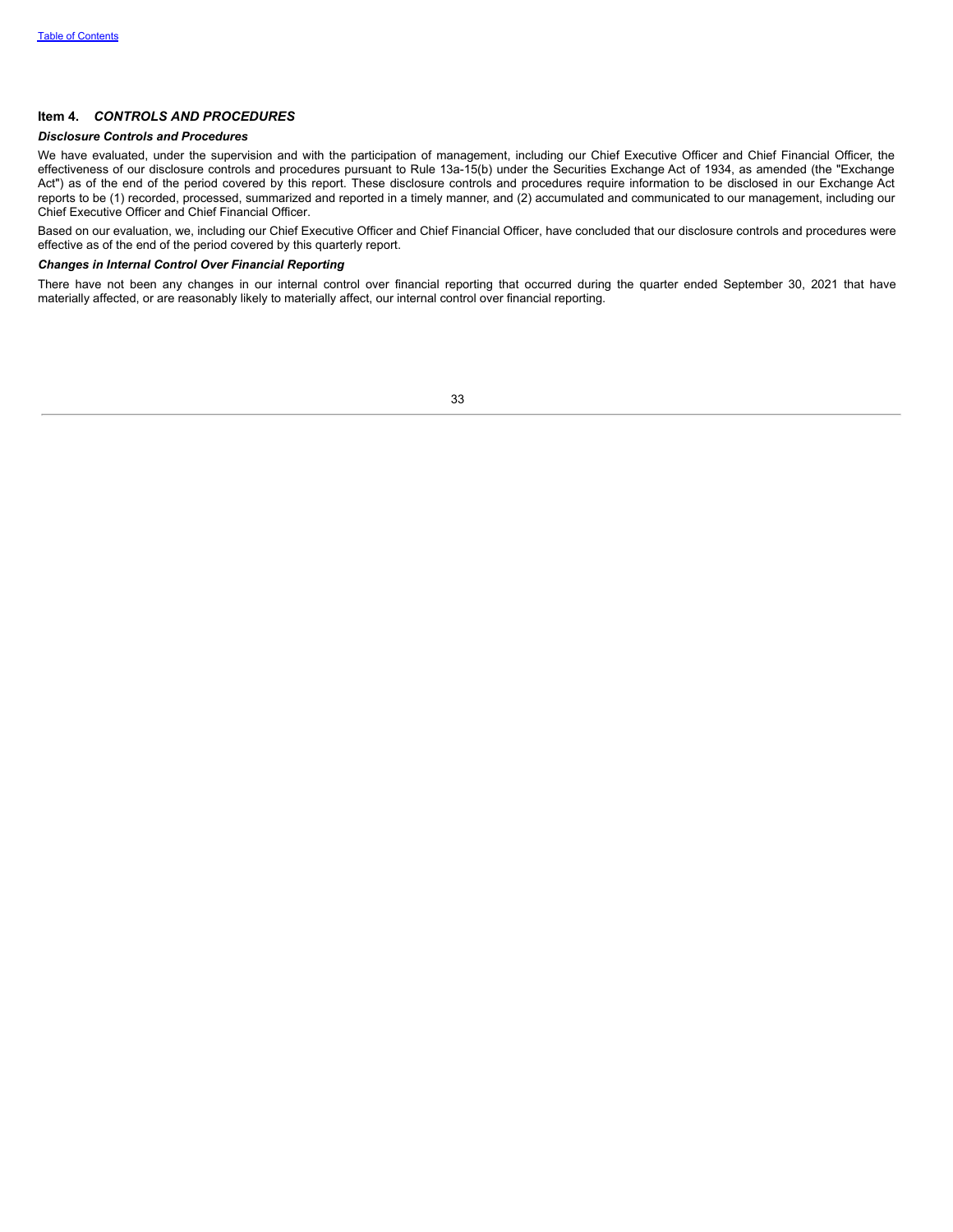## Item 4. *CONTROLS AND PROCEDURES*

***Disclosure Controls and Procedures***

We have evaluated, under the supervision and with the participation of management, including our Chief Executive Officer and Chief Financial Officer, the effectiveness of our disclosure controls and procedures pursuant to Rule 13a-15(b) under the Securities Exchange Act of 1934, as amended (the "Exchange Act") as of the end of the period covered by this report. These disclosure controls and procedures require information to be disclosed in our Exchange Act reports to be (1) recorded, processed, summarized and reported in a timely manner, and (2) accumulated and communicated to our management, including our Chief Executive Officer and Chief Financial Officer.

Based on our evaluation, we, including our Chief Executive Officer and Chief Financial Officer, have concluded that our disclosure controls and procedures were effective as of the end of the period covered by this quarterly report.

***Changes in Internal Control Over Financial Reporting***

There have not been any changes in our internal control over financial reporting that occurred during the quarter ended September 30, 2021 that have materially affected, or are reasonably likely to materially affect, our internal control over financial reporting.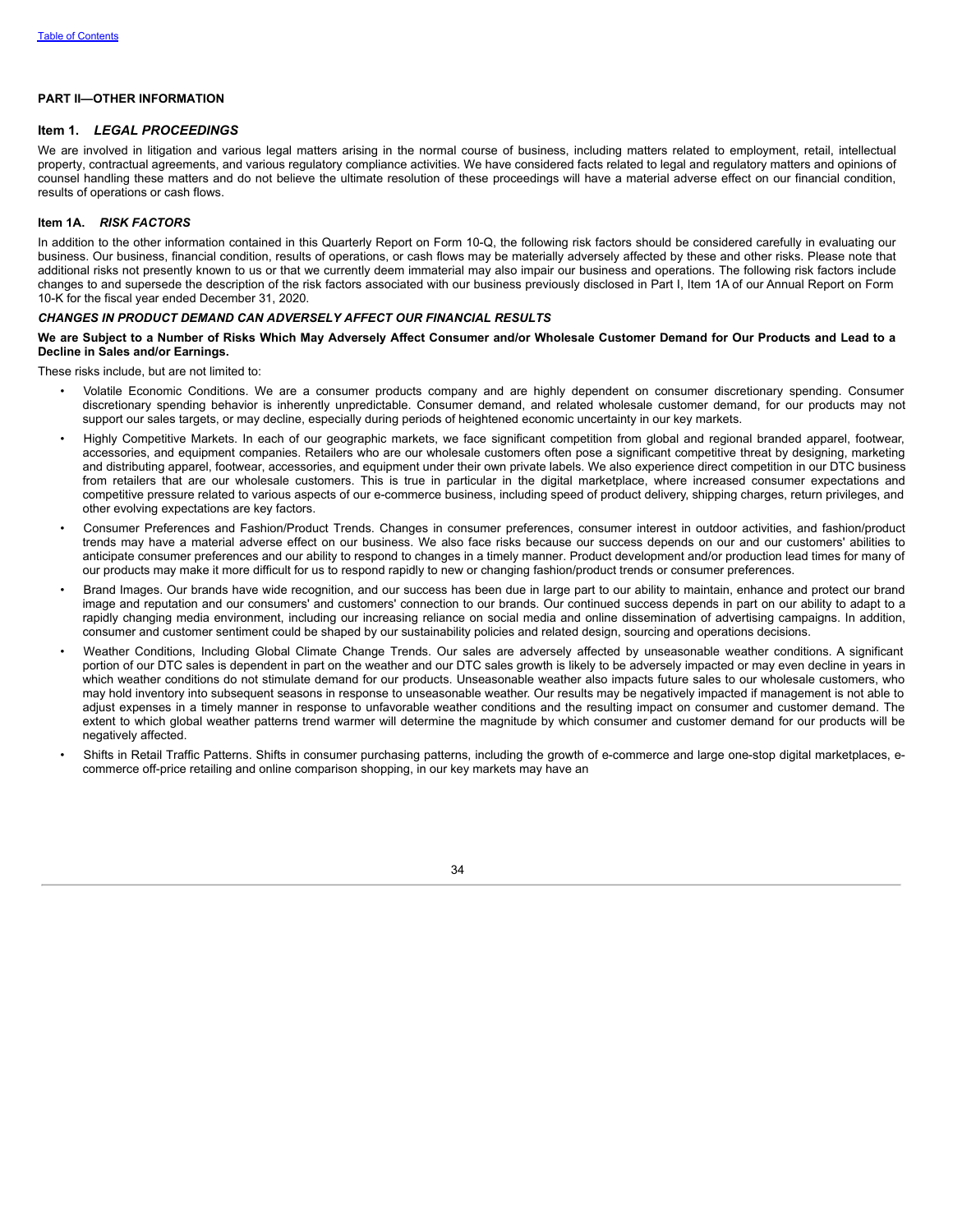## PART II—OTHER INFORMATION

### Item 1. *LEGAL PROCEEDINGS*

We are involved in litigation and various legal matters arising in the normal course of business, including matters related to employment, retail, intellectual property, contractual agreements, and various regulatory compliance activities. We have considered facts related to legal and regulatory matters and opinions of counsel handling these matters and do not believe the ultimate resolution of these proceedings will have a material adverse effect on our financial condition, results of operations or cash flows.

### Item 1A. *RISK FACTORS*

In addition to the other information contained in this Quarterly Report on Form 10-Q, the following risk factors should be considered carefully in evaluating our business. Our business, financial condition, results of operations, or cash flows may be materially adversely affected by these and other risks. Please note that additional risks not presently known to us or that we currently deem immaterial may also impair our business and operations. The following risk factors include changes to and supersede the description of the risk factors associated with our business previously disclosed in Part I, Item 1A of our Annual Report on Form 10-K for the fiscal year ended December 31, 2020.

***CHANGES IN PRODUCT DEMAND CAN ADVERSELY AFFECT OUR FINANCIAL RESULTS***

**We are Subject to a Number of Risks Which May Adversely Affect Consumer and/or Wholesale Customer Demand for Our Products and Lead to a Decline in Sales and/or Earnings.**

These risks include, but are not limited to:

- Volatile Economic Conditions. We are a consumer products company and are highly dependent on consumer discretionary spending. Consumer discretionary spending behavior is inherently unpredictable. Consumer demand, and related wholesale customer demand, for our products may not support our sales targets, or may decline, especially during periods of heightened economic uncertainty in our key markets.
- Highly Competitive Markets. In each of our geographic markets, we face significant competition from global and regional branded apparel, footwear, accessories, and equipment companies. Retailers who are our wholesale customers often pose a significant competitive threat by designing, marketing and distributing apparel, footwear, accessories, and equipment under their own private labels. We also experience direct competition in our DTC business from retailers that are our wholesale customers. This is true in particular in the digital marketplace, where increased consumer expectations and competitive pressure related to various aspects of our e-commerce business, including speed of product delivery, shipping charges, return privileges, and other evolving expectations are key factors.
- Consumer Preferences and Fashion/Product Trends. Changes in consumer preferences, consumer interest in outdoor activities, and fashion/product trends may have a material adverse effect on our business. We also face risks because our success depends on our and our customers' abilities to anticipate consumer preferences and our ability to respond to changes in a timely manner. Product development and/or production lead times for many of our products may make it more difficult for us to respond rapidly to new or changing fashion/product trends or consumer preferences.
- Brand Images. Our brands have wide recognition, and our success has been due in large part to our ability to maintain, enhance and protect our brand image and reputation and our consumers' and customers' connection to our brands. Our continued success depends in part on our ability to adapt to a rapidly changing media environment, including our increasing reliance on social media and online dissemination of advertising campaigns. In addition, consumer and customer sentiment could be shaped by our sustainability policies and related design, sourcing and operations decisions.
- Weather Conditions, Including Global Climate Change Trends. Our sales are adversely affected by unseasonable weather conditions. A significant portion of our DTC sales is dependent in part on the weather and our DTC sales growth is likely to be adversely impacted or may even decline in years in which weather conditions do not stimulate demand for our products. Unseasonable weather also impacts future sales to our wholesale customers, who may hold inventory into subsequent seasons in response to unseasonable weather. Our results may be negatively impacted if management is not able to adjust expenses in a timely manner in response to unfavorable weather conditions and the resulting impact on consumer and customer demand. The extent to which global weather patterns trend warmer will determine the magnitude by which consumer and customer demand for our products will be negatively affected.
- Shifts in Retail Traffic Patterns. Shifts in consumer purchasing patterns, including the growth of e-commerce and large one-stop digital marketplaces, e-commerce off-price retailing and online comparison shopping, in our key markets may have an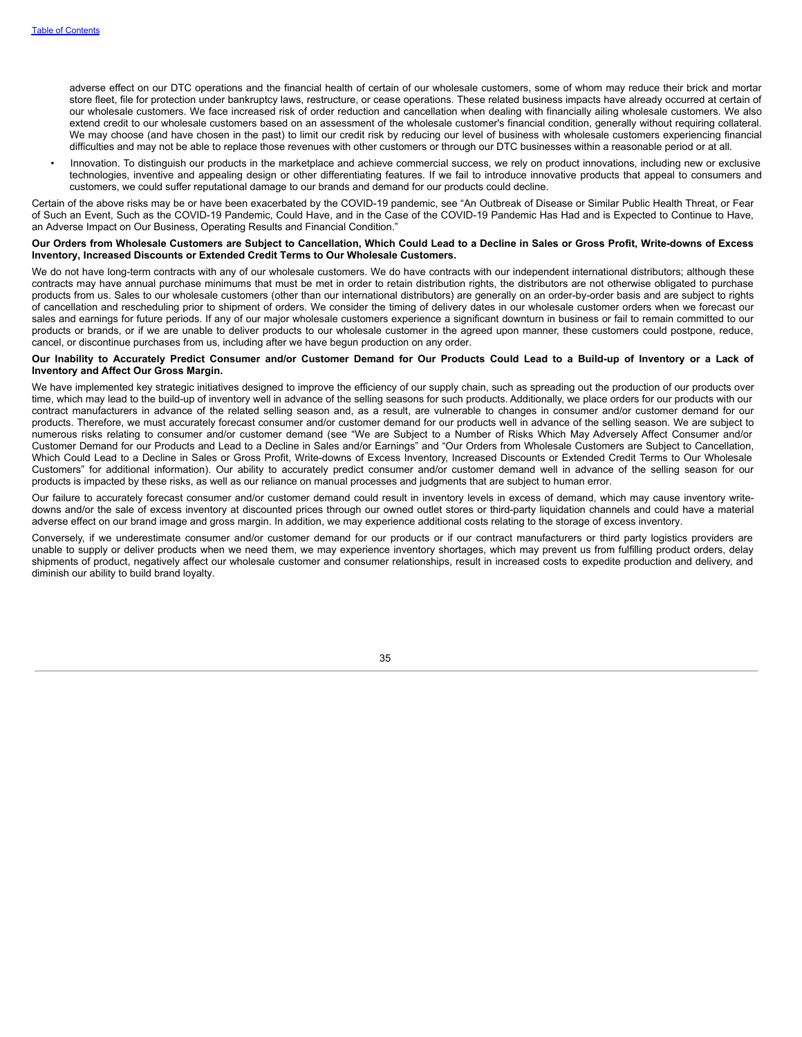adverse effect on our DTC operations and the financial health of certain of our wholesale customers, some of whom may reduce their brick and mortar store fleet, file for protection under bankruptcy laws, restructure, or cease operations. These related business impacts have already occurred at certain of our wholesale customers. We face increased risk of order reduction and cancellation when dealing with financially ailing wholesale customers. We also extend credit to our wholesale customers based on an assessment of the wholesale customer's financial condition, generally without requiring collateral. We may choose (and have chosen in the past) to limit our credit risk by reducing our level of business with wholesale customers experiencing financial difficulties and may not be able to replace those revenues with other customers or through our DTC businesses within a reasonable period or at all.

- Innovation. To distinguish our products in the marketplace and achieve commercial success, we rely on product innovations, including new or exclusive technologies, inventive and appealing design or other differentiating features. If we fail to introduce innovative products that appeal to consumers and customers, we could suffer reputational damage to our brands and demand for our products could decline.

Certain of the above risks may be or have been exacerbated by the COVID-19 pandemic, see "An Outbreak of Disease or Similar Public Health Threat, or Fear of Such an Event, Such as the COVID-19 Pandemic, Could Have, and in the Case of the COVID-19 Pandemic Has Had and is Expected to Continue to Have, an Adverse Impact on Our Business, Operating Results and Financial Condition."

**Our Orders from Wholesale Customers are Subject to Cancellation, Which Could Lead to a Decline in Sales or Gross Profit, Write-downs of Excess Inventory, Increased Discounts or Extended Credit Terms to Our Wholesale Customers.**

We do not have long-term contracts with any of our wholesale customers. We do have contracts with our independent international distributors; although these contracts may have annual purchase minimums that must be met in order to retain distribution rights, the distributors are not otherwise obligated to purchase products from us. Sales to our wholesale customers (other than our international distributors) are generally on an order-by-order basis and are subject to rights of cancellation and rescheduling prior to shipment of orders. We consider the timing of delivery dates in our wholesale customer orders when we forecast our sales and earnings for future periods. If any of our major wholesale customers experience a significant downturn in business or fail to remain committed to our products or brands, or if we are unable to deliver products to our wholesale customer in the agreed upon manner, these customers could postpone, reduce, cancel, or discontinue purchases from us, including after we have begun production on any order.

**Our Inability to Accurately Predict Consumer and/or Customer Demand for Our Products Could Lead to a Build-up of Inventory or a Lack of Inventory and Affect Our Gross Margin.**

We have implemented key strategic initiatives designed to improve the efficiency of our supply chain, such as spreading out the production of our products over time, which may lead to the build-up of inventory well in advance of the selling seasons for such products. Additionally, we place orders for our products with our contract manufacturers in advance of the related selling season and, as a result, are vulnerable to changes in consumer and/or customer demand for our products. Therefore, we must accurately forecast consumer and/or customer demand for our products well in advance of the selling season. We are subject to numerous risks relating to consumer and/or customer demand (see "We are Subject to a Number of Risks Which May Adversely Affect Consumer and/or Customer Demand for our Products and Lead to a Decline in Sales and/or Earnings" and "Our Orders from Wholesale Customers are Subject to Cancellation, Which Could Lead to a Decline in Sales or Gross Profit, Write-downs of Excess Inventory, Increased Discounts or Extended Credit Terms to Our Wholesale Customers" for additional information). Our ability to accurately predict consumer and/or customer demand well in advance of the selling season for our products is impacted by these risks, as well as our reliance on manual processes and judgments that are subject to human error.

Our failure to accurately forecast consumer and/or customer demand could result in inventory levels in excess of demand, which may cause inventory write-downs and/or the sale of excess inventory at discounted prices through our owned outlet stores or third-party liquidation channels and could have a material adverse effect on our brand image and gross margin. In addition, we may experience additional costs relating to the storage of excess inventory.

Conversely, if we underestimate consumer and/or customer demand for our products or if our contract manufacturers or third party logistics providers are unable to supply or deliver products when we need them, we may experience inventory shortages, which may prevent us from fulfilling product orders, delay shipments of product, negatively affect our wholesale customer and consumer relationships, result in increased costs to expedite production and delivery, and diminish our ability to build brand loyalty.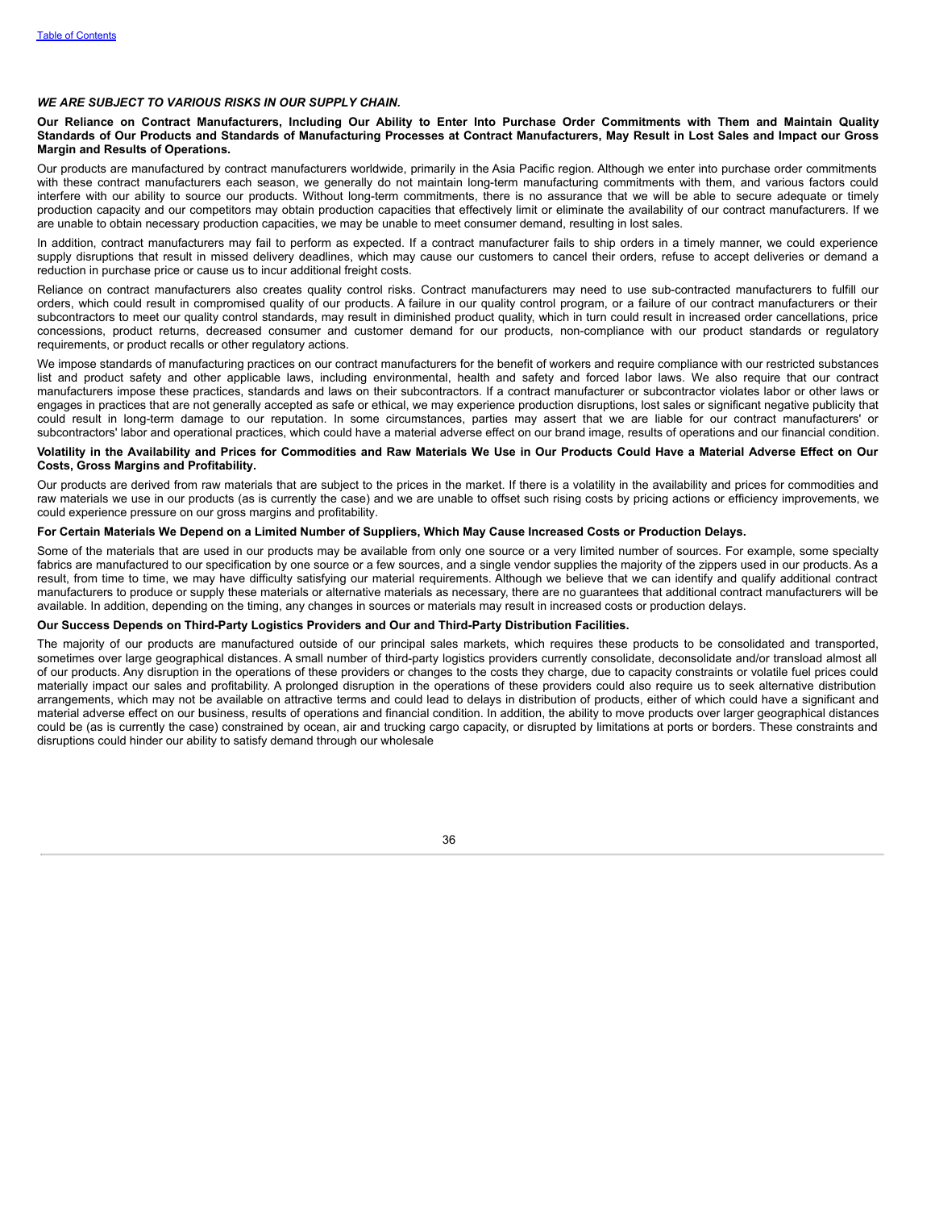### *WE ARE SUBJECT TO VARIOUS RISKS IN OUR SUPPLY CHAIN.*

**Our Reliance on Contract Manufacturers, Including Our Ability to Enter Into Purchase Order Commitments with Them and Maintain Quality Standards of Our Products and Standards of Manufacturing Processes at Contract Manufacturers, May Result in Lost Sales and Impact our Gross Margin and Results of Operations.**

Our products are manufactured by contract manufacturers worldwide, primarily in the Asia Pacific region. Although we enter into purchase order commitments with these contract manufacturers each season, we generally do not maintain long-term manufacturing commitments with them, and various factors could interfere with our ability to source our products. Without long-term commitments, there is no assurance that we will be able to secure adequate or timely production capacity and our competitors may obtain production capacities that effectively limit or eliminate the availability of our contract manufacturers. If we are unable to obtain necessary production capacities, we may be unable to meet consumer demand, resulting in lost sales.

In addition, contract manufacturers may fail to perform as expected. If a contract manufacturer fails to ship orders in a timely manner, we could experience supply disruptions that result in missed delivery deadlines, which may cause our customers to cancel their orders, refuse to accept deliveries or demand a reduction in purchase price or cause us to incur additional freight costs.

Reliance on contract manufacturers also creates quality control risks. Contract manufacturers may need to use sub-contracted manufacturers to fulfill our orders, which could result in compromised quality of our products. A failure in our quality control program, or a failure of our contract manufacturers or their subcontractors to meet our quality control standards, may result in diminished product quality, which in turn could result in increased order cancellations, price concessions, product returns, decreased consumer and customer demand for our products, non-compliance with our product standards or regulatory requirements, or product recalls or other regulatory actions.

We impose standards of manufacturing practices on our contract manufacturers for the benefit of workers and require compliance with our restricted substances list and product safety and other applicable laws, including environmental, health and safety and forced labor laws. We also require that our contract manufacturers impose these practices, standards and laws on their subcontractors. If a contract manufacturer or subcontractor violates labor or other laws or engages in practices that are not generally accepted as safe or ethical, we may experience production disruptions, lost sales or significant negative publicity that could result in long-term damage to our reputation. In some circumstances, parties may assert that we are liable for our contract manufacturers' or subcontractors' labor and operational practices, which could have a material adverse effect on our brand image, results of operations and our financial condition.

**Volatility in the Availability and Prices for Commodities and Raw Materials We Use in Our Products Could Have a Material Adverse Effect on Our Costs, Gross Margins and Profitability.**

Our products are derived from raw materials that are subject to the prices in the market. If there is a volatility in the availability and prices for commodities and raw materials we use in our products (as is currently the case) and we are unable to offset such rising costs by pricing actions or efficiency improvements, we could experience pressure on our gross margins and profitability.

**For Certain Materials We Depend on a Limited Number of Suppliers, Which May Cause Increased Costs or Production Delays.**

Some of the materials that are used in our products may be available from only one source or a very limited number of sources. For example, some specialty fabrics are manufactured to our specification by one source or a few sources, and a single vendor supplies the majority of the zippers used in our products. As a result, from time to time, we may have difficulty satisfying our material requirements. Although we believe that we can identify and qualify additional contract manufacturers to produce or supply these materials or alternative materials as necessary, there are no guarantees that additional contract manufacturers will be available. In addition, depending on the timing, any changes in sources or materials may result in increased costs or production delays.

**Our Success Depends on Third-Party Logistics Providers and Our and Third-Party Distribution Facilities.**

The majority of our products are manufactured outside of our principal sales markets, which requires these products to be consolidated and transported, sometimes over large geographical distances. A small number of third-party logistics providers currently consolidate, deconsolidate and/or transload almost all of our products. Any disruption in the operations of these providers or changes to the costs they charge, due to capacity constraints or volatile fuel prices could materially impact our sales and profitability. A prolonged disruption in the operations of these providers could also require us to seek alternative distribution arrangements, which may not be available on attractive terms and could lead to delays in distribution of products, either of which could have a significant and material adverse effect on our business, results of operations and financial condition. In addition, the ability to move products over larger geographical distances could be (as is currently the case) constrained by ocean, air and trucking cargo capacity, or disrupted by limitations at ports or borders. These constraints and disruptions could hinder our ability to satisfy demand through our wholesale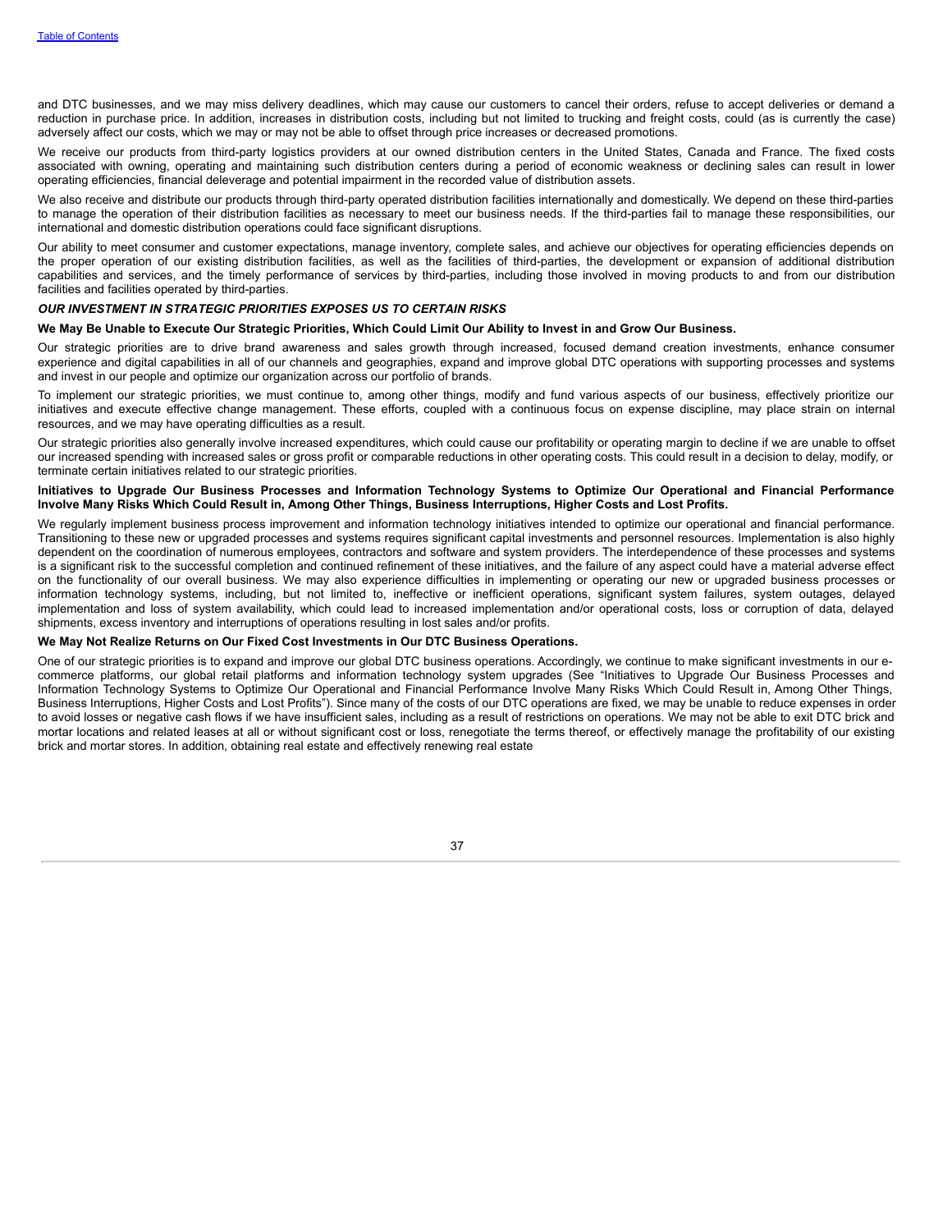and DTC businesses, and we may miss delivery deadlines, which may cause our customers to cancel their orders, refuse to accept deliveries or demand a reduction in purchase price. In addition, increases in distribution costs, including but not limited to trucking and freight costs, could (as is currently the case) adversely affect our costs, which we may or may not be able to offset through price increases or decreased promotions.

We receive our products from third-party logistics providers at our owned distribution centers in the United States, Canada and France. The fixed costs associated with owning, operating and maintaining such distribution centers during a period of economic weakness or declining sales can result in lower operating efficiencies, financial deleverage and potential impairment in the recorded value of distribution assets.

We also receive and distribute our products through third-party operated distribution facilities internationally and domestically. We depend on these third-parties to manage the operation of their distribution facilities as necessary to meet our business needs. If the third-parties fail to manage these responsibilities, our international and domestic distribution operations could face significant disruptions.

Our ability to meet consumer and customer expectations, manage inventory, complete sales, and achieve our objectives for operating efficiencies depends on the proper operation of our existing distribution facilities, as well as the facilities of third-parties, the development or expansion of additional distribution capabilities and services, and the timely performance of services by third-parties, including those involved in moving products to and from our distribution facilities and facilities operated by third-parties.

***OUR INVESTMENT IN STRATEGIC PRIORITIES EXPOSES US TO CERTAIN RISKS***

**We May Be Unable to Execute Our Strategic Priorities, Which Could Limit Our Ability to Invest in and Grow Our Business.**

Our strategic priorities are to drive brand awareness and sales growth through increased, focused demand creation investments, enhance consumer experience and digital capabilities in all of our channels and geographies, expand and improve global DTC operations with supporting processes and systems and invest in our people and optimize our organization across our portfolio of brands.

To implement our strategic priorities, we must continue to, among other things, modify and fund various aspects of our business, effectively prioritize our initiatives and execute effective change management. These efforts, coupled with a continuous focus on expense discipline, may place strain on internal resources, and we may have operating difficulties as a result.

Our strategic priorities also generally involve increased expenditures, which could cause our profitability or operating margin to decline if we are unable to offset our increased spending with increased sales or gross profit or comparable reductions in other operating costs. This could result in a decision to delay, modify, or terminate certain initiatives related to our strategic priorities.

**Initiatives to Upgrade Our Business Processes and Information Technology Systems to Optimize Our Operational and Financial Performance Involve Many Risks Which Could Result in, Among Other Things, Business Interruptions, Higher Costs and Lost Profits.**

We regularly implement business process improvement and information technology initiatives intended to optimize our operational and financial performance. Transitioning to these new or upgraded processes and systems requires significant capital investments and personnel resources. Implementation is also highly dependent on the coordination of numerous employees, contractors and software and system providers. The interdependence of these processes and systems is a significant risk to the successful completion and continued refinement of these initiatives, and the failure of any aspect could have a material adverse effect on the functionality of our overall business. We may also experience difficulties in implementing or operating our new or upgraded business processes or information technology systems, including, but not limited to, ineffective or inefficient operations, significant system failures, system outages, delayed implementation and loss of system availability, which could lead to increased implementation and/or operational costs, loss or corruption of data, delayed shipments, excess inventory and interruptions of operations resulting in lost sales and/or profits.

**We May Not Realize Returns on Our Fixed Cost Investments in Our DTC Business Operations.**

One of our strategic priorities is to expand and improve our global DTC business operations. Accordingly, we continue to make significant investments in our e-commerce platforms, our global retail platforms and information technology system upgrades (See "Initiatives to Upgrade Our Business Processes and Information Technology Systems to Optimize Our Operational and Financial Performance Involve Many Risks Which Could Result in, Among Other Things, Business Interruptions, Higher Costs and Lost Profits"). Since many of the costs of our DTC operations are fixed, we may be unable to reduce expenses in order to avoid losses or negative cash flows if we have insufficient sales, including as a result of restrictions on operations. We may not be able to exit DTC brick and mortar locations and related leases at all or without significant cost or loss, renegotiate the terms thereof, or effectively manage the profitability of our existing brick and mortar stores. In addition, obtaining real estate and effectively renewing real estate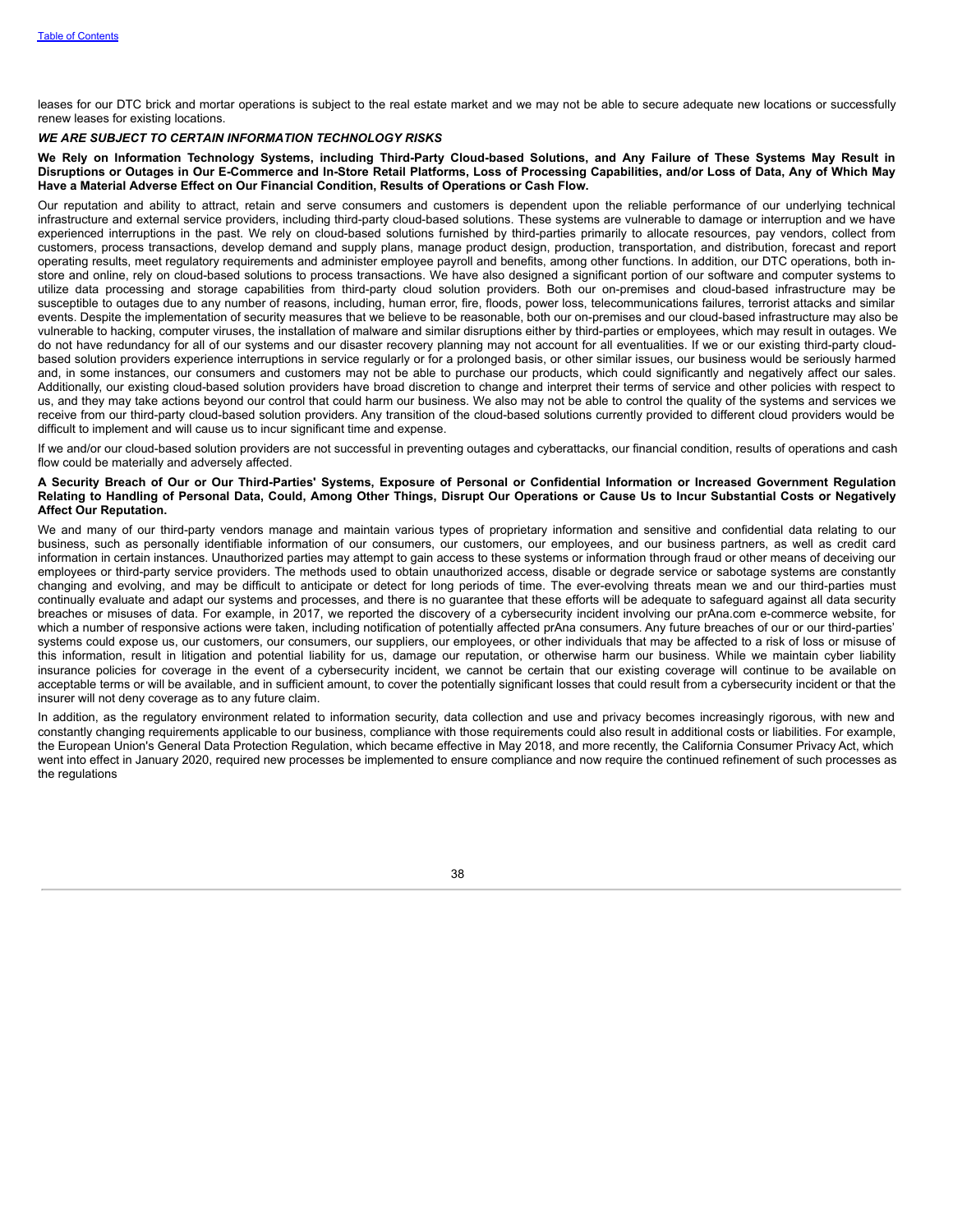leases for our DTC brick and mortar operations is subject to the real estate market and we may not be able to secure adequate new locations or successfully renew leases for existing locations.

***WE ARE SUBJECT TO CERTAIN INFORMATION TECHNOLOGY RISKS***

**We Rely on Information Technology Systems, including Third-Party Cloud-based Solutions, and Any Failure of These Systems May Result in Disruptions or Outages in Our E-Commerce and In-Store Retail Platforms, Loss of Processing Capabilities, and/or Loss of Data, Any of Which May Have a Material Adverse Effect on Our Financial Condition, Results of Operations or Cash Flow.**

Our reputation and ability to attract, retain and serve consumers and customers is dependent upon the reliable performance of our underlying technical infrastructure and external service providers, including third-party cloud-based solutions. These systems are vulnerable to damage or interruption and we have experienced interruptions in the past. We rely on cloud-based solutions furnished by third-parties primarily to allocate resources, pay vendors, collect from customers, process transactions, develop demand and supply plans, manage product design, production, transportation, and distribution, forecast and report operating results, meet regulatory requirements and administer employee payroll and benefits, among other functions. In addition, our DTC operations, both in-store and online, rely on cloud-based solutions to process transactions. We have also designed a significant portion of our software and computer systems to utilize data processing and storage capabilities from third-party cloud solution providers. Both our on-premises and cloud-based infrastructure may be susceptible to outages due to any number of reasons, including, human error, fire, floods, power loss, telecommunications failures, terrorist attacks and similar events. Despite the implementation of security measures that we believe to be reasonable, both our on-premises and our cloud-based infrastructure may also be vulnerable to hacking, computer viruses, the installation of malware and similar disruptions either by third-parties or employees, which may result in outages. We do not have redundancy for all of our systems and our disaster recovery planning may not account for all eventualities. If we or our existing third-party cloud-based solution providers experience interruptions in service regularly or for a prolonged basis, or other similar issues, our business would be seriously harmed and, in some instances, our consumers and customers may not be able to purchase our products, which could significantly and negatively affect our sales. Additionally, our existing cloud-based solution providers have broad discretion to change and interpret their terms of service and other policies with respect to us, and they may take actions beyond our control that could harm our business. We also may not be able to control the quality of the systems and services we receive from our third-party cloud-based solution providers. Any transition of the cloud-based solutions currently provided to different cloud providers would be difficult to implement and will cause us to incur significant time and expense.

If we and/or our cloud-based solution providers are not successful in preventing outages and cyberattacks, our financial condition, results of operations and cash flow could be materially and adversely affected.

**A Security Breach of Our or Our Third-Parties' Systems, Exposure of Personal or Confidential Information or Increased Government Regulation Relating to Handling of Personal Data, Could, Among Other Things, Disrupt Our Operations or Cause Us to Incur Substantial Costs or Negatively Affect Our Reputation.**

We and many of our third-party vendors manage and maintain various types of proprietary information and sensitive and confidential data relating to our business, such as personally identifiable information of our consumers, our customers, our employees, and our business partners, as well as credit card information in certain instances. Unauthorized parties may attempt to gain access to these systems or information through fraud or other means of deceiving our employees or third-party service providers. The methods used to obtain unauthorized access, disable or degrade service or sabotage systems are constantly changing and evolving, and may be difficult to anticipate or detect for long periods of time. The ever-evolving threats mean we and our third-parties must continually evaluate and adapt our systems and processes, and there is no guarantee that these efforts will be adequate to safeguard against all data security breaches or misuses of data. For example, in 2017, we reported the discovery of a cybersecurity incident involving our prAna.com e-commerce website, for which a number of responsive actions were taken, including notification of potentially affected prAna consumers. Any future breaches of our or our third-parties' systems could expose us, our customers, our consumers, our suppliers, our employees, or other individuals that may be affected to a risk of loss or misuse of this information, result in litigation and potential liability for us, damage our reputation, or otherwise harm our business. While we maintain cyber liability insurance policies for coverage in the event of a cybersecurity incident, we cannot be certain that our existing coverage will continue to be available on acceptable terms or will be available, and in sufficient amount, to cover the potentially significant losses that could result from a cybersecurity incident or that the insurer will not deny coverage as to any future claim.

In addition, as the regulatory environment related to information security, data collection and use and privacy becomes increasingly rigorous, with new and constantly changing requirements applicable to our business, compliance with those requirements could also result in additional costs or liabilities. For example, the European Union's General Data Protection Regulation, which became effective in May 2018, and more recently, the California Consumer Privacy Act, which went into effect in January 2020, required new processes be implemented to ensure compliance and now require the continued refinement of such processes as the regulations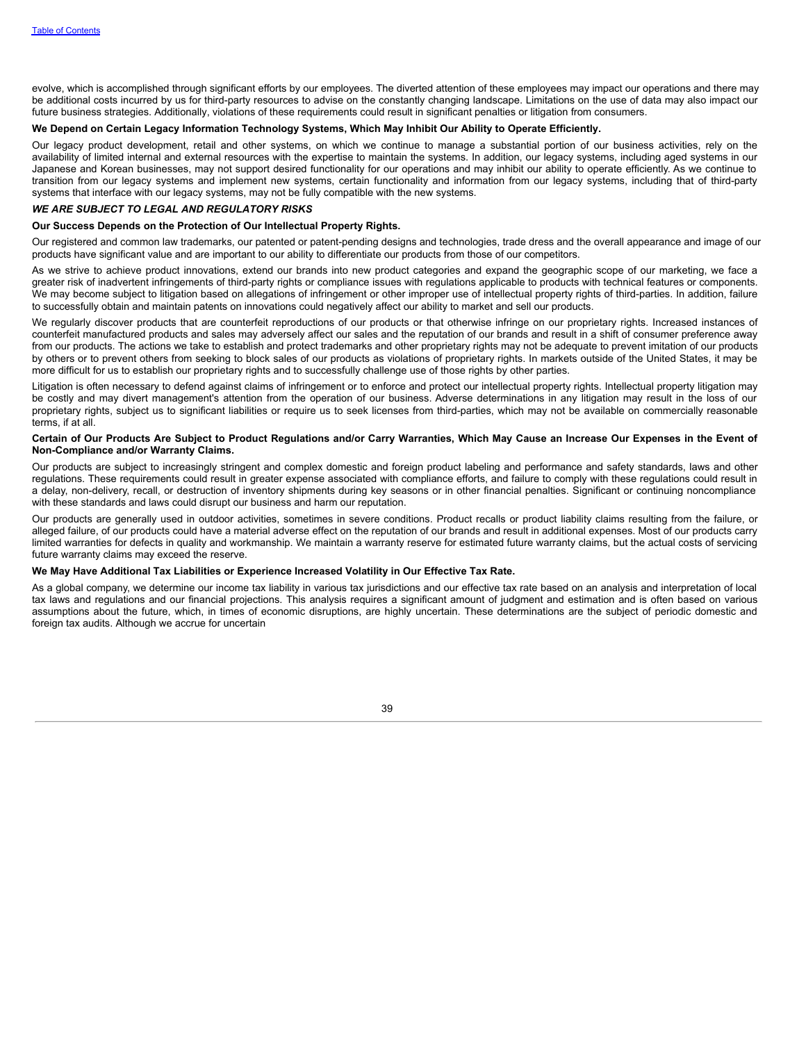evolve, which is accomplished through significant efforts by our employees. The diverted attention of these employees may impact our operations and there may be additional costs incurred by us for third-party resources to advise on the constantly changing landscape. Limitations on the use of data may also impact our future business strategies. Additionally, violations of these requirements could result in significant penalties or litigation from consumers.

**We Depend on Certain Legacy Information Technology Systems, Which May Inhibit Our Ability to Operate Efficiently.**

Our legacy product development, retail and other systems, on which we continue to manage a substantial portion of our business activities, rely on the availability of limited internal and external resources with the expertise to maintain the systems. In addition, our legacy systems, including aged systems in our Japanese and Korean businesses, may not support desired functionality for our operations and may inhibit our ability to operate efficiently. As we continue to transition from our legacy systems and implement new systems, certain functionality and information from our legacy systems, including that of third-party systems that interface with our legacy systems, may not be fully compatible with the new systems.

***WE ARE SUBJECT TO LEGAL AND REGULATORY RISKS***

**Our Success Depends on the Protection of Our Intellectual Property Rights.**

Our registered and common law trademarks, our patented or patent-pending designs and technologies, trade dress and the overall appearance and image of our products have significant value and are important to our ability to differentiate our products from those of our competitors.

As we strive to achieve product innovations, extend our brands into new product categories and expand the geographic scope of our marketing, we face a greater risk of inadvertent infringements of third-party rights or compliance issues with regulations applicable to products with technical features or components. We may become subject to litigation based on allegations of infringement or other improper use of intellectual property rights of third-parties. In addition, failure to successfully obtain and maintain patents on innovations could negatively affect our ability to market and sell our products.

We regularly discover products that are counterfeit reproductions of our products or that otherwise infringe on our proprietary rights. Increased instances of counterfeit manufactured products and sales may adversely affect our sales and the reputation of our brands and result in a shift of consumer preference away from our products. The actions we take to establish and protect trademarks and other proprietary rights may not be adequate to prevent imitation of our products by others or to prevent others from seeking to block sales of our products as violations of proprietary rights. In markets outside of the United States, it may be more difficult for us to establish our proprietary rights and to successfully challenge use of those rights by other parties.

Litigation is often necessary to defend against claims of infringement or to enforce and protect our intellectual property rights. Intellectual property litigation may be costly and may divert management's attention from the operation of our business. Adverse determinations in any litigation may result in the loss of our proprietary rights, subject us to significant liabilities or require us to seek licenses from third-parties, which may not be available on commercially reasonable terms, if at all.

**Certain of Our Products Are Subject to Product Regulations and/or Carry Warranties, Which May Cause an Increase Our Expenses in the Event of Non-Compliance and/or Warranty Claims.**

Our products are subject to increasingly stringent and complex domestic and foreign product labeling and performance and safety standards, laws and other regulations. These requirements could result in greater expense associated with compliance efforts, and failure to comply with these regulations could result in a delay, non-delivery, recall, or destruction of inventory shipments during key seasons or in other financial penalties. Significant or continuing noncompliance with these standards and laws could disrupt our business and harm our reputation.

Our products are generally used in outdoor activities, sometimes in severe conditions. Product recalls or product liability claims resulting from the failure, or alleged failure, of our products could have a material adverse effect on the reputation of our brands and result in additional expenses. Most of our products carry limited warranties for defects in quality and workmanship. We maintain a warranty reserve for estimated future warranty claims, but the actual costs of servicing future warranty claims may exceed the reserve.

**We May Have Additional Tax Liabilities or Experience Increased Volatility in Our Effective Tax Rate.**

As a global company, we determine our income tax liability in various tax jurisdictions and our effective tax rate based on an analysis and interpretation of local tax laws and regulations and our financial projections. This analysis requires a significant amount of judgment and estimation and is often based on various assumptions about the future, which, in times of economic disruptions, are highly uncertain. These determinations are the subject of periodic domestic and foreign tax audits. Although we accrue for uncertain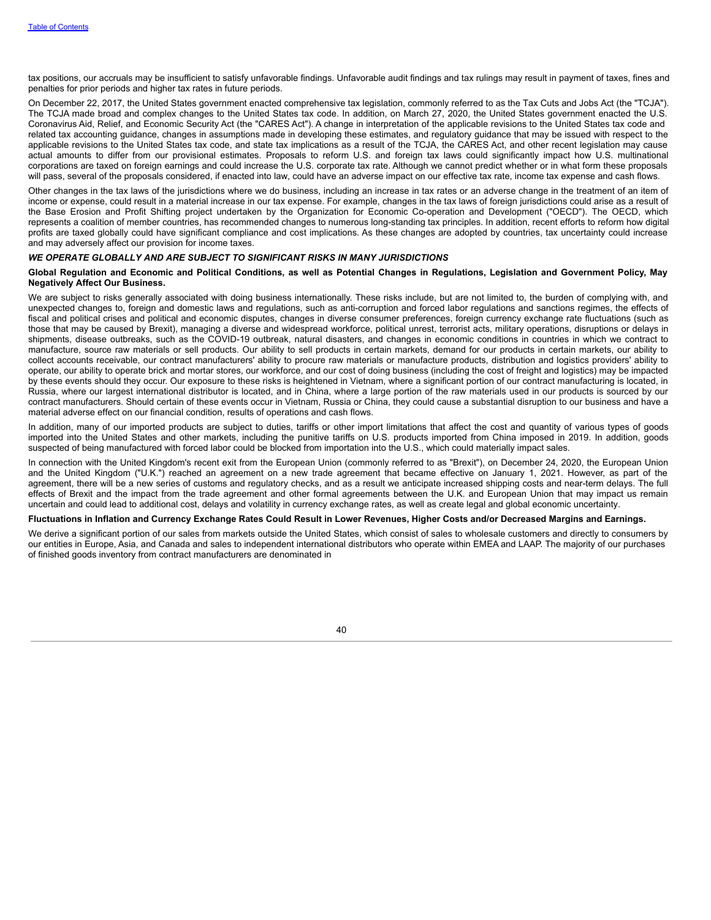tax positions, our accruals may be insufficient to satisfy unfavorable findings. Unfavorable audit findings and tax rulings may result in payment of taxes, fines and penalties for prior periods and higher tax rates in future periods.

On December 22, 2017, the United States government enacted comprehensive tax legislation, commonly referred to as the Tax Cuts and Jobs Act (the "TCJA"). The TCJA made broad and complex changes to the United States tax code. In addition, on March 27, 2020, the United States government enacted the U.S. Coronavirus Aid, Relief, and Economic Security Act (the "CARES Act"). A change in interpretation of the applicable revisions to the United States tax code and related tax accounting guidance, changes in assumptions made in developing these estimates, and regulatory guidance that may be issued with respect to the applicable revisions to the United States tax code, and state tax implications as a result of the TCJA, the CARES Act, and other recent legislation may cause actual amounts to differ from our provisional estimates. Proposals to reform U.S. and foreign tax laws could significantly impact how U.S. multinational corporations are taxed on foreign earnings and could increase the U.S. corporate tax rate. Although we cannot predict whether or in what form these proposals will pass, several of the proposals considered, if enacted into law, could have an adverse impact on our effective tax rate, income tax expense and cash flows.

Other changes in the tax laws of the jurisdictions where we do business, including an increase in tax rates or an adverse change in the treatment of an item of income or expense, could result in a material increase in our tax expense. For example, changes in the tax laws of foreign jurisdictions could arise as a result of the Base Erosion and Profit Shifting project undertaken by the Organization for Economic Co-operation and Development ("OECD"). The OECD, which represents a coalition of member countries, has recommended changes to numerous long-standing tax principles. In addition, recent efforts to reform how digital profits are taxed globally could have significant compliance and cost implications. As these changes are adopted by countries, tax uncertainty could increase and may adversely affect our provision for income taxes.

***WE OPERATE GLOBALLY AND ARE SUBJECT TO SIGNIFICANT RISKS IN MANY JURISDICTIONS***

**Global Regulation and Economic and Political Conditions, as well as Potential Changes in Regulations, Legislation and Government Policy, May Negatively Affect Our Business.**

We are subject to risks generally associated with doing business internationally. These risks include, but are not limited to, the burden of complying with, and unexpected changes to, foreign and domestic laws and regulations, such as anti-corruption and forced labor regulations and sanctions regimes, the effects of fiscal and political crises and political and economic disputes, changes in diverse consumer preferences, foreign currency exchange rate fluctuations (such as those that may be caused by Brexit), managing a diverse and widespread workforce, political unrest, terrorist acts, military operations, disruptions or delays in shipments, disease outbreaks, such as the COVID-19 outbreak, natural disasters, and changes in economic conditions in countries in which we contract to manufacture, source raw materials or sell products. Our ability to sell products in certain markets, demand for our products in certain markets, our ability to collect accounts receivable, our contract manufacturers' ability to procure raw materials or manufacture products, distribution and logistics providers' ability to operate, our ability to operate brick and mortar stores, our workforce, and our cost of doing business (including the cost of freight and logistics) may be impacted by these events should they occur. Our exposure to these risks is heightened in Vietnam, where a significant portion of our contract manufacturing is located, in Russia, where our largest international distributor is located, and in China, where a large portion of the raw materials used in our products is sourced by our contract manufacturers. Should certain of these events occur in Vietnam, Russia or China, they could cause a substantial disruption to our business and have a material adverse effect on our financial condition, results of operations and cash flows.

In addition, many of our imported products are subject to duties, tariffs or other import limitations that affect the cost and quantity of various types of goods imported into the United States and other markets, including the punitive tariffs on U.S. products imported from China imposed in 2019. In addition, goods suspected of being manufactured with forced labor could be blocked from importation into the U.S., which could materially impact sales.

In connection with the United Kingdom's recent exit from the European Union (commonly referred to as "Brexit"), on December 24, 2020, the European Union and the United Kingdom ("U.K.") reached an agreement on a new trade agreement that became effective on January 1, 2021. However, as part of the agreement, there will be a new series of customs and regulatory checks, and as a result we anticipate increased shipping costs and near-term delays. The full effects of Brexit and the impact from the trade agreement and other formal agreements between the U.K. and European Union that may impact us remain uncertain and could lead to additional cost, delays and volatility in currency exchange rates, as well as create legal and global economic uncertainty.

**Fluctuations in Inflation and Currency Exchange Rates Could Result in Lower Revenues, Higher Costs and/or Decreased Margins and Earnings.**

We derive a significant portion of our sales from markets outside the United States, which consist of sales to wholesale customers and directly to consumers by our entities in Europe, Asia, and Canada and sales to independent international distributors who operate within EMEA and LAAP. The majority of our purchases of finished goods inventory from contract manufacturers are denominated in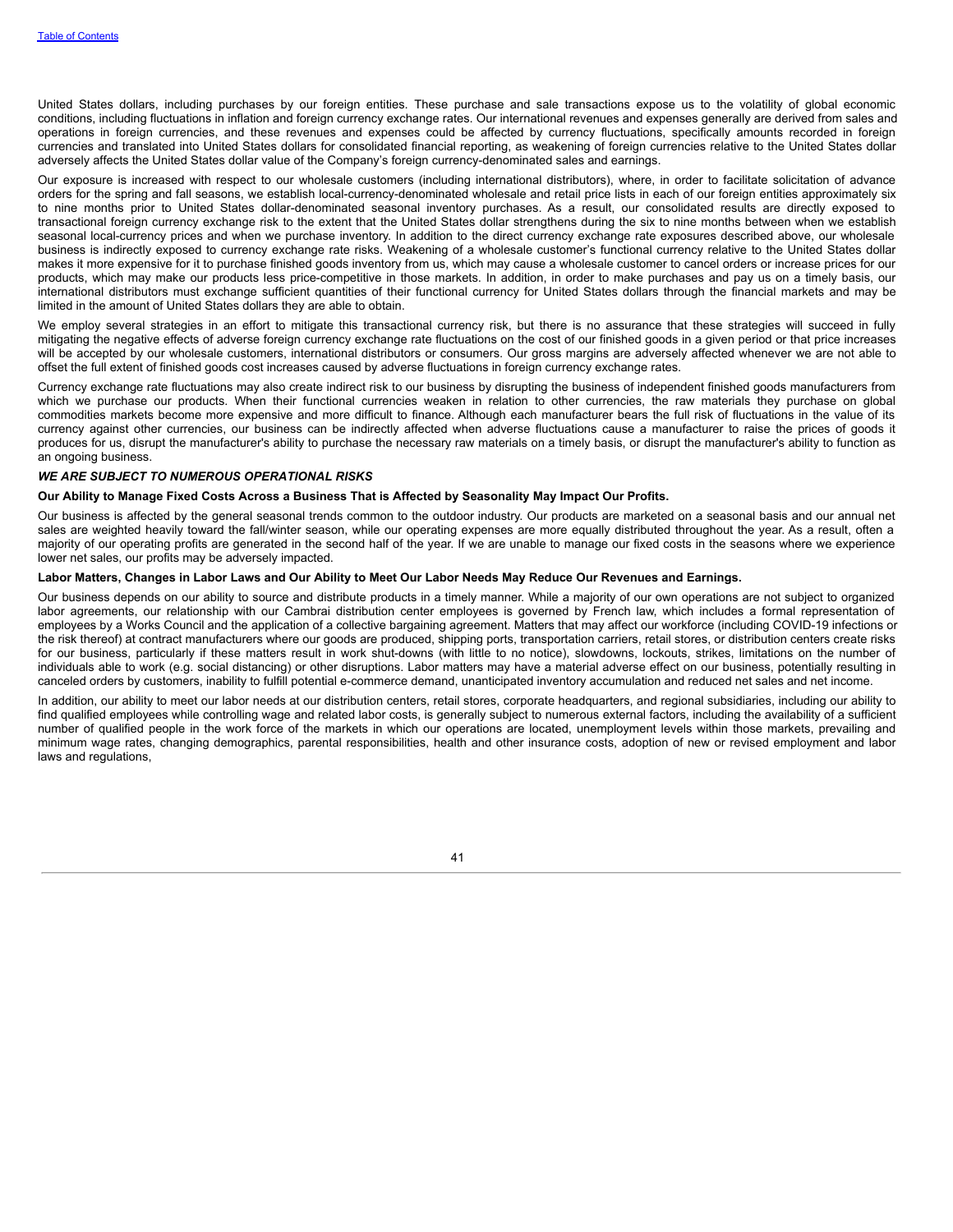United States dollars, including purchases by our foreign entities. These purchase and sale transactions expose us to the volatility of global economic conditions, including fluctuations in inflation and foreign currency exchange rates. Our international revenues and expenses generally are derived from sales and operations in foreign currencies, and these revenues and expenses could be affected by currency fluctuations, specifically amounts recorded in foreign currencies and translated into United States dollars for consolidated financial reporting, as weakening of foreign currencies relative to the United States dollar adversely affects the United States dollar value of the Company's foreign currency-denominated sales and earnings.

Our exposure is increased with respect to our wholesale customers (including international distributors), where, in order to facilitate solicitation of advance orders for the spring and fall seasons, we establish local-currency-denominated wholesale and retail price lists in each of our foreign entities approximately six to nine months prior to United States dollar-denominated seasonal inventory purchases. As a result, our consolidated results are directly exposed to transactional foreign currency exchange risk to the extent that the United States dollar strengthens during the six to nine months between when we establish seasonal local-currency prices and when we purchase inventory. In addition to the direct currency exchange rate exposures described above, our wholesale business is indirectly exposed to currency exchange rate risks. Weakening of a wholesale customer's functional currency relative to the United States dollar makes it more expensive for it to purchase finished goods inventory from us, which may cause a wholesale customer to cancel orders or increase prices for our products, which may make our products less price-competitive in those markets. In addition, in order to make purchases and pay us on a timely basis, our international distributors must exchange sufficient quantities of their functional currency for United States dollars through the financial markets and may be limited in the amount of United States dollars they are able to obtain.

We employ several strategies in an effort to mitigate this transactional currency risk, but there is no assurance that these strategies will succeed in fully mitigating the negative effects of adverse foreign currency exchange rate fluctuations on the cost of our finished goods in a given period or that price increases will be accepted by our wholesale customers, international distributors or consumers. Our gross margins are adversely affected whenever we are not able to offset the full extent of finished goods cost increases caused by adverse fluctuations in foreign currency exchange rates.

Currency exchange rate fluctuations may also create indirect risk to our business by disrupting the business of independent finished goods manufacturers from which we purchase our products. When their functional currencies weaken in relation to other currencies, the raw materials they purchase on global commodities markets become more expensive and more difficult to finance. Although each manufacturer bears the full risk of fluctuations in the value of its currency against other currencies, our business can be indirectly affected when adverse fluctuations cause a manufacturer to raise the prices of goods it produces for us, disrupt the manufacturer's ability to purchase the necessary raw materials on a timely basis, or disrupt the manufacturer's ability to function as an ongoing business.

***WE ARE SUBJECT TO NUMEROUS OPERATIONAL RISKS***

**Our Ability to Manage Fixed Costs Across a Business That is Affected by Seasonality May Impact Our Profits.**

Our business is affected by the general seasonal trends common to the outdoor industry. Our products are marketed on a seasonal basis and our annual net sales are weighted heavily toward the fall/winter season, while our operating expenses are more equally distributed throughout the year. As a result, often a majority of our operating profits are generated in the second half of the year. If we are unable to manage our fixed costs in the seasons where we experience lower net sales, our profits may be adversely impacted.

**Labor Matters, Changes in Labor Laws and Our Ability to Meet Our Labor Needs May Reduce Our Revenues and Earnings.**

Our business depends on our ability to source and distribute products in a timely manner. While a majority of our own operations are not subject to organized labor agreements, our relationship with our Cambrai distribution center employees is governed by French law, which includes a formal representation of employees by a Works Council and the application of a collective bargaining agreement. Matters that may affect our workforce (including COVID-19 infections or the risk thereof) at contract manufacturers where our goods are produced, shipping ports, transportation carriers, retail stores, or distribution centers create risks for our business, particularly if these matters result in work shut-downs (with little to no notice), slowdowns, lockouts, strikes, limitations on the number of individuals able to work (e.g. social distancing) or other disruptions. Labor matters may have a material adverse effect on our business, potentially resulting in canceled orders by customers, inability to fulfill potential e-commerce demand, unanticipated inventory accumulation and reduced net sales and net income.

In addition, our ability to meet our labor needs at our distribution centers, retail stores, corporate headquarters, and regional subsidiaries, including our ability to find qualified employees while controlling wage and related labor costs, is generally subject to numerous external factors, including the availability of a sufficient number of qualified people in the work force of the markets in which our operations are located, unemployment levels within those markets, prevailing and minimum wage rates, changing demographics, parental responsibilities, health and other insurance costs, adoption of new or revised employment and labor laws and regulations,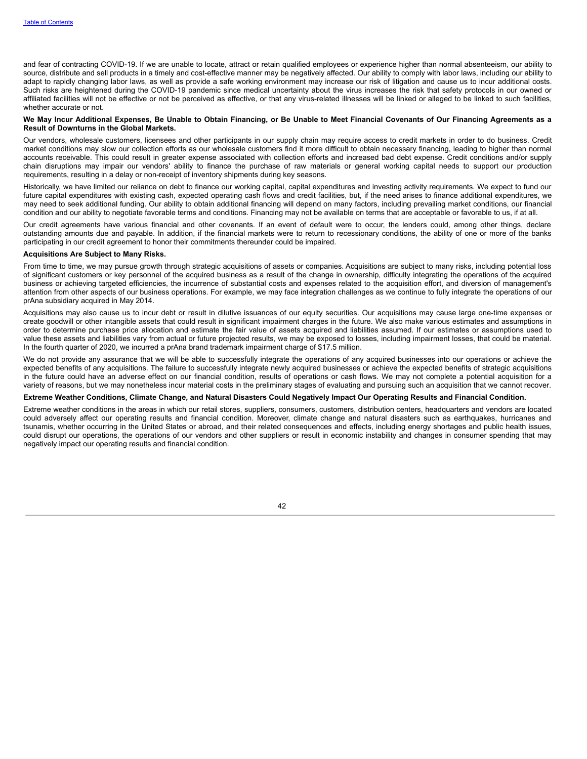and fear of contracting COVID-19. If we are unable to locate, attract or retain qualified employees or experience higher than normal absenteeism, our ability to source, distribute and sell products in a timely and cost-effective manner may be negatively affected. Our ability to comply with labor laws, including our ability to adapt to rapidly changing labor laws, as well as provide a safe working environment may increase our risk of litigation and cause us to incur additional costs. Such risks are heightened during the COVID-19 pandemic since medical uncertainty about the virus increases the risk that safety protocols in our owned or affiliated facilities will not be effective or not be perceived as effective, or that any virus-related illnesses will be linked or alleged to be linked to such facilities, whether accurate or not.

**We May Incur Additional Expenses, Be Unable to Obtain Financing, or Be Unable to Meet Financial Covenants of Our Financing Agreements as a Result of Downturns in the Global Markets.**

Our vendors, wholesale customers, licensees and other participants in our supply chain may require access to credit markets in order to do business. Credit market conditions may slow our collection efforts as our wholesale customers find it more difficult to obtain necessary financing, leading to higher than normal accounts receivable. This could result in greater expense associated with collection efforts and increased bad debt expense. Credit conditions and/or supply chain disruptions may impair our vendors' ability to finance the purchase of raw materials or general working capital needs to support our production requirements, resulting in a delay or non-receipt of inventory shipments during key seasons.

Historically, we have limited our reliance on debt to finance our working capital, capital expenditures and investing activity requirements. We expect to fund our future capital expenditures with existing cash, expected operating cash flows and credit facilities, but, if the need arises to finance additional expenditures, we may need to seek additional funding. Our ability to obtain additional financing will depend on many factors, including prevailing market conditions, our financial condition and our ability to negotiate favorable terms and conditions. Financing may not be available on terms that are acceptable or favorable to us, if at all.

Our credit agreements have various financial and other covenants. If an event of default were to occur, the lenders could, among other things, declare outstanding amounts due and payable. In addition, if the financial markets were to return to recessionary conditions, the ability of one or more of the banks participating in our credit agreement to honor their commitments thereunder could be impaired.

**Acquisitions Are Subject to Many Risks.**

From time to time, we may pursue growth through strategic acquisitions of assets or companies. Acquisitions are subject to many risks, including potential loss of significant customers or key personnel of the acquired business as a result of the change in ownership, difficulty integrating the operations of the acquired business or achieving targeted efficiencies, the incurrence of substantial costs and expenses related to the acquisition effort, and diversion of management's attention from other aspects of our business operations. For example, we may face integration challenges as we continue to fully integrate the operations of our prAna subsidiary acquired in May 2014.

Acquisitions may also cause us to incur debt or result in dilutive issuances of our equity securities. Our acquisitions may cause large one-time expenses or create goodwill or other intangible assets that could result in significant impairment charges in the future. We also make various estimates and assumptions in order to determine purchase price allocation and estimate the fair value of assets acquired and liabilities assumed. If our estimates or assumptions used to value these assets and liabilities vary from actual or future projected results, we may be exposed to losses, including impairment losses, that could be material. In the fourth quarter of 2020, we incurred a prAna brand trademark impairment charge of $17.5 million.

We do not provide any assurance that we will be able to successfully integrate the operations of any acquired businesses into our operations or achieve the expected benefits of any acquisitions. The failure to successfully integrate newly acquired businesses or achieve the expected benefits of strategic acquisitions in the future could have an adverse effect on our financial condition, results of operations or cash flows. We may not complete a potential acquisition for a variety of reasons, but we may nonetheless incur material costs in the preliminary stages of evaluating and pursuing such an acquisition that we cannot recover.

**Extreme Weather Conditions, Climate Change, and Natural Disasters Could Negatively Impact Our Operating Results and Financial Condition.**

Extreme weather conditions in the areas in which our retail stores, suppliers, consumers, customers, distribution centers, headquarters and vendors are located could adversely affect our operating results and financial condition. Moreover, climate change and natural disasters such as earthquakes, hurricanes and tsunamis, whether occurring in the United States or abroad, and their related consequences and effects, including energy shortages and public health issues, could disrupt our operations, the operations of our vendors and other suppliers or result in economic instability and changes in consumer spending that may negatively impact our operating results and financial condition.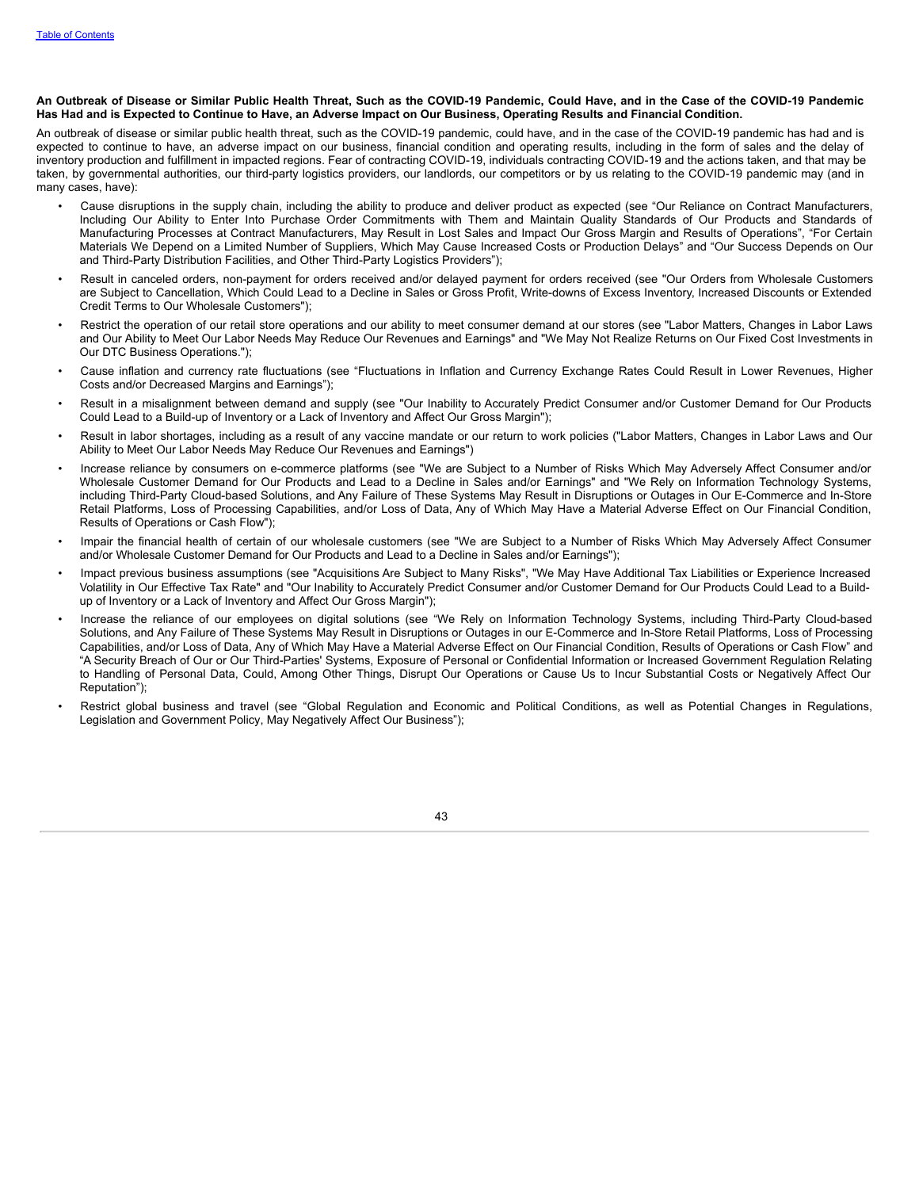**An Outbreak of Disease or Similar Public Health Threat, Such as the COVID-19 Pandemic, Could Have, and in the Case of the COVID-19 Pandemic Has Had and is Expected to Continue to Have, an Adverse Impact on Our Business, Operating Results and Financial Condition.**

An outbreak of disease or similar public health threat, such as the COVID-19 pandemic, could have, and in the case of the COVID-19 pandemic has had and is expected to continue to have, an adverse impact on our business, financial condition and operating results, including in the form of sales and the delay of inventory production and fulfillment in impacted regions. Fear of contracting COVID-19, individuals contracting COVID-19 and the actions taken, and that may be taken, by governmental authorities, our third-party logistics providers, our landlords, our competitors or by us relating to the COVID-19 pandemic may (and in many cases, have):

- Cause disruptions in the supply chain, including the ability to produce and deliver product as expected (see “Our Reliance on Contract Manufacturers, Including Our Ability to Enter Into Purchase Order Commitments with Them and Maintain Quality Standards of Our Products and Standards of Manufacturing Processes at Contract Manufacturers, May Result in Lost Sales and Impact Our Gross Margin and Results of Operations”, “For Certain Materials We Depend on a Limited Number of Suppliers, Which May Cause Increased Costs or Production Delays” and “Our Success Depends on Our and Third-Party Distribution Facilities, and Other Third-Party Logistics Providers”);
- Result in canceled orders, non-payment for orders received and/or delayed payment for orders received (see "Our Orders from Wholesale Customers are Subject to Cancellation, Which Could Lead to a Decline in Sales or Gross Profit, Write-downs of Excess Inventory, Increased Discounts or Extended Credit Terms to Our Wholesale Customers");
- Restrict the operation of our retail store operations and our ability to meet consumer demand at our stores (see "Labor Matters, Changes in Labor Laws and Our Ability to Meet Our Labor Needs May Reduce Our Revenues and Earnings" and "We May Not Realize Returns on Our Fixed Cost Investments in Our DTC Business Operations.");
- Cause inflation and currency rate fluctuations (see “Fluctuations in Inflation and Currency Exchange Rates Could Result in Lower Revenues, Higher Costs and/or Decreased Margins and Earnings”);
- Result in a misalignment between demand and supply (see "Our Inability to Accurately Predict Consumer and/or Customer Demand for Our Products Could Lead to a Build-up of Inventory or a Lack of Inventory and Affect Our Gross Margin");
- Result in labor shortages, including as a result of any vaccine mandate or our return to work policies ("Labor Matters, Changes in Labor Laws and Our Ability to Meet Our Labor Needs May Reduce Our Revenues and Earnings")
- Increase reliance by consumers on e-commerce platforms (see "We are Subject to a Number of Risks Which May Adversely Affect Consumer and/or Wholesale Customer Demand for Our Products and Lead to a Decline in Sales and/or Earnings" and "We Rely on Information Technology Systems, including Third-Party Cloud-based Solutions, and Any Failure of These Systems May Result in Disruptions or Outages in Our E-Commerce and In-Store Retail Platforms, Loss of Processing Capabilities, and/or Loss of Data, Any of Which May Have a Material Adverse Effect on Our Financial Condition, Results of Operations or Cash Flow");
- Impair the financial health of certain of our wholesale customers (see "We are Subject to a Number of Risks Which May Adversely Affect Consumer and/or Wholesale Customer Demand for Our Products and Lead to a Decline in Sales and/or Earnings");
- Impact previous business assumptions (see "Acquisitions Are Subject to Many Risks", "We May Have Additional Tax Liabilities or Experience Increased Volatility in Our Effective Tax Rate" and "Our Inability to Accurately Predict Consumer and/or Customer Demand for Our Products Could Lead to a Build-up of Inventory or a Lack of Inventory and Affect Our Gross Margin");
- Increase the reliance of our employees on digital solutions (see “We Rely on Information Technology Systems, including Third-Party Cloud-based Solutions, and Any Failure of These Systems May Result in Disruptions or Outages in our E-Commerce and In-Store Retail Platforms, Loss of Processing Capabilities, and/or Loss of Data, Any of Which May Have a Material Adverse Effect on Our Financial Condition, Results of Operations or Cash Flow” and “A Security Breach of Our or Our Third-Parties' Systems, Exposure of Personal or Confidential Information or Increased Government Regulation Relating to Handling of Personal Data, Could, Among Other Things, Disrupt Our Operations or Cause Us to Incur Substantial Costs or Negatively Affect Our Reputation”);
- Restrict global business and travel (see “Global Regulation and Economic and Political Conditions, as well as Potential Changes in Regulations, Legislation and Government Policy, May Negatively Affect Our Business”);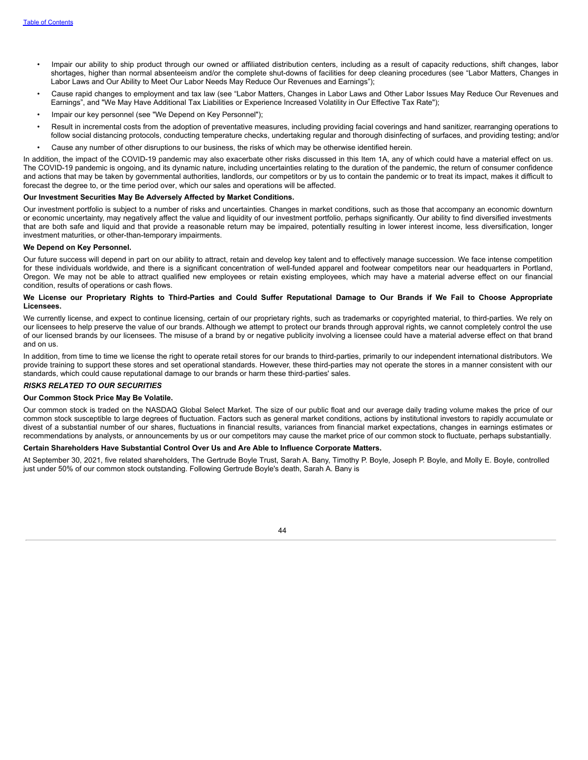- Impair our ability to ship product through our owned or affiliated distribution centers, including as a result of capacity reductions, shift changes, labor shortages, higher than normal absenteeism and/or the complete shut-downs of facilities for deep cleaning procedures (see "Labor Matters, Changes in Labor Laws and Our Ability to Meet Our Labor Needs May Reduce Our Revenues and Earnings");
- Cause rapid changes to employment and tax law (see "Labor Matters, Changes in Labor Laws and Other Labor Issues May Reduce Our Revenues and Earnings", and "We May Have Additional Tax Liabilities or Experience Increased Volatility in Our Effective Tax Rate");
- Impair our key personnel (see "We Depend on Key Personnel");
- Result in incremental costs from the adoption of preventative measures, including providing facial coverings and hand sanitizer, rearranging operations to follow social distancing protocols, conducting temperature checks, undertaking regular and thorough disinfecting of surfaces, and providing testing; and/or
- Cause any number of other disruptions to our business, the risks of which may be otherwise identified herein.

In addition, the impact of the COVID-19 pandemic may also exacerbate other risks discussed in this Item 1A, any of which could have a material effect on us. The COVID-19 pandemic is ongoing, and its dynamic nature, including uncertainties relating to the duration of the pandemic, the return of consumer confidence and actions that may be taken by governmental authorities, landlords, our competitors or by us to contain the pandemic or to treat its impact, makes it difficult to forecast the degree to, or the time period over, which our sales and operations will be affected.

**Our Investment Securities May Be Adversely Affected by Market Conditions.**

Our investment portfolio is subject to a number of risks and uncertainties. Changes in market conditions, such as those that accompany an economic downturn or economic uncertainty, may negatively affect the value and liquidity of our investment portfolio, perhaps significantly. Our ability to find diversified investments that are both safe and liquid and that provide a reasonable return may be impaired, potentially resulting in lower interest income, less diversification, longer investment maturities, or other-than-temporary impairments.

**We Depend on Key Personnel.**

Our future success will depend in part on our ability to attract, retain and develop key talent and to effectively manage succession. We face intense competition for these individuals worldwide, and there is a significant concentration of well-funded apparel and footwear competitors near our headquarters in Portland, Oregon. We may not be able to attract qualified new employees or retain existing employees, which may have a material adverse effect on our financial condition, results of operations or cash flows.

**We License our Proprietary Rights to Third-Parties and Could Suffer Reputational Damage to Our Brands if We Fail to Choose Appropriate Licensees.**

We currently license, and expect to continue licensing, certain of our proprietary rights, such as trademarks or copyrighted material, to third-parties. We rely on our licensees to help preserve the value of our brands. Although we attempt to protect our brands through approval rights, we cannot completely control the use of our licensed brands by our licensees. The misuse of a brand by or negative publicity involving a licensee could have a material adverse effect on that brand and on us.

In addition, from time to time we license the right to operate retail stores for our brands to third-parties, primarily to our independent international distributors. We provide training to support these stores and set operational standards. However, these third-parties may not operate the stores in a manner consistent with our standards, which could cause reputational damage to our brands or harm these third-parties' sales.

***RISKS RELATED TO OUR SECURITIES***

**Our Common Stock Price May Be Volatile.**

Our common stock is traded on the NASDAQ Global Select Market. The size of our public float and our average daily trading volume makes the price of our common stock susceptible to large degrees of fluctuation. Factors such as general market conditions, actions by institutional investors to rapidly accumulate or divest of a substantial number of our shares, fluctuations in financial results, variances from financial market expectations, changes in earnings estimates or recommendations by analysts, or announcements by us or our competitors may cause the market price of our common stock to fluctuate, perhaps substantially.

**Certain Shareholders Have Substantial Control Over Us and Are Able to Influence Corporate Matters.**

At September 30, 2021, five related shareholders, The Gertrude Boyle Trust, Sarah A. Bany, Timothy P. Boyle, Joseph P. Boyle, and Molly E. Boyle, controlled just under 50% of our common stock outstanding. Following Gertrude Boyle's death, Sarah A. Bany is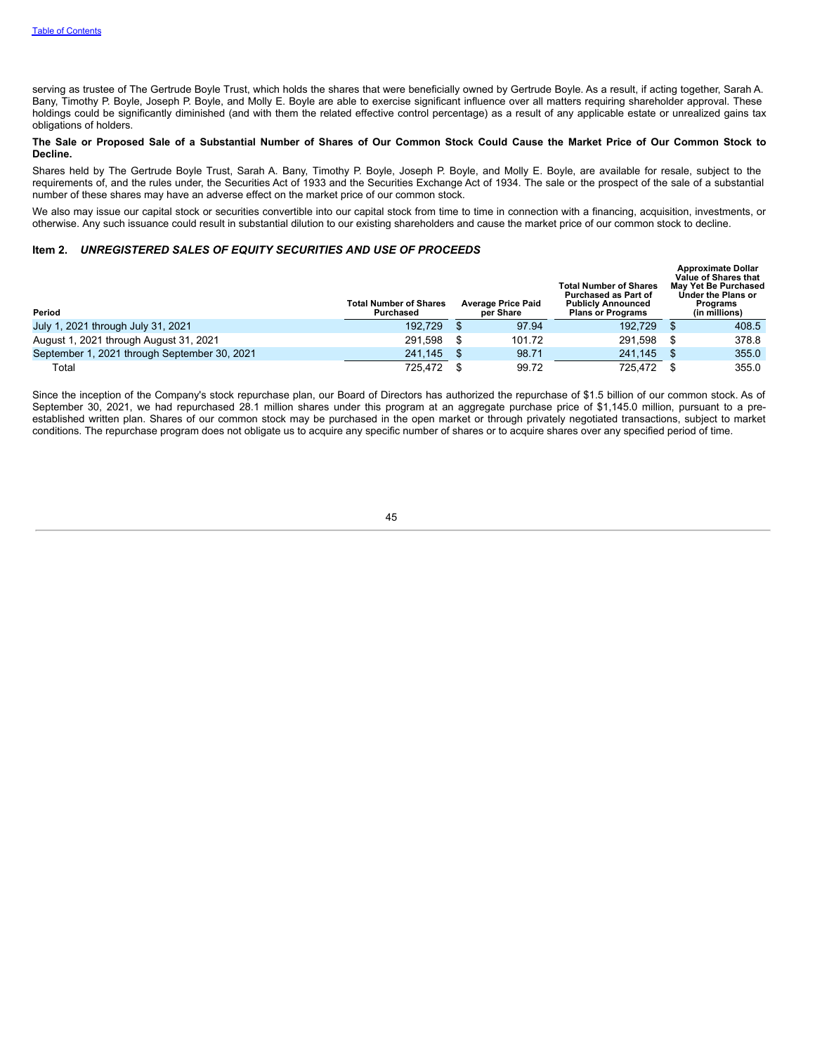serving as trustee of The Gertrude Boyle Trust, which holds the shares that were beneficially owned by Gertrude Boyle. As a result, if acting together, Sarah A. Bany, Timothy P. Boyle, Joseph P. Boyle, and Molly E. Boyle are able to exercise significant influence over all matters requiring shareholder approval. These holdings could be significantly diminished (and with them the related effective control percentage) as a result of any applicable estate or unrealized gains tax obligations of holders.

**The Sale or Proposed Sale of a Substantial Number of Shares of Our Common Stock Could Cause the Market Price of Our Common Stock to Decline.**

Shares held by The Gertrude Boyle Trust, Sarah A. Bany, Timothy P. Boyle, Joseph P. Boyle, and Molly E. Boyle, are available for resale, subject to the requirements of, and the rules under, the Securities Act of 1933 and the Securities Exchange Act of 1934. The sale or the prospect of the sale of a substantial number of these shares may have an adverse effect on the market price of our common stock.

We also may issue our capital stock or securities convertible into our capital stock from time to time in connection with a financing, acquisition, investments, or otherwise. Any such issuance could result in substantial dilution to our existing shareholders and cause the market price of our common stock to decline.

## Item 2. *UNREGISTERED SALES OF EQUITY SECURITIES AND USE OF PROCEEDS*

| Period | Total Number of Shares Purchased | Average Price Paid per Share | Total Number of Shares Purchased as Part of Publicly Announced Plans or Programs | Approximate Dollar Value of Shares that May Yet Be Purchased Under the Plans or Programs (in millions) |
|---|---|---|---|---|
| July 1, 2021 through July 31, 2021 | 192,729 | $ 97.94 | 192,729 | $ 408.5 |
| August 1, 2021 through August 31, 2021 | 291,598 | $ 101.72 | 291,598 | $ 378.8 |
| September 1, 2021 through September 30, 2021 | 241,145 | $ 98.71 | 241,145 | $ 355.0 |
| Total | 725,472 | $ 99.72 | 725,472 | $ 355.0 |

Since the inception of the Company's stock repurchase plan, our Board of Directors has authorized the repurchase of $1.5 billion of our common stock. As of September 30, 2021, we had repurchased 28.1 million shares under this program at an aggregate purchase price of $1,145.0 million, pursuant to a pre-established written plan. Shares of our common stock may be purchased in the open market or through privately negotiated transactions, subject to market conditions. The repurchase program does not obligate us to acquire any specific number of shares or to acquire shares over any specified period of time.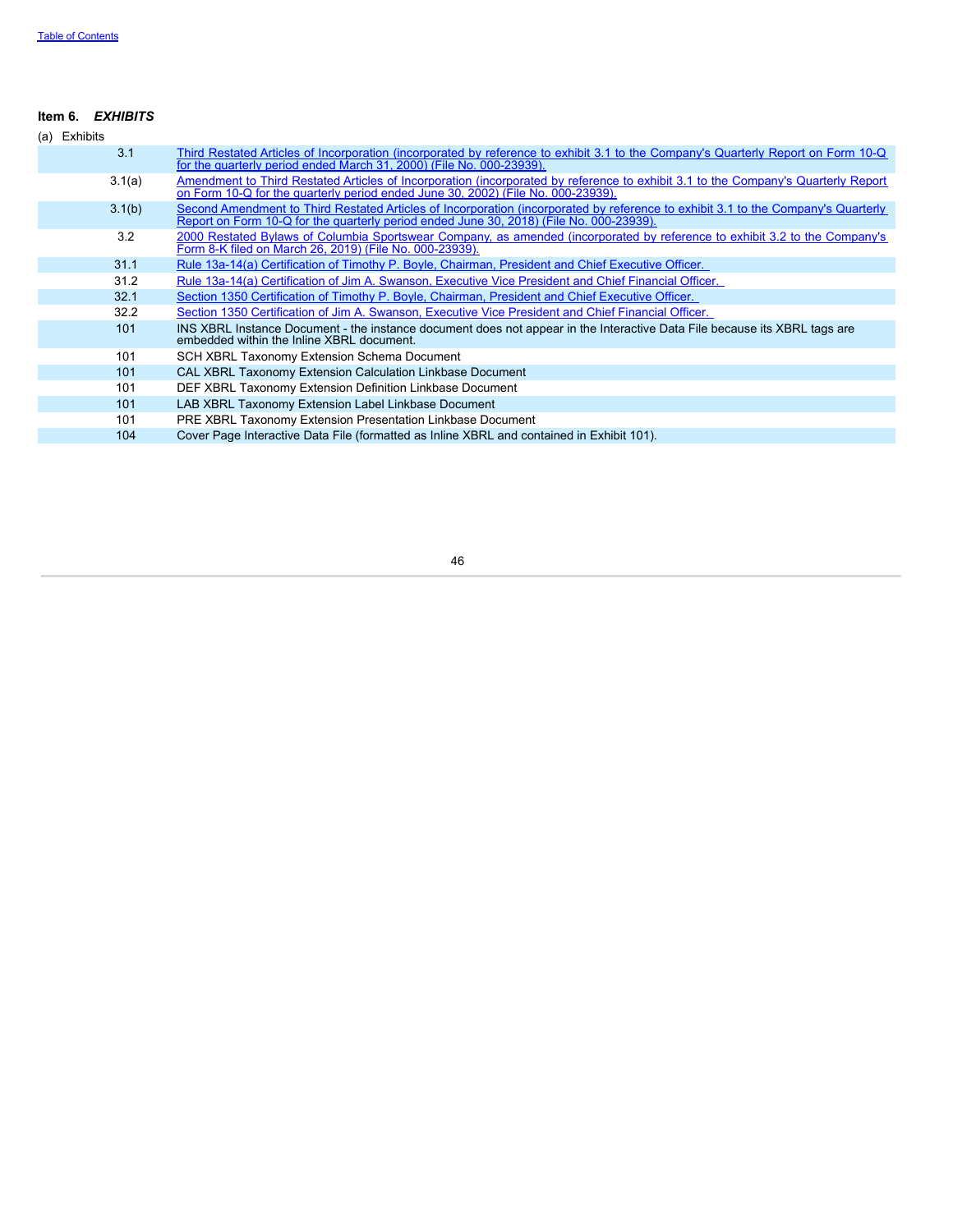### Item 6. *EXHIBITS*

(a) Exhibits

| | |
|---|---|
| 3.1 | Third Restated Articles of Incorporation (incorporated by reference to exhibit 3.1 to the Company's Quarterly Report on Form 10-Q for the quarterly period ended March 31, 2000) (File No. 000-23939). |
| 3.1(a) | Amendment to Third Restated Articles of Incorporation (incorporated by reference to exhibit 3.1 to the Company's Quarterly Report on Form 10-Q for the quarterly period ended June 30, 2002) (File No. 000-23939). |
| 3.1(b) | Second Amendment to Third Restated Articles of Incorporation (incorporated by reference to exhibit 3.1 to the Company's Quarterly Report on Form 10-Q for the quarterly period ended June 30, 2018) (File No. 000-23939). |
| 3.2 | 2000 Restated Bylaws of Columbia Sportswear Company, as amended (incorporated by reference to exhibit 3.2 to the Company's Form 8-K filed on March 26, 2019) (File No. 000-23939). |
| 31.1 | Rule 13a-14(a) Certification of Timothy P. Boyle, Chairman, President and Chief Executive Officer. |
| 31.2 | Rule 13a-14(a) Certification of Jim A. Swanson, Executive Vice President and Chief Financial Officer. |
| 32.1 | Section 1350 Certification of Timothy P. Boyle, Chairman, President and Chief Executive Officer. |
| 32.2 | Section 1350 Certification of Jim A. Swanson, Executive Vice President and Chief Financial Officer. |
| 101 | INS XBRL Instance Document - the instance document does not appear in the Interactive Data File because its XBRL tags are embedded within the Inline XBRL document. |
| 101 | SCH XBRL Taxonomy Extension Schema Document |
| 101 | CAL XBRL Taxonomy Extension Calculation Linkbase Document |
| 101 | DEF XBRL Taxonomy Extension Definition Linkbase Document |
| 101 | LAB XBRL Taxonomy Extension Label Linkbase Document |
| 101 | PRE XBRL Taxonomy Extension Presentation Linkbase Document |
| 104 | Cover Page Interactive Data File (formatted as Inline XBRL and contained in Exhibit 101). |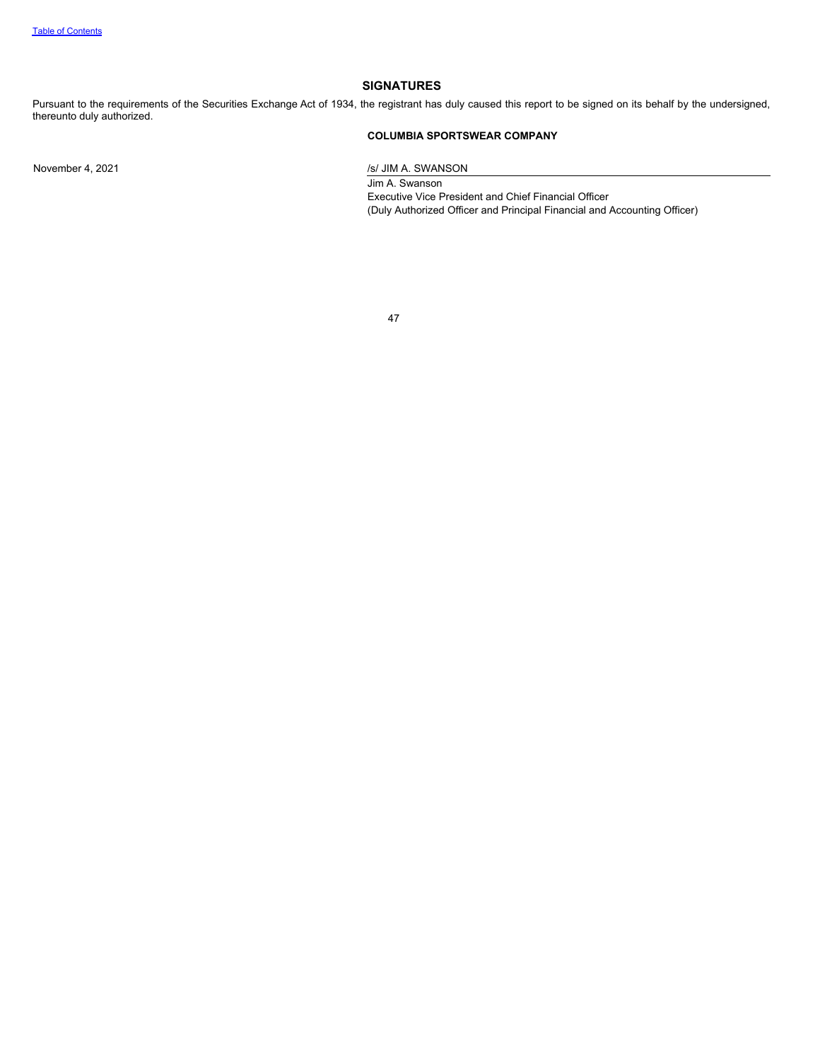## SIGNATURES

Pursuant to the requirements of the Securities Exchange Act of 1934, the registrant has duly caused this report to be signed on its behalf by the undersigned, thereunto duly authorized.

**COLUMBIA SPORTSWEAR COMPANY**

November 4, 2021

/s/ JIM A. SWANSON

Jim A. Swanson
Executive Vice President and Chief Financial Officer
(Duly Authorized Officer and Principal Financial and Accounting Officer)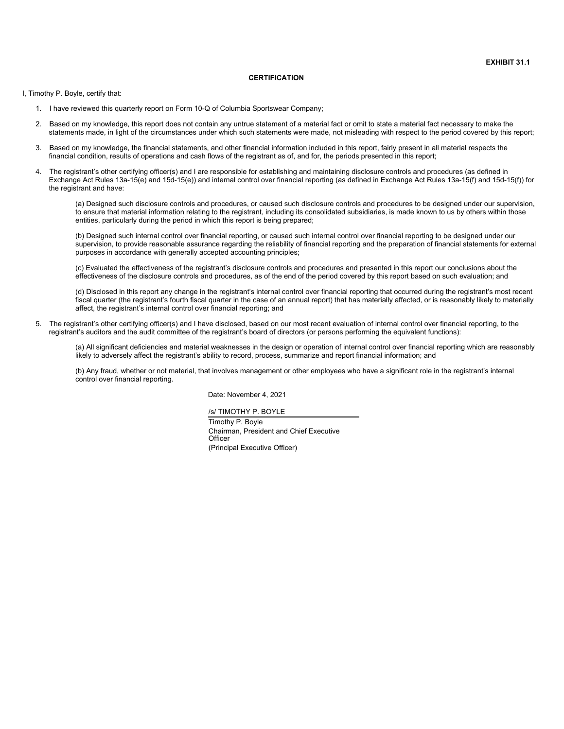**EXHIBIT 31.1**

**CERTIFICATION**

I, Timothy P. Boyle, certify that:

1. I have reviewed this quarterly report on Form 10-Q of Columbia Sportswear Company;
2. Based on my knowledge, this report does not contain any untrue statement of a material fact or omit to state a material fact necessary to make the statements made, in light of the circumstances under which such statements were made, not misleading with respect to the period covered by this report;
3. Based on my knowledge, the financial statements, and other financial information included in this report, fairly present in all material respects the financial condition, results of operations and cash flows of the registrant as of, and for, the periods presented in this report;
4. The registrant's other certifying officer(s) and I are responsible for establishing and maintaining disclosure controls and procedures (as defined in Exchange Act Rules 13a-15(e) and 15d-15(e)) and internal control over financial reporting (as defined in Exchange Act Rules 13a-15(f) and 15d-15(f)) for the registrant and have:

   (a) Designed such disclosure controls and procedures, or caused such disclosure controls and procedures to be designed under our supervision, to ensure that material information relating to the registrant, including its consolidated subsidiaries, is made known to us by others within those entities, particularly during the period in which this report is being prepared;

   (b) Designed such internal control over financial reporting, or caused such internal control over financial reporting to be designed under our supervision, to provide reasonable assurance regarding the reliability of financial reporting and the preparation of financial statements for external purposes in accordance with generally accepted accounting principles;

   (c) Evaluated the effectiveness of the registrant's disclosure controls and procedures and presented in this report our conclusions about the effectiveness of the disclosure controls and procedures, as of the end of the period covered by this report based on such evaluation; and

   (d) Disclosed in this report any change in the registrant's internal control over financial reporting that occurred during the registrant's most recent fiscal quarter (the registrant's fourth fiscal quarter in the case of an annual report) that has materially affected, or is reasonably likely to materially affect, the registrant's internal control over financial reporting; and

5. The registrant's other certifying officer(s) and I have disclosed, based on our most recent evaluation of internal control over financial reporting, to the registrant's auditors and the audit committee of the registrant's board of directors (or persons performing the equivalent functions):

   (a) All significant deficiencies and material weaknesses in the design or operation of internal control over financial reporting which are reasonably likely to adversely affect the registrant's ability to record, process, summarize and report financial information; and

   (b) Any fraud, whether or not material, that involves management or other employees who have a significant role in the registrant's internal control over financial reporting.

Date: November 4, 2021

/s/ TIMOTHY P. BOYLE

Timothy P. Boyle
Chairman, President and Chief Executive Officer
(Principal Executive Officer)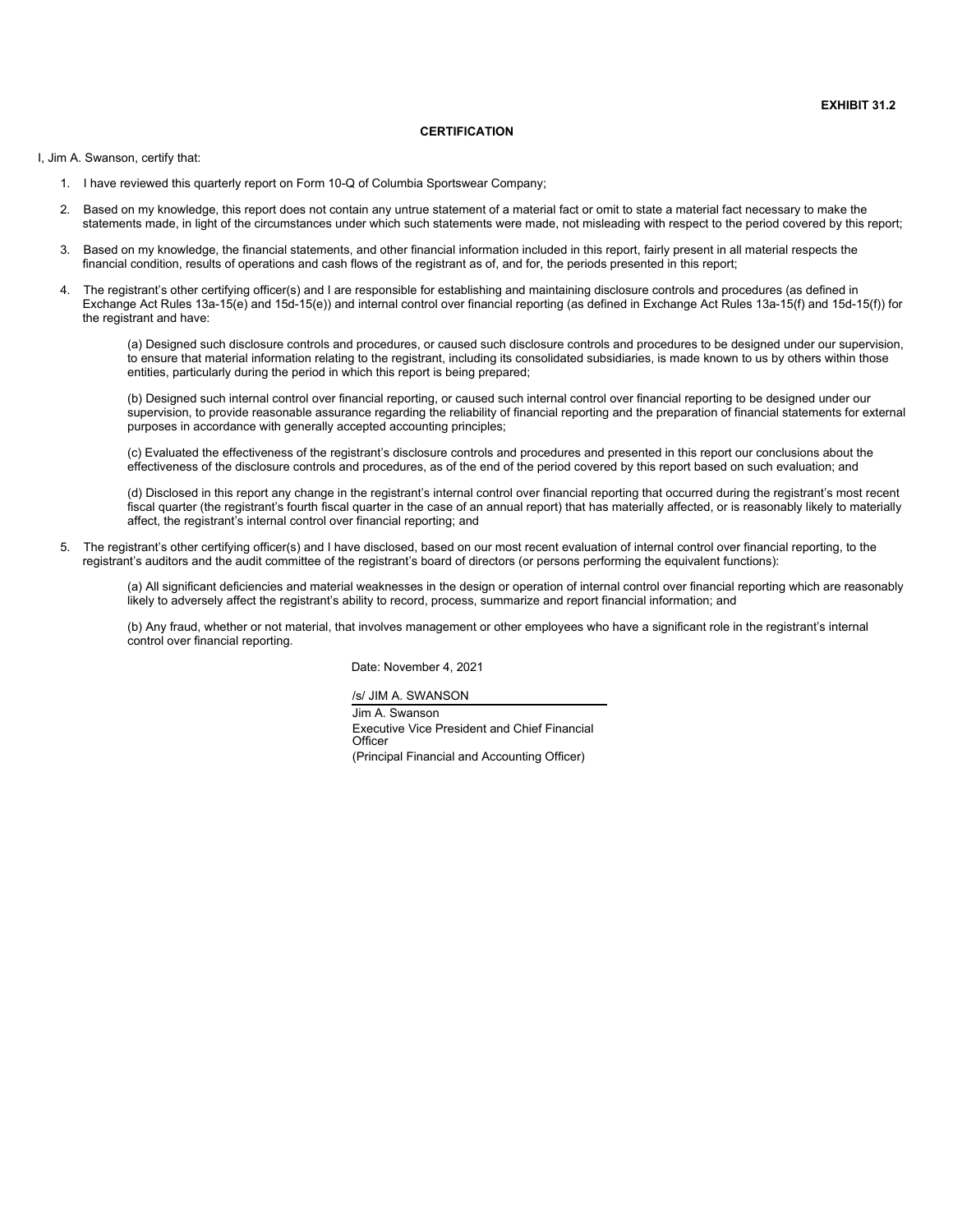**EXHIBIT 31.2**

**CERTIFICATION**

I, Jim A. Swanson, certify that:

1. I have reviewed this quarterly report on Form 10-Q of Columbia Sportswear Company;

2. Based on my knowledge, this report does not contain any untrue statement of a material fact or omit to state a material fact necessary to make the statements made, in light of the circumstances under which such statements were made, not misleading with respect to the period covered by this report;

3. Based on my knowledge, the financial statements, and other financial information included in this report, fairly present in all material respects the financial condition, results of operations and cash flows of the registrant as of, and for, the periods presented in this report;

4. The registrant's other certifying officer(s) and I are responsible for establishing and maintaining disclosure controls and procedures (as defined in Exchange Act Rules 13a-15(e) and 15d-15(e)) and internal control over financial reporting (as defined in Exchange Act Rules 13a-15(f) and 15d-15(f)) for the registrant and have:

   (a) Designed such disclosure controls and procedures, or caused such disclosure controls and procedures to be designed under our supervision, to ensure that material information relating to the registrant, including its consolidated subsidiaries, is made known to us by others within those entities, particularly during the period in which this report is being prepared;

   (b) Designed such internal control over financial reporting, or caused such internal control over financial reporting to be designed under our supervision, to provide reasonable assurance regarding the reliability of financial reporting and the preparation of financial statements for external purposes in accordance with generally accepted accounting principles;

   (c) Evaluated the effectiveness of the registrant's disclosure controls and procedures and presented in this report our conclusions about the effectiveness of the disclosure controls and procedures, as of the end of the period covered by this report based on such evaluation; and

   (d) Disclosed in this report any change in the registrant's internal control over financial reporting that occurred during the registrant's most recent fiscal quarter (the registrant's fourth fiscal quarter in the case of an annual report) that has materially affected, or is reasonably likely to materially affect, the registrant's internal control over financial reporting; and

5. The registrant's other certifying officer(s) and I have disclosed, based on our most recent evaluation of internal control over financial reporting, to the registrant's auditors and the audit committee of the registrant's board of directors (or persons performing the equivalent functions):

   (a) All significant deficiencies and material weaknesses in the design or operation of internal control over financial reporting which are reasonably likely to adversely affect the registrant's ability to record, process, summarize and report financial information; and

   (b) Any fraud, whether or not material, that involves management or other employees who have a significant role in the registrant's internal control over financial reporting.

Date: November 4, 2021

/s/ JIM A. SWANSON

Jim A. Swanson
Executive Vice President and Chief Financial Officer
(Principal Financial and Accounting Officer)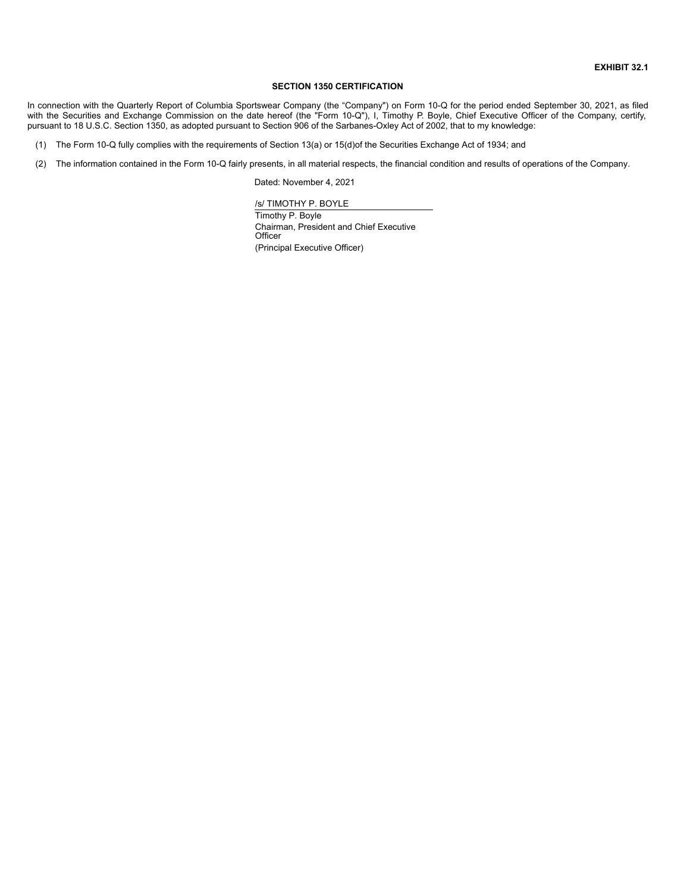**EXHIBIT 32.1**

**SECTION 1350 CERTIFICATION**

In connection with the Quarterly Report of Columbia Sportswear Company (the “Company") on Form 10-Q for the period ended September 30, 2021, as filed with the Securities and Exchange Commission on the date hereof (the "Form 10-Q"), I, Timothy P. Boyle, Chief Executive Officer of the Company, certify, pursuant to 18 U.S.C. Section 1350, as adopted pursuant to Section 906 of the Sarbanes-Oxley Act of 2002, that to my knowledge:

(1) The Form 10-Q fully complies with the requirements of Section 13(a) or 15(d)of the Securities Exchange Act of 1934; and

(2) The information contained in the Form 10-Q fairly presents, in all material respects, the financial condition and results of operations of the Company.

Dated: November 4, 2021

/s/ TIMOTHY P. BOYLE

Timothy P. Boyle
Chairman, President and Chief Executive Officer
(Principal Executive Officer)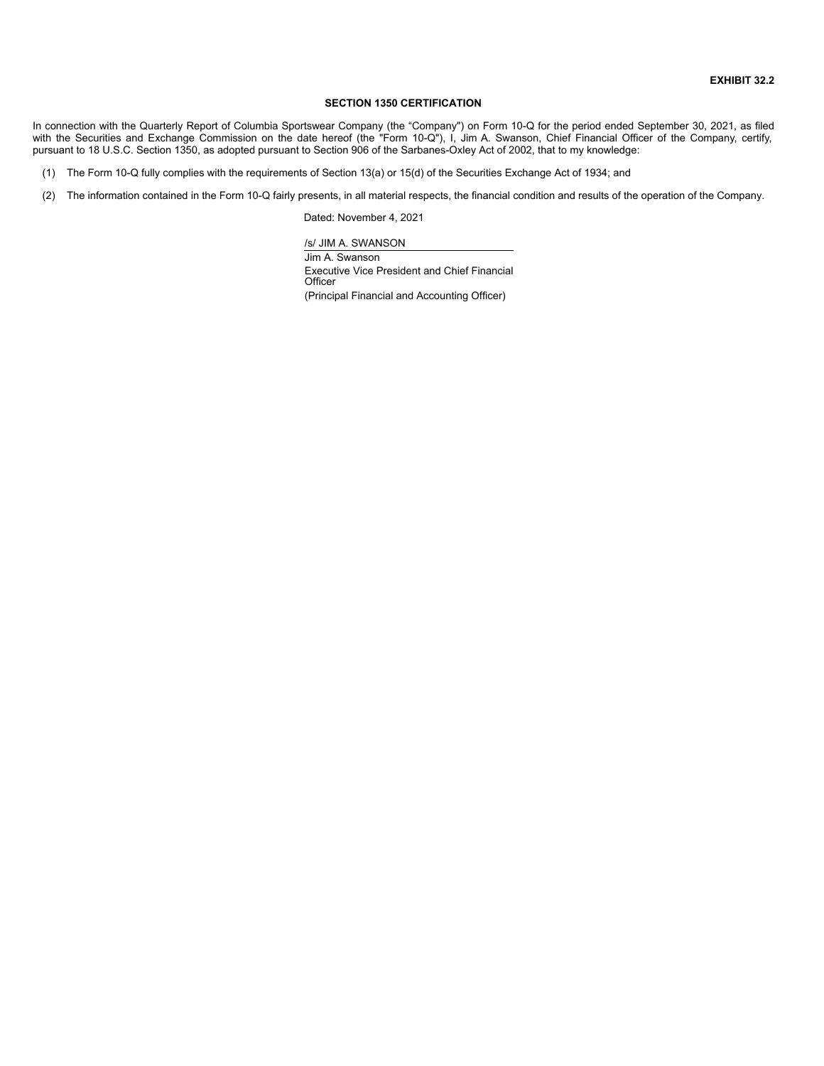**EXHIBIT 32.2**

# SECTION 1350 CERTIFICATION

In connection with the Quarterly Report of Columbia Sportswear Company (the "Company") on Form 10-Q for the period ended September 30, 2021, as filed with the Securities and Exchange Commission on the date hereof (the "Form 10-Q"), I, Jim A. Swanson, Chief Financial Officer of the Company, certify, pursuant to 18 U.S.C. Section 1350, as adopted pursuant to Section 906 of the Sarbanes-Oxley Act of 2002, that to my knowledge:

(1) The Form 10-Q fully complies with the requirements of Section 13(a) or 15(d) of the Securities Exchange Act of 1934; and

(2) The information contained in the Form 10-Q fairly presents, in all material respects, the financial condition and results of the operation of the Company.

Dated: November 4, 2021

/s/ JIM A. SWANSON

Jim A. Swanson
Executive Vice President and Chief Financial Officer
(Principal Financial and Accounting Officer)